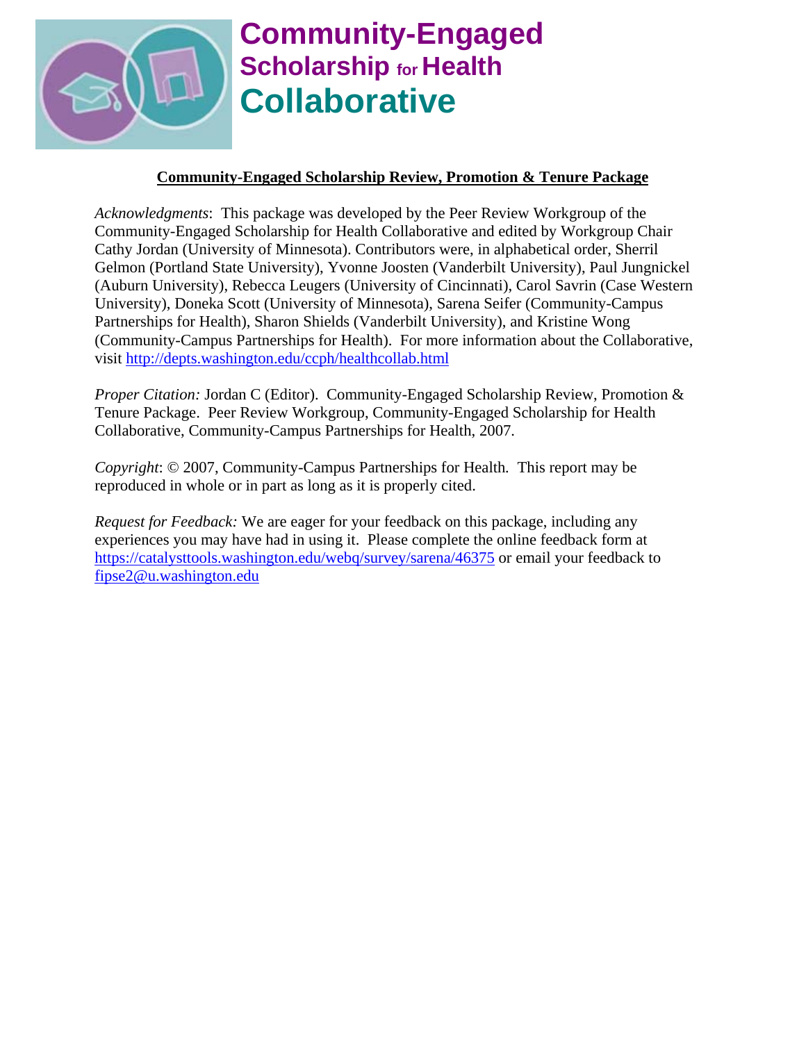# Community-Engaged Scholarship for Health Collaborative

**Community-Engaged Scholarship Review, Promotion & Tenure Package**

*Acknowledgments*: This package was developed by the Peer Review Workgroup of the Community-Engaged Scholarship for Health Collaborative and edited by Workgroup Chair Cathy Jordan (University of Minnesota). Contributors were, in alphabetical order, Sherril Gelmon (Portland State University), Yvonne Joosten (Vanderbilt University), Paul Jungnickel (Auburn University), Rebecca Leugers (University of Cincinnati), Carol Savrin (Case Western University), Doneka Scott (University of Minnesota), Sarena Seifer (Community-Campus Partnerships for Health), Sharon Shields (Vanderbilt University), and Kristine Wong (Community-Campus Partnerships for Health). For more information about the Collaborative, visit http://depts.washington.edu/ccph/healthcollab.html

*Proper Citation:* Jordan C (Editor). Community-Engaged Scholarship Review, Promotion & Tenure Package. Peer Review Workgroup, Community-Engaged Scholarship for Health Collaborative, Community-Campus Partnerships for Health, 2007.

*Copyright*: © 2007, Community-Campus Partnerships for Health. This report may be reproduced in whole or in part as long as it is properly cited.

*Request for Feedback:* We are eager for your feedback on this package, including any experiences you may have had in using it. Please complete the online feedback form at https://catalysttools.washington.edu/webq/survey/sarena/46375 or email your feedback to fipse2@u.washington.edu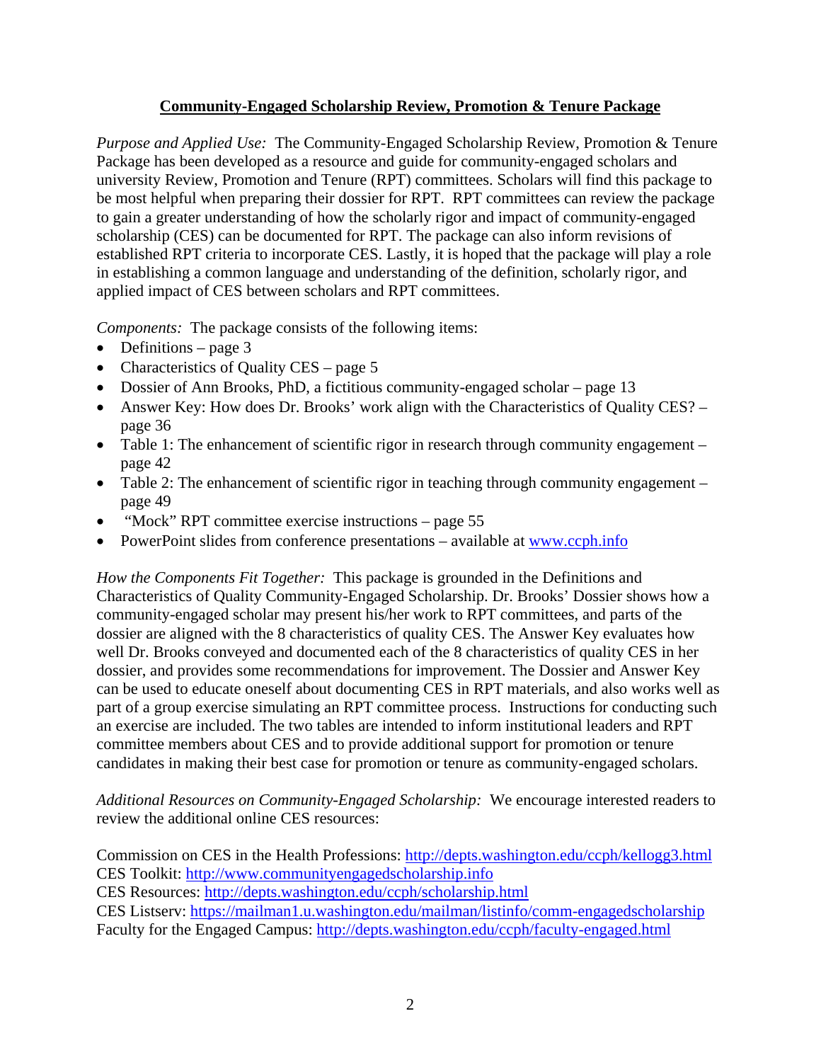# Community-Engaged Scholarship Review, Promotion & Tenure Package

*Purpose and Applied Use:* The Community-Engaged Scholarship Review, Promotion & Tenure Package has been developed as a resource and guide for community-engaged scholars and university Review, Promotion and Tenure (RPT) committees. Scholars will find this package to be most helpful when preparing their dossier for RPT. RPT committees can review the package to gain a greater understanding of how the scholarly rigor and impact of community-engaged scholarship (CES) can be documented for RPT. The package can also inform revisions of established RPT criteria to incorporate CES. Lastly, it is hoped that the package will play a role in establishing a common language and understanding of the definition, scholarly rigor, and applied impact of CES between scholars and RPT committees.

*Components:* The package consists of the following items:

- Definitions – page 3
- Characteristics of Quality CES – page 5
- Dossier of Ann Brooks, PhD, a fictitious community-engaged scholar – page 13
- Answer Key: How does Dr. Brooks' work align with the Characteristics of Quality CES? – page 36
- Table 1: The enhancement of scientific rigor in research through community engagement – page 42
- Table 2: The enhancement of scientific rigor in teaching through community engagement – page 49
- "Mock" RPT committee exercise instructions – page 55
- PowerPoint slides from conference presentations – available at www.ccph.info

*How the Components Fit Together:* This package is grounded in the Definitions and Characteristics of Quality Community-Engaged Scholarship. Dr. Brooks' Dossier shows how a community-engaged scholar may present his/her work to RPT committees, and parts of the dossier are aligned with the 8 characteristics of quality CES. The Answer Key evaluates how well Dr. Brooks conveyed and documented each of the 8 characteristics of quality CES in her dossier, and provides some recommendations for improvement. The Dossier and Answer Key can be used to educate oneself about documenting CES in RPT materials, and also works well as part of a group exercise simulating an RPT committee process. Instructions for conducting such an exercise are included. The two tables are intended to inform institutional leaders and RPT committee members about CES and to provide additional support for promotion or tenure candidates in making their best case for promotion or tenure as community-engaged scholars.

*Additional Resources on Community-Engaged Scholarship:* We encourage interested readers to review the additional online CES resources:

Commission on CES in the Health Professions: http://depts.washington.edu/ccph/kellogg3.html
CES Toolkit: http://www.communityengagedscholarship.info
CES Resources: http://depts.washington.edu/ccph/scholarship.html
CES Listserv: https://mailman1.u.washington.edu/mailman/listinfo/comm-engagedscholarship
Faculty for the Engaged Campus: http://depts.washington.edu/ccph/faculty-engaged.html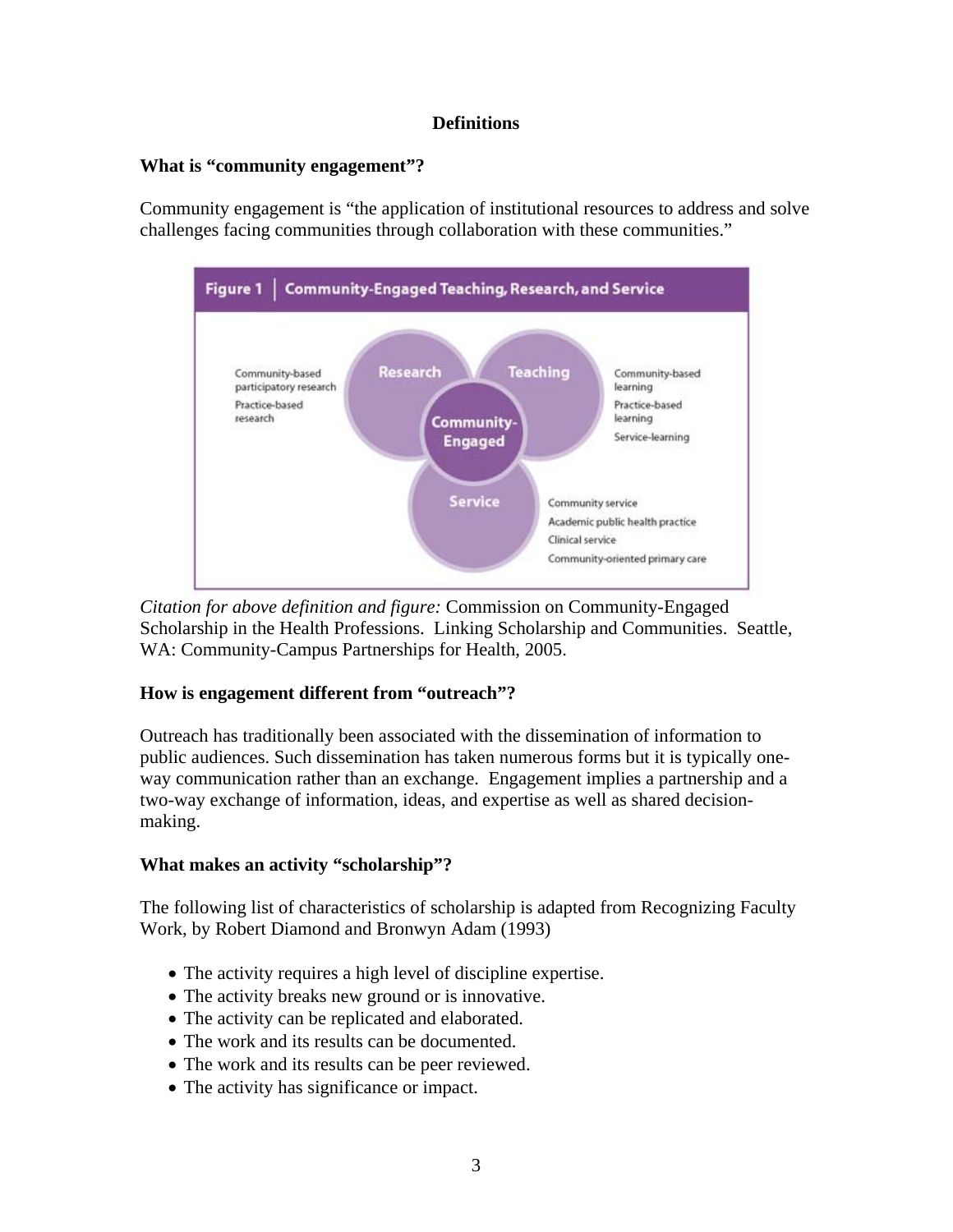## Definitions

### What is "community engagement"?

Community engagement is "the application of institutional resources to address and solve challenges facing communities through collaboration with these communities."

**Figure 1 | Community-Engaged Teaching, Research, and Service**

Community-Engaged

**Research**
- Community-based participatory research
- Practice-based research

**Teaching**
- Community-based learning
- Practice-based learning
- Service-learning

**Service**
- Community service
- Academic public health practice
- Clinical service
- Community-oriented primary care

*Citation for above definition and figure:* Commission on Community-Engaged Scholarship in the Health Professions. Linking Scholarship and Communities. Seattle, WA: Community-Campus Partnerships for Health, 2005.

### How is engagement different from "outreach"?

Outreach has traditionally been associated with the dissemination of information to public audiences. Such dissemination has taken numerous forms but it is typically one-way communication rather than an exchange. Engagement implies a partnership and a two-way exchange of information, ideas, and expertise as well as shared decision-making.

### What makes an activity "scholarship"?

The following list of characteristics of scholarship is adapted from Recognizing Faculty Work, by Robert Diamond and Bronwyn Adam (1993)

- The activity requires a high level of discipline expertise.
- The activity breaks new ground or is innovative.
- The activity can be replicated and elaborated.
- The work and its results can be documented.
- The work and its results can be peer reviewed.
- The activity has significance or impact.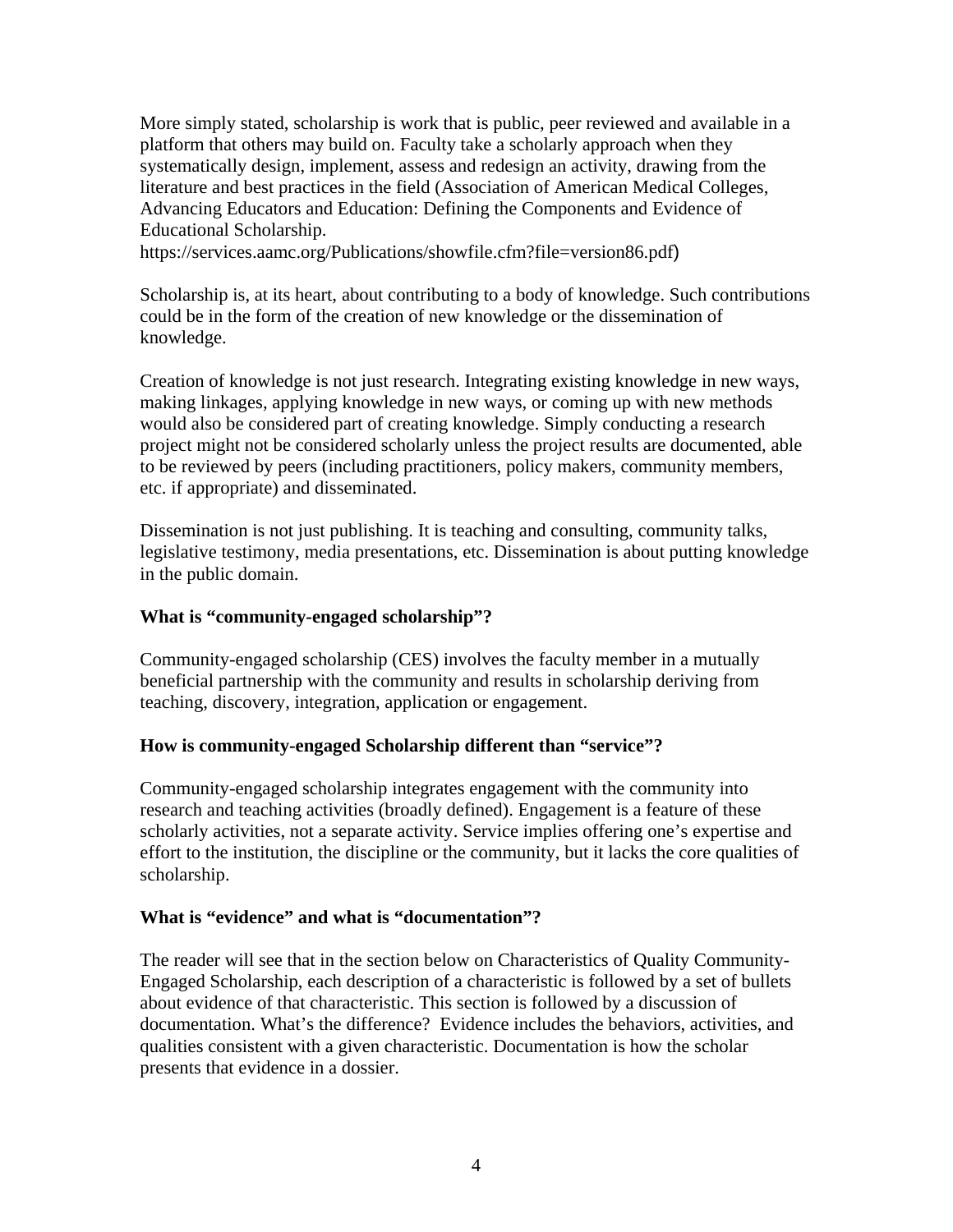More simply stated, scholarship is work that is public, peer reviewed and available in a platform that others may build on. Faculty take a scholarly approach when they systematically design, implement, assess and redesign an activity, drawing from the literature and best practices in the field (Association of American Medical Colleges, Advancing Educators and Education: Defining the Components and Evidence of Educational Scholarship. https://services.aamc.org/Publications/showfile.cfm?file=version86.pdf)

Scholarship is, at its heart, about contributing to a body of knowledge. Such contributions could be in the form of the creation of new knowledge or the dissemination of knowledge.

Creation of knowledge is not just research. Integrating existing knowledge in new ways, making linkages, applying knowledge in new ways, or coming up with new methods would also be considered part of creating knowledge. Simply conducting a research project might not be considered scholarly unless the project results are documented, able to be reviewed by peers (including practitioners, policy makers, community members, etc. if appropriate) and disseminated.

Dissemination is not just publishing. It is teaching and consulting, community talks, legislative testimony, media presentations, etc. Dissemination is about putting knowledge in the public domain.

**What is “community-engaged scholarship”?**

Community-engaged scholarship (CES) involves the faculty member in a mutually beneficial partnership with the community and results in scholarship deriving from teaching, discovery, integration, application or engagement.

**How is community-engaged Scholarship different than “service”?**

Community-engaged scholarship integrates engagement with the community into research and teaching activities (broadly defined). Engagement is a feature of these scholarly activities, not a separate activity. Service implies offering one’s expertise and effort to the institution, the discipline or the community, but it lacks the core qualities of scholarship.

**What is “evidence” and what is “documentation”?**

The reader will see that in the section below on Characteristics of Quality Community-Engaged Scholarship, each description of a characteristic is followed by a set of bullets about evidence of that characteristic. This section is followed by a discussion of documentation. What’s the difference? Evidence includes the behaviors, activities, and qualities consistent with a given characteristic. Documentation is how the scholar presents that evidence in a dossier.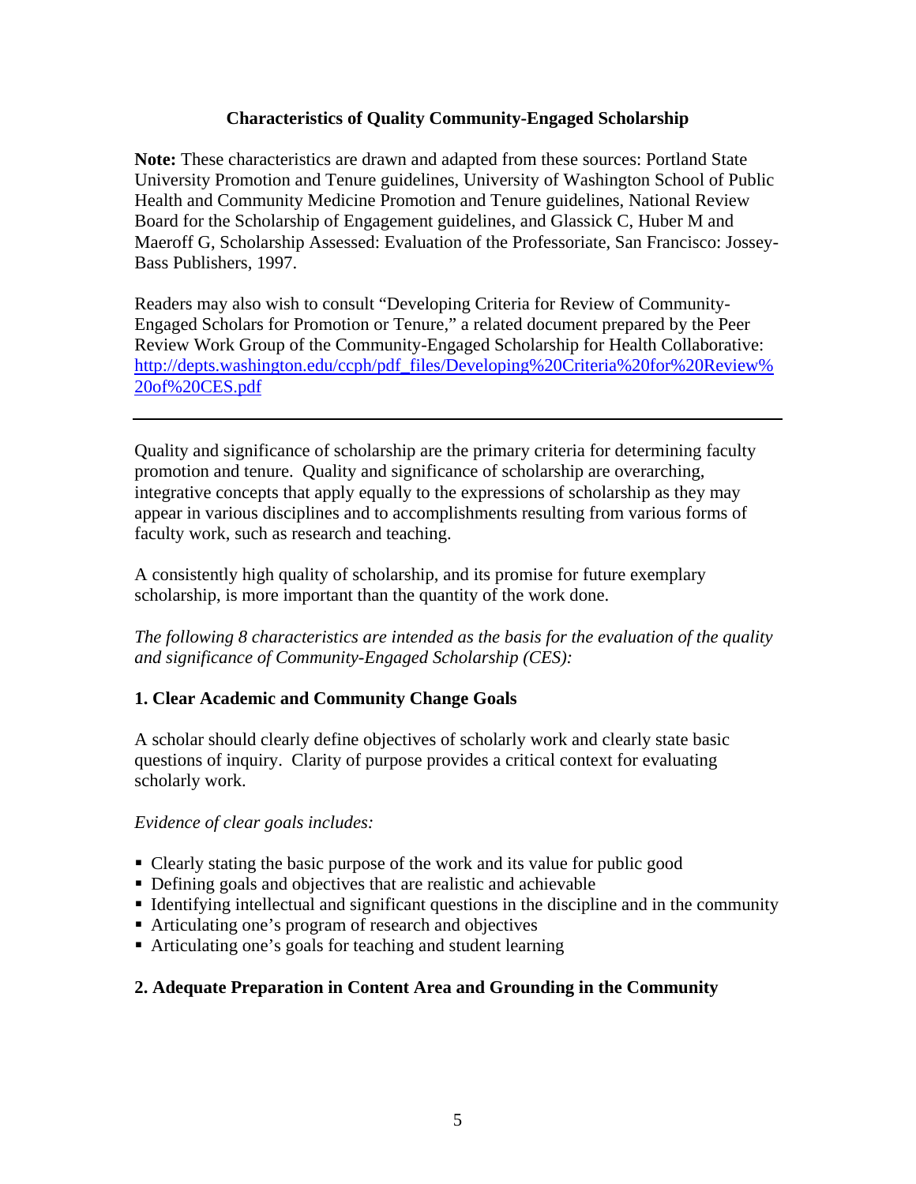## Characteristics of Quality Community-Engaged Scholarship

**Note:** These characteristics are drawn and adapted from these sources: Portland State University Promotion and Tenure guidelines, University of Washington School of Public Health and Community Medicine Promotion and Tenure guidelines, National Review Board for the Scholarship of Engagement guidelines, and Glassick C, Huber M and Maeroff G, Scholarship Assessed: Evaluation of the Professoriate, San Francisco: Jossey-Bass Publishers, 1997.

Readers may also wish to consult "Developing Criteria for Review of Community-Engaged Scholars for Promotion or Tenure," a related document prepared by the Peer Review Work Group of the Community-Engaged Scholarship for Health Collaborative: http://depts.washington.edu/ccph/pdf_files/Developing%20Criteria%20for%20Review%20of%20CES.pdf

---

Quality and significance of scholarship are the primary criteria for determining faculty promotion and tenure. Quality and significance of scholarship are overarching, integrative concepts that apply equally to the expressions of scholarship as they may appear in various disciplines and to accomplishments resulting from various forms of faculty work, such as research and teaching.

A consistently high quality of scholarship, and its promise for future exemplary scholarship, is more important than the quantity of the work done.

*The following 8 characteristics are intended as the basis for the evaluation of the quality and significance of Community-Engaged Scholarship (CES):*

### 1. Clear Academic and Community Change Goals

A scholar should clearly define objectives of scholarly work and clearly state basic questions of inquiry. Clarity of purpose provides a critical context for evaluating scholarly work.

*Evidence of clear goals includes:*

- Clearly stating the basic purpose of the work and its value for public good
- Defining goals and objectives that are realistic and achievable
- Identifying intellectual and significant questions in the discipline and in the community
- Articulating one's program of research and objectives
- Articulating one's goals for teaching and student learning

### 2. Adequate Preparation in Content Area and Grounding in the Community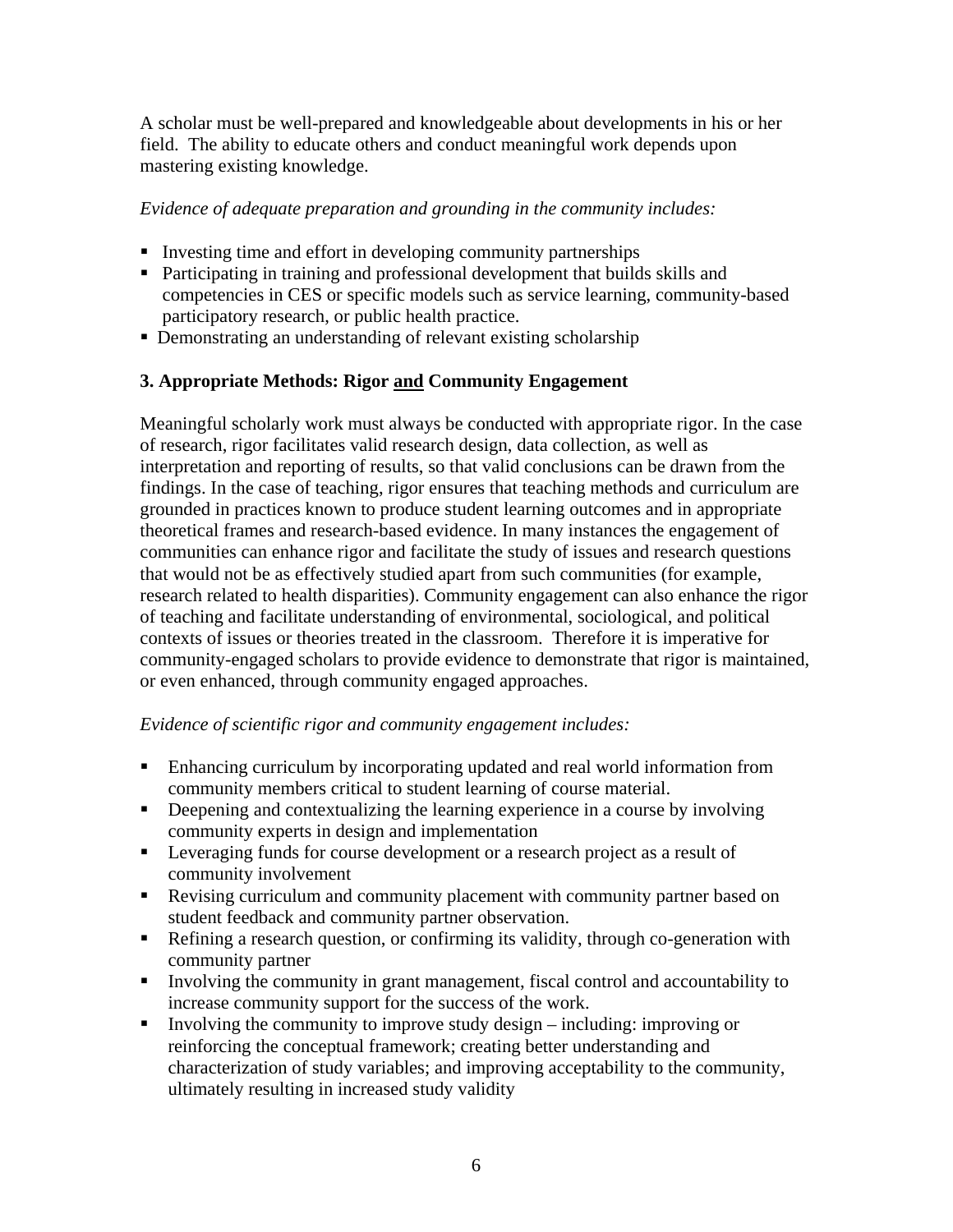A scholar must be well-prepared and knowledgeable about developments in his or her field. The ability to educate others and conduct meaningful work depends upon mastering existing knowledge.

*Evidence of adequate preparation and grounding in the community includes:*

- Investing time and effort in developing community partnerships
- Participating in training and professional development that builds skills and competencies in CES or specific models such as service learning, community-based participatory research, or public health practice.
- Demonstrating an understanding of relevant existing scholarship

### 3. Appropriate Methods: Rigor <u>and</u> Community Engagement

Meaningful scholarly work must always be conducted with appropriate rigor. In the case of research, rigor facilitates valid research design, data collection, as well as interpretation and reporting of results, so that valid conclusions can be drawn from the findings. In the case of teaching, rigor ensures that teaching methods and curriculum are grounded in practices known to produce student learning outcomes and in appropriate theoretical frames and research-based evidence. In many instances the engagement of communities can enhance rigor and facilitate the study of issues and research questions that would not be as effectively studied apart from such communities (for example, research related to health disparities). Community engagement can also enhance the rigor of teaching and facilitate understanding of environmental, sociological, and political contexts of issues or theories treated in the classroom. Therefore it is imperative for community-engaged scholars to provide evidence to demonstrate that rigor is maintained, or even enhanced, through community engaged approaches.

*Evidence of scientific rigor and community engagement includes:*

- Enhancing curriculum by incorporating updated and real world information from community members critical to student learning of course material.
- Deepening and contextualizing the learning experience in a course by involving community experts in design and implementation
- Leveraging funds for course development or a research project as a result of community involvement
- Revising curriculum and community placement with community partner based on student feedback and community partner observation.
- Refining a research question, or confirming its validity, through co-generation with community partner
- Involving the community in grant management, fiscal control and accountability to increase community support for the success of the work.
- Involving the community to improve study design – including: improving or reinforcing the conceptual framework; creating better understanding and characterization of study variables; and improving acceptability to the community, ultimately resulting in increased study validity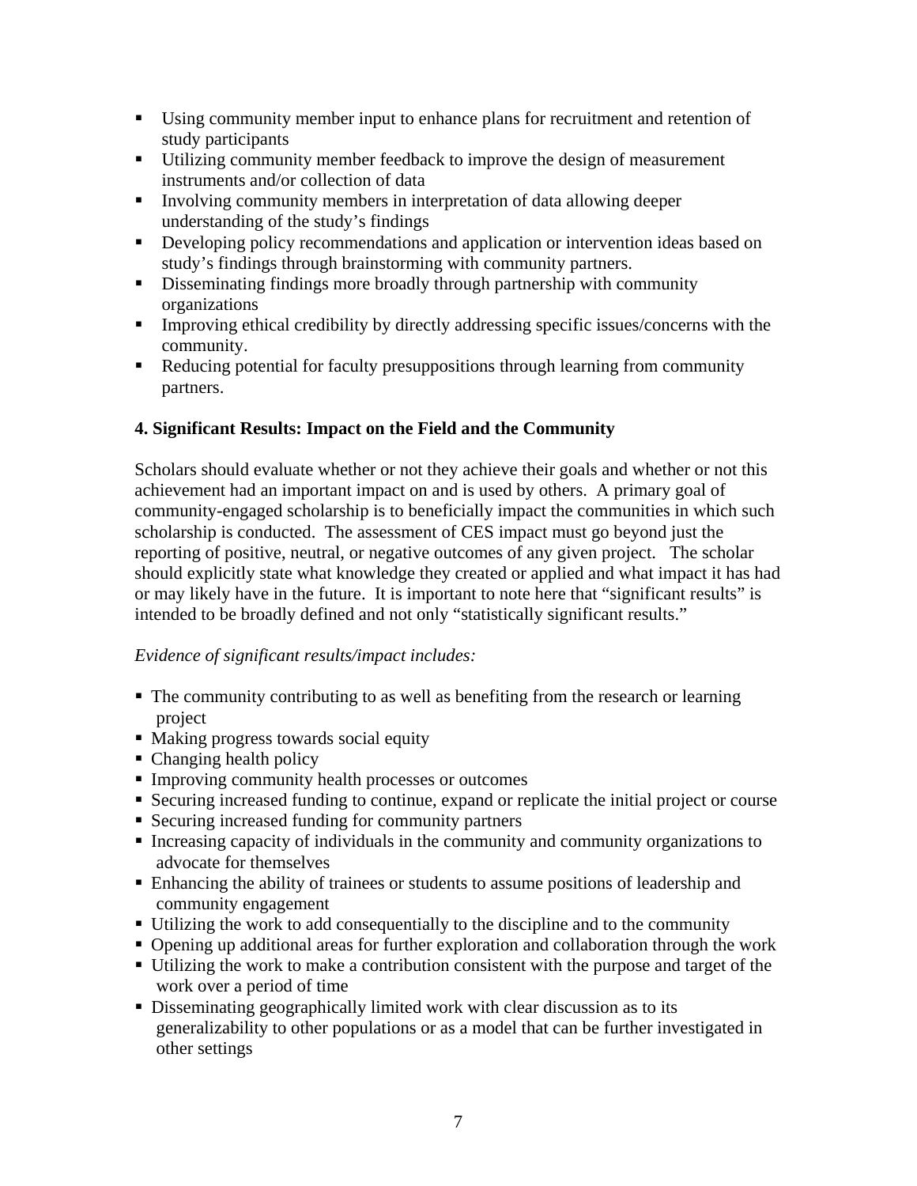- Using community member input to enhance plans for recruitment and retention of study participants
- Utilizing community member feedback to improve the design of measurement instruments and/or collection of data
- Involving community members in interpretation of data allowing deeper understanding of the study's findings
- Developing policy recommendations and application or intervention ideas based on study's findings through brainstorming with community partners.
- Disseminating findings more broadly through partnership with community organizations
- Improving ethical credibility by directly addressing specific issues/concerns with the community.
- Reducing potential for faculty presuppositions through learning from community partners.

### 4. Significant Results: Impact on the Field and the Community

Scholars should evaluate whether or not they achieve their goals and whether or not this achievement had an important impact on and is used by others. A primary goal of community-engaged scholarship is to beneficially impact the communities in which such scholarship is conducted. The assessment of CES impact must go beyond just the reporting of positive, neutral, or negative outcomes of any given project. The scholar should explicitly state what knowledge they created or applied and what impact it has had or may likely have in the future. It is important to note here that "significant results" is intended to be broadly defined and not only "statistically significant results."

*Evidence of significant results/impact includes:*

- The community contributing to as well as benefiting from the research or learning project
- Making progress towards social equity
- Changing health policy
- Improving community health processes or outcomes
- Securing increased funding to continue, expand or replicate the initial project or course
- Securing increased funding for community partners
- Increasing capacity of individuals in the community and community organizations to advocate for themselves
- Enhancing the ability of trainees or students to assume positions of leadership and community engagement
- Utilizing the work to add consequentially to the discipline and to the community
- Opening up additional areas for further exploration and collaboration through the work
- Utilizing the work to make a contribution consistent with the purpose and target of the work over a period of time
- Disseminating geographically limited work with clear discussion as to its generalizability to other populations or as a model that can be further investigated in other settings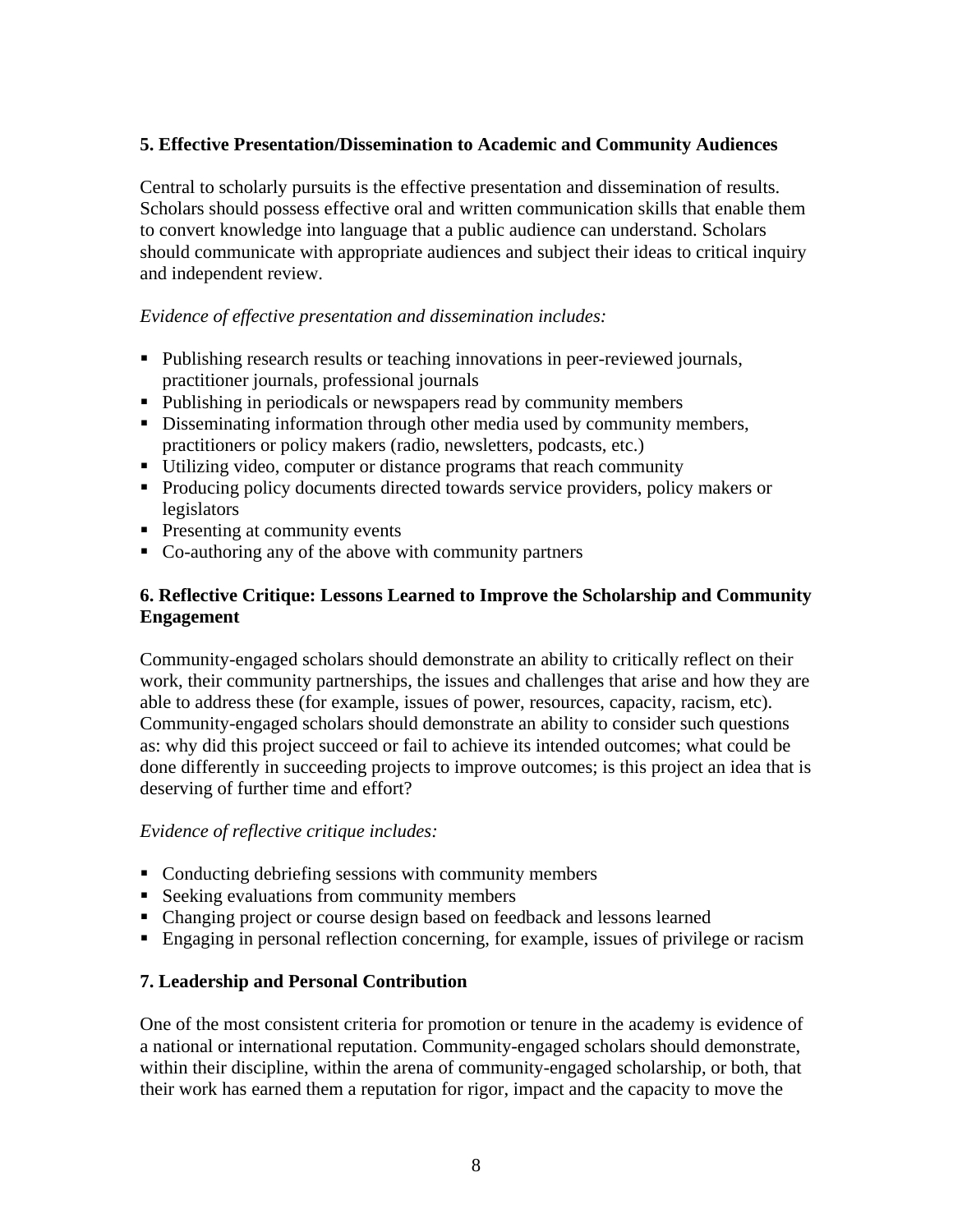### 5. Effective Presentation/Dissemination to Academic and Community Audiences

Central to scholarly pursuits is the effective presentation and dissemination of results. Scholars should possess effective oral and written communication skills that enable them to convert knowledge into language that a public audience can understand. Scholars should communicate with appropriate audiences and subject their ideas to critical inquiry and independent review.

*Evidence of effective presentation and dissemination includes:*

- Publishing research results or teaching innovations in peer-reviewed journals, practitioner journals, professional journals
- Publishing in periodicals or newspapers read by community members
- Disseminating information through other media used by community members, practitioners or policy makers (radio, newsletters, podcasts, etc.)
- Utilizing video, computer or distance programs that reach community
- Producing policy documents directed towards service providers, policy makers or legislators
- Presenting at community events
- Co-authoring any of the above with community partners

### 6. Reflective Critique: Lessons Learned to Improve the Scholarship and Community Engagement

Community-engaged scholars should demonstrate an ability to critically reflect on their work, their community partnerships, the issues and challenges that arise and how they are able to address these (for example, issues of power, resources, capacity, racism, etc). Community-engaged scholars should demonstrate an ability to consider such questions as: why did this project succeed or fail to achieve its intended outcomes; what could be done differently in succeeding projects to improve outcomes; is this project an idea that is deserving of further time and effort?

*Evidence of reflective critique includes:*

- Conducting debriefing sessions with community members
- Seeking evaluations from community members
- Changing project or course design based on feedback and lessons learned
- Engaging in personal reflection concerning, for example, issues of privilege or racism

### 7. Leadership and Personal Contribution

One of the most consistent criteria for promotion or tenure in the academy is evidence of a national or international reputation. Community-engaged scholars should demonstrate, within their discipline, within the arena of community-engaged scholarship, or both, that their work has earned them a reputation for rigor, impact and the capacity to move the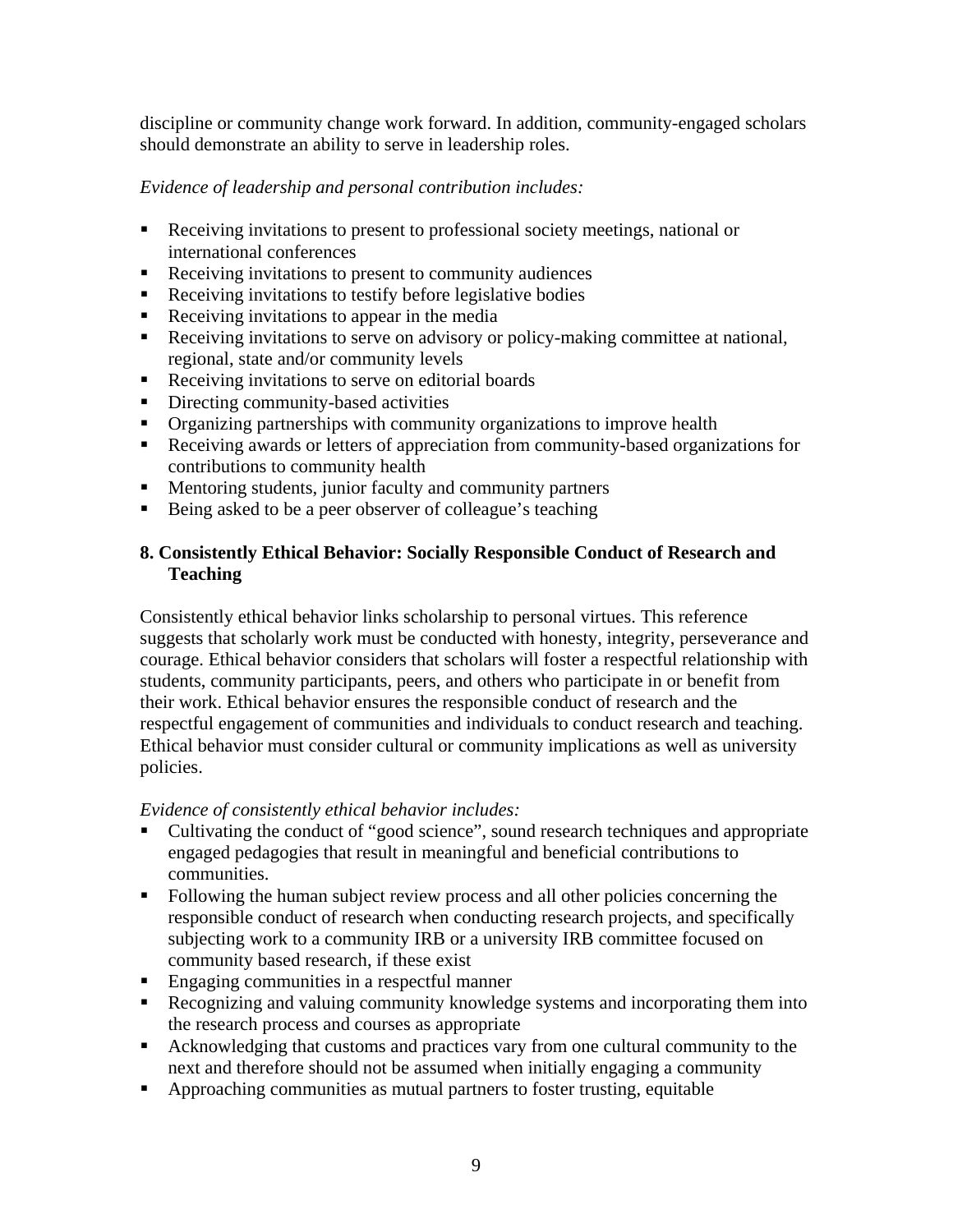discipline or community change work forward. In addition, community-engaged scholars should demonstrate an ability to serve in leadership roles.

*Evidence of leadership and personal contribution includes:*

- Receiving invitations to present to professional society meetings, national or international conferences
- Receiving invitations to present to community audiences
- Receiving invitations to testify before legislative bodies
- Receiving invitations to appear in the media
- Receiving invitations to serve on advisory or policy-making committee at national, regional, state and/or community levels
- Receiving invitations to serve on editorial boards
- Directing community-based activities
- Organizing partnerships with community organizations to improve health
- Receiving awards or letters of appreciation from community-based organizations for contributions to community health
- Mentoring students, junior faculty and community partners
- Being asked to be a peer observer of colleague's teaching

### 8. Consistently Ethical Behavior: Socially Responsible Conduct of Research and Teaching

Consistently ethical behavior links scholarship to personal virtues. This reference suggests that scholarly work must be conducted with honesty, integrity, perseverance and courage. Ethical behavior considers that scholars will foster a respectful relationship with students, community participants, peers, and others who participate in or benefit from their work. Ethical behavior ensures the responsible conduct of research and the respectful engagement of communities and individuals to conduct research and teaching. Ethical behavior must consider cultural or community implications as well as university policies.

*Evidence of consistently ethical behavior includes:*

- Cultivating the conduct of "good science", sound research techniques and appropriate engaged pedagogies that result in meaningful and beneficial contributions to communities.
- Following the human subject review process and all other policies concerning the responsible conduct of research when conducting research projects, and specifically subjecting work to a community IRB or a university IRB committee focused on community based research, if these exist
- Engaging communities in a respectful manner
- Recognizing and valuing community knowledge systems and incorporating them into the research process and courses as appropriate
- Acknowledging that customs and practices vary from one cultural community to the next and therefore should not be assumed when initially engaging a community
- Approaching communities as mutual partners to foster trusting, equitable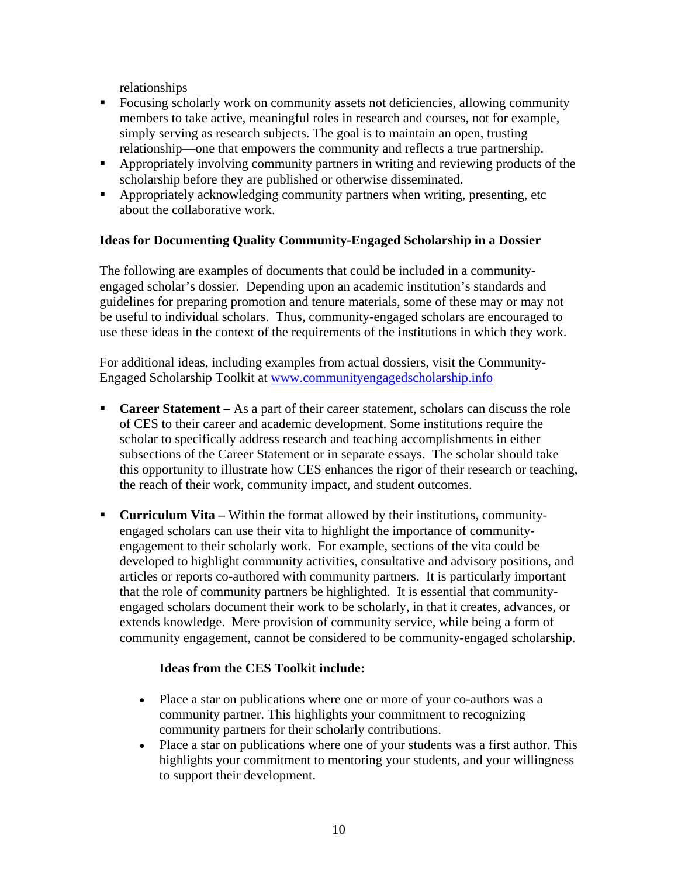relationships

- Focusing scholarly work on community assets not deficiencies, allowing community members to take active, meaningful roles in research and courses, not for example, simply serving as research subjects. The goal is to maintain an open, trusting relationship—one that empowers the community and reflects a true partnership.
- Appropriately involving community partners in writing and reviewing products of the scholarship before they are published or otherwise disseminated.
- Appropriately acknowledging community partners when writing, presenting, etc about the collaborative work.

### Ideas for Documenting Quality Community-Engaged Scholarship in a Dossier

The following are examples of documents that could be included in a community-engaged scholar's dossier. Depending upon an academic institution's standards and guidelines for preparing promotion and tenure materials, some of these may or may not be useful to individual scholars. Thus, community-engaged scholars are encouraged to use these ideas in the context of the requirements of the institutions in which they work.

For additional ideas, including examples from actual dossiers, visit the Community-Engaged Scholarship Toolkit at [www.communityengagedscholarship.info](http://www.communityengagedscholarship.info)

- **Career Statement –** As a part of their career statement, scholars can discuss the role of CES to their career and academic development. Some institutions require the scholar to specifically address research and teaching accomplishments in either subsections of the Career Statement or in separate essays. The scholar should take this opportunity to illustrate how CES enhances the rigor of their research or teaching, the reach of their work, community impact, and student outcomes.

- **Curriculum Vita –** Within the format allowed by their institutions, community-engaged scholars can use their vita to highlight the importance of community-engagement to their scholarly work. For example, sections of the vita could be developed to highlight community activities, consultative and advisory positions, and articles or reports co-authored with community partners. It is particularly important that the role of community partners be highlighted. It is essential that community-engaged scholars document their work to be scholarly, in that it creates, advances, or extends knowledge. Mere provision of community service, while being a form of community engagement, cannot be considered to be community-engaged scholarship.

  **Ideas from the CES Toolkit include:**

  - Place a star on publications where one or more of your co-authors was a community partner. This highlights your commitment to recognizing community partners for their scholarly contributions.
  - Place a star on publications where one of your students was a first author. This highlights your commitment to mentoring your students, and your willingness to support their development.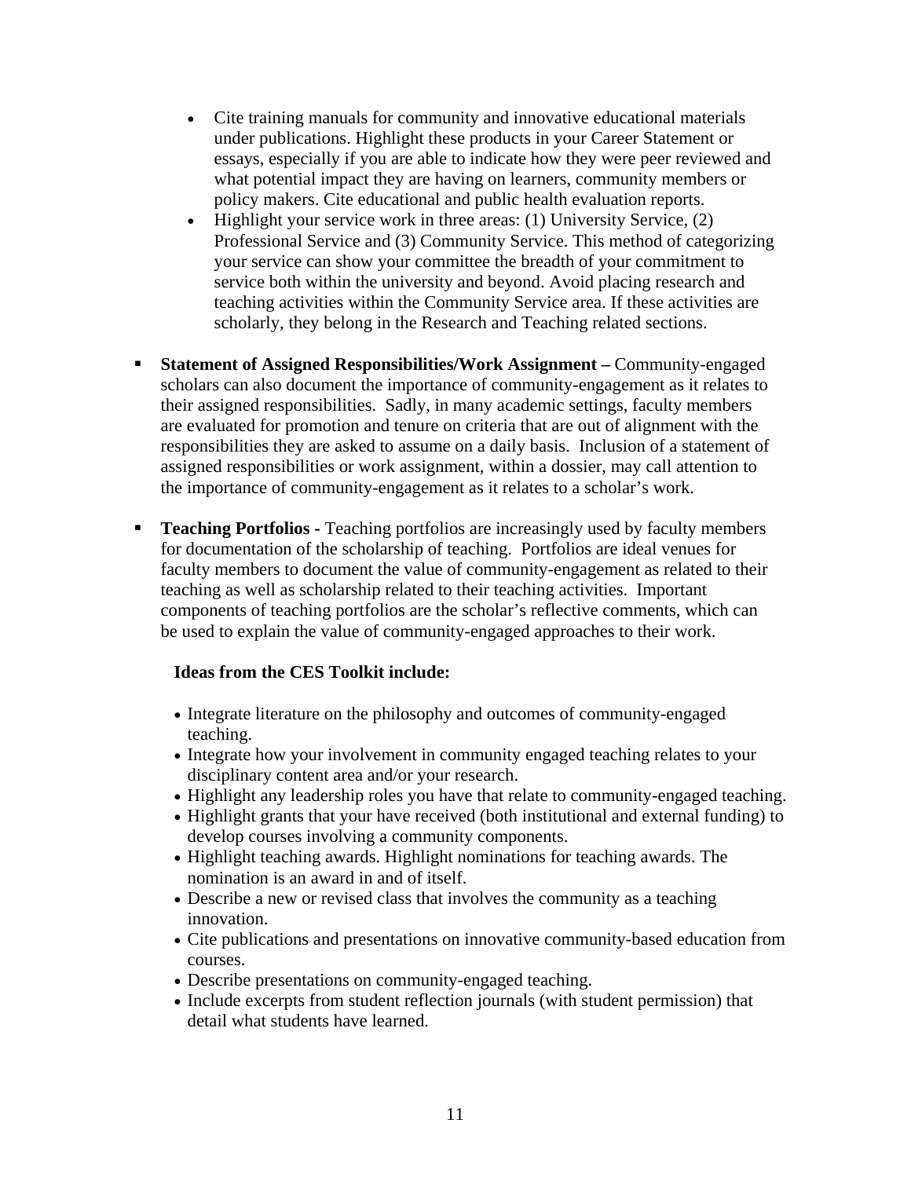- Cite training manuals for community and innovative educational materials under publications. Highlight these products in your Career Statement or essays, especially if you are able to indicate how they were peer reviewed and what potential impact they are having on learners, community members or policy makers. Cite educational and public health evaluation reports.
- Highlight your service work in three areas: (1) University Service, (2) Professional Service and (3) Community Service. This method of categorizing your service can show your committee the breadth of your commitment to service both within the university and beyond. Avoid placing research and teaching activities within the Community Service area. If these activities are scholarly, they belong in the Research and Teaching related sections.

- **Statement of Assigned Responsibilities/Work Assignment –** Community-engaged scholars can also document the importance of community-engagement as it relates to their assigned responsibilities. Sadly, in many academic settings, faculty members are evaluated for promotion and tenure on criteria that are out of alignment with the responsibilities they are asked to assume on a daily basis. Inclusion of a statement of assigned responsibilities or work assignment, within a dossier, may call attention to the importance of community-engagement as it relates to a scholar's work.

- **Teaching Portfolios -** Teaching portfolios are increasingly used by faculty members for documentation of the scholarship of teaching. Portfolios are ideal venues for faculty members to document the value of community-engagement as related to their teaching as well as scholarship related to their teaching activities. Important components of teaching portfolios are the scholar's reflective comments, which can be used to explain the value of community-engaged approaches to their work.

  **Ideas from the CES Toolkit include:**

  - Integrate literature on the philosophy and outcomes of community-engaged teaching.
  - Integrate how your involvement in community engaged teaching relates to your disciplinary content area and/or your research.
  - Highlight any leadership roles you have that relate to community-engaged teaching.
  - Highlight grants that your have received (both institutional and external funding) to develop courses involving a community components.
  - Highlight teaching awards. Highlight nominations for teaching awards. The nomination is an award in and of itself.
  - Describe a new or revised class that involves the community as a teaching innovation.
  - Cite publications and presentations on innovative community-based education from courses.
  - Describe presentations on community-engaged teaching.
  - Include excerpts from student reflection journals (with student permission) that detail what students have learned.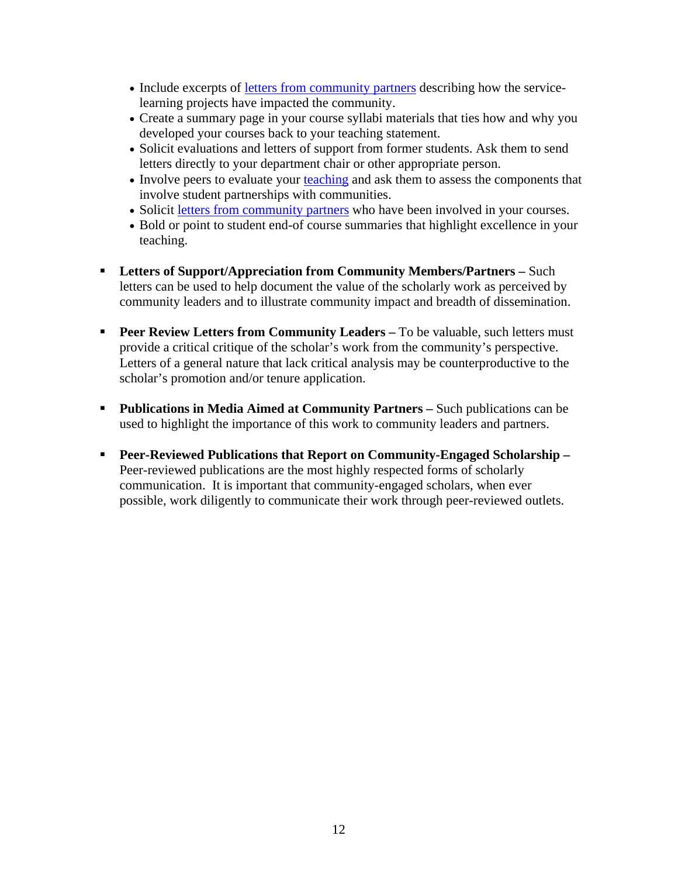- Include excerpts of letters from community partners describing how the service-learning projects have impacted the community.
- Create a summary page in your course syllabi materials that ties how and why you developed your courses back to your teaching statement.
- Solicit evaluations and letters of support from former students. Ask them to send letters directly to your department chair or other appropriate person.
- Involve peers to evaluate your teaching and ask them to assess the components that involve student partnerships with communities.
- Solicit letters from community partners who have been involved in your courses.
- Bold or point to student end-of course summaries that highlight excellence in your teaching.

- **Letters of Support/Appreciation from Community Members/Partners –** Such letters can be used to help document the value of the scholarly work as perceived by community leaders and to illustrate community impact and breadth of dissemination.

- **Peer Review Letters from Community Leaders –** To be valuable, such letters must provide a critical critique of the scholar's work from the community's perspective. Letters of a general nature that lack critical analysis may be counterproductive to the scholar's promotion and/or tenure application.

- **Publications in Media Aimed at Community Partners –** Such publications can be used to highlight the importance of this work to community leaders and partners.

- **Peer-Reviewed Publications that Report on Community-Engaged Scholarship –** Peer-reviewed publications are the most highly respected forms of scholarly communication. It is important that community-engaged scholars, when ever possible, work diligently to communicate their work through peer-reviewed outlets.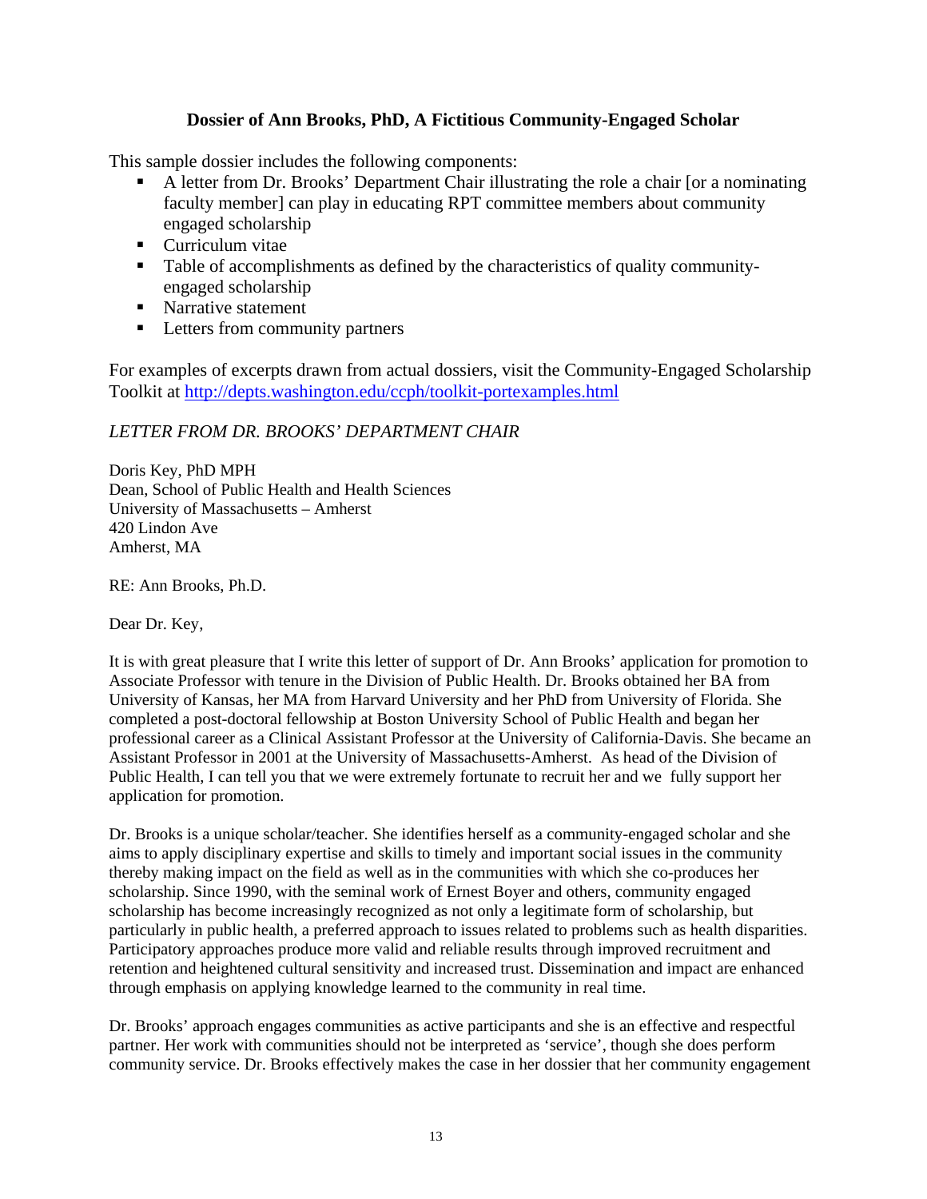**Dossier of Ann Brooks, PhD, A Fictitious Community-Engaged Scholar**

This sample dossier includes the following components:

- A letter from Dr. Brooks' Department Chair illustrating the role a chair [or a nominating faculty member] can play in educating RPT committee members about community engaged scholarship
- Curriculum vitae
- Table of accomplishments as defined by the characteristics of quality community-engaged scholarship
- Narrative statement
- Letters from community partners

For examples of excerpts drawn from actual dossiers, visit the Community-Engaged Scholarship Toolkit at http://depts.washington.edu/ccph/toolkit-portexamples.html

*LETTER FROM DR. BROOKS' DEPARTMENT CHAIR*

Doris Key, PhD MPH
Dean, School of Public Health and Health Sciences
University of Massachusetts – Amherst
420 Lindon Ave
Amherst, MA

RE: Ann Brooks, Ph.D.

Dear Dr. Key,

It is with great pleasure that I write this letter of support of Dr. Ann Brooks' application for promotion to Associate Professor with tenure in the Division of Public Health. Dr. Brooks obtained her BA from University of Kansas, her MA from Harvard University and her PhD from University of Florida. She completed a post-doctoral fellowship at Boston University School of Public Health and began her professional career as a Clinical Assistant Professor at the University of California-Davis. She became an Assistant Professor in 2001 at the University of Massachusetts-Amherst. As head of the Division of Public Health, I can tell you that we were extremely fortunate to recruit her and we fully support her application for promotion.

Dr. Brooks is a unique scholar/teacher. She identifies herself as a community-engaged scholar and she aims to apply disciplinary expertise and skills to timely and important social issues in the community thereby making impact on the field as well as in the communities with which she co-produces her scholarship. Since 1990, with the seminal work of Ernest Boyer and others, community engaged scholarship has become increasingly recognized as not only a legitimate form of scholarship, but particularly in public health, a preferred approach to issues related to problems such as health disparities. Participatory approaches produce more valid and reliable results through improved recruitment and retention and heightened cultural sensitivity and increased trust. Dissemination and impact are enhanced through emphasis on applying knowledge learned to the community in real time.

Dr. Brooks' approach engages communities as active participants and she is an effective and respectful partner. Her work with communities should not be interpreted as 'service', though she does perform community service. Dr. Brooks effectively makes the case in her dossier that her community engagement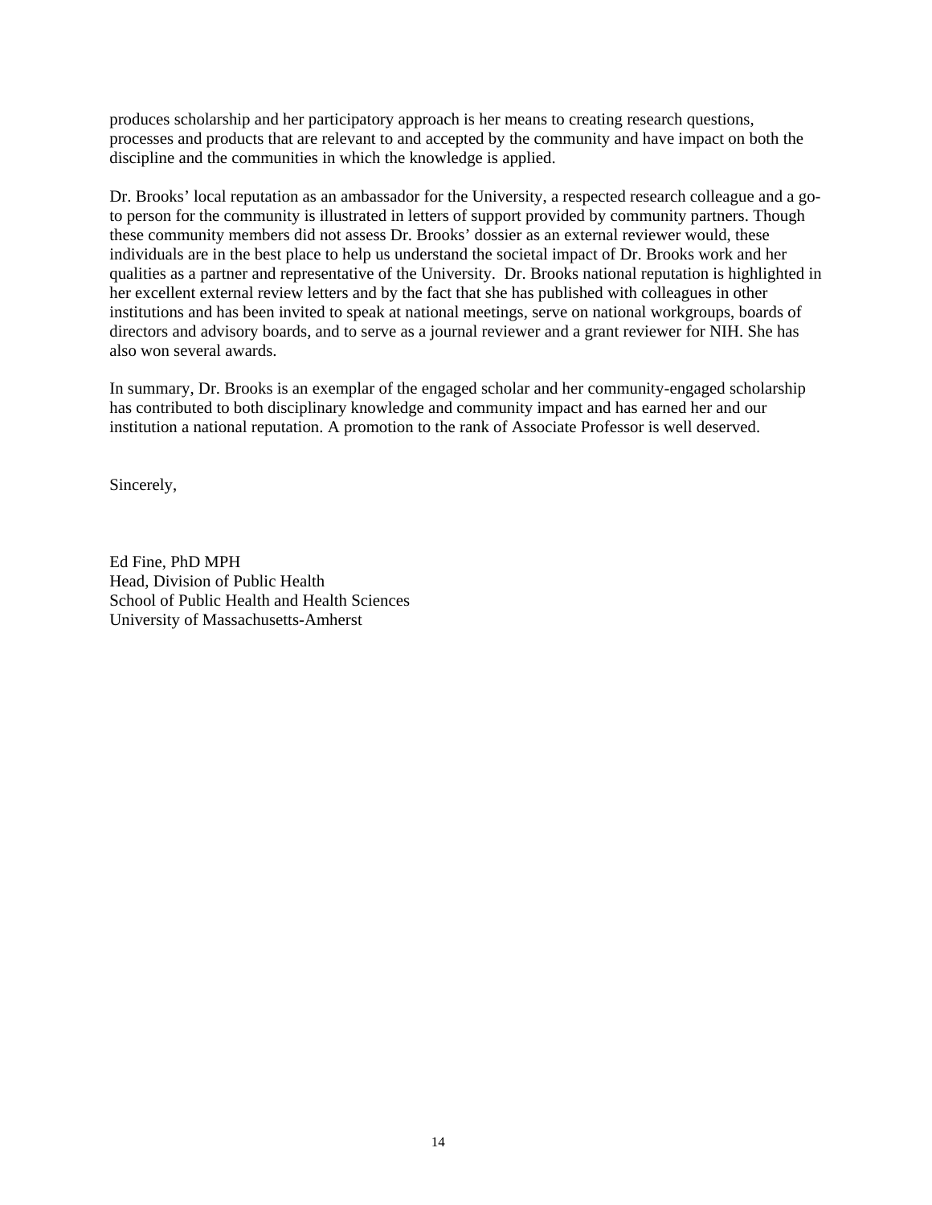produces scholarship and her participatory approach is her means to creating research questions, processes and products that are relevant to and accepted by the community and have impact on both the discipline and the communities in which the knowledge is applied.

Dr. Brooks' local reputation as an ambassador for the University, a respected research colleague and a go-to person for the community is illustrated in letters of support provided by community partners. Though these community members did not assess Dr. Brooks' dossier as an external reviewer would, these individuals are in the best place to help us understand the societal impact of Dr. Brooks work and her qualities as a partner and representative of the University. Dr. Brooks national reputation is highlighted in her excellent external review letters and by the fact that she has published with colleagues in other institutions and has been invited to speak at national meetings, serve on national workgroups, boards of directors and advisory boards, and to serve as a journal reviewer and a grant reviewer for NIH. She has also won several awards.

In summary, Dr. Brooks is an exemplar of the engaged scholar and her community-engaged scholarship has contributed to both disciplinary knowledge and community impact and has earned her and our institution a national reputation. A promotion to the rank of Associate Professor is well deserved.

Sincerely,

Ed Fine, PhD MPH
Head, Division of Public Health
School of Public Health and Health Sciences
University of Massachusetts-Amherst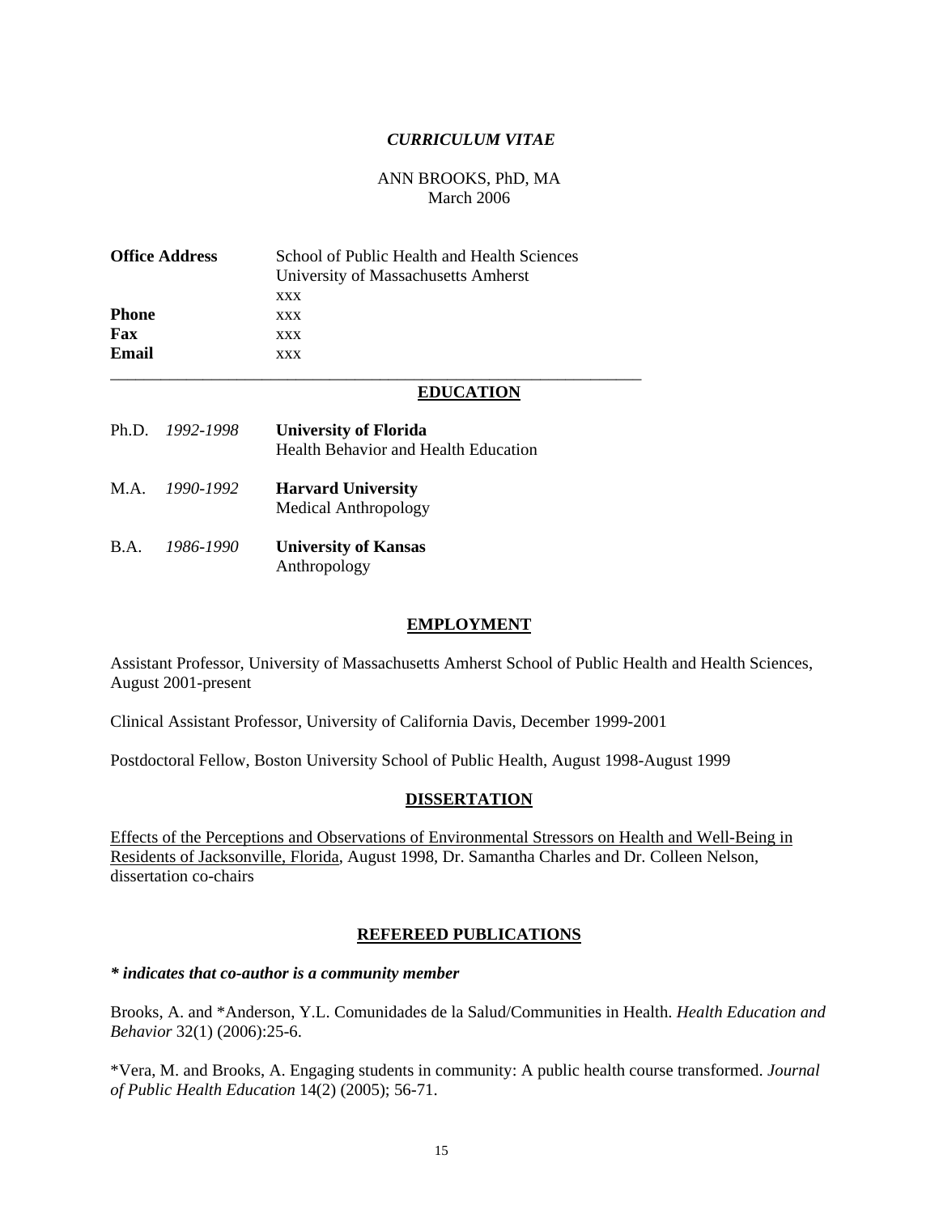*CURRICULUM VITAE*

ANN BROOKS, PhD, MA
March 2006

| | |
|---|---|
| **Office Address** | School of Public Health and Health Sciences<br>University of Massachusetts Amherst<br>xxx |
| **Phone** | xxx |
| **Fax** | xxx |
| **Email** | xxx |

---

## EDUCATION

Ph.D. *1992-1998* **University of Florida**
Health Behavior and Health Education

M.A. *1990-1992* **Harvard University**
Medical Anthropology

B.A. *1986-1990* **University of Kansas**
Anthropology

## EMPLOYMENT

Assistant Professor, University of Massachusetts Amherst School of Public Health and Health Sciences, August 2001-present

Clinical Assistant Professor, University of California Davis, December 1999-2001

Postdoctoral Fellow, Boston University School of Public Health, August 1998-August 1999

## DISSERTATION

Effects of the Perceptions and Observations of Environmental Stressors on Health and Well-Being in Residents of Jacksonville, Florida, August 1998, Dr. Samantha Charles and Dr. Colleen Nelson, dissertation co-chairs

## REFEREED PUBLICATIONS

***\* indicates that co-author is a community member***

Brooks, A. and *Anderson, Y.L. Comunidades de la Salud/Communities in Health. *Health Education and Behavior* 32(1) (2006):25-6.

*Vera, M. and Brooks, A. Engaging students in community: A public health course transformed. *Journal of Public Health Education* 14(2) (2005); 56-71.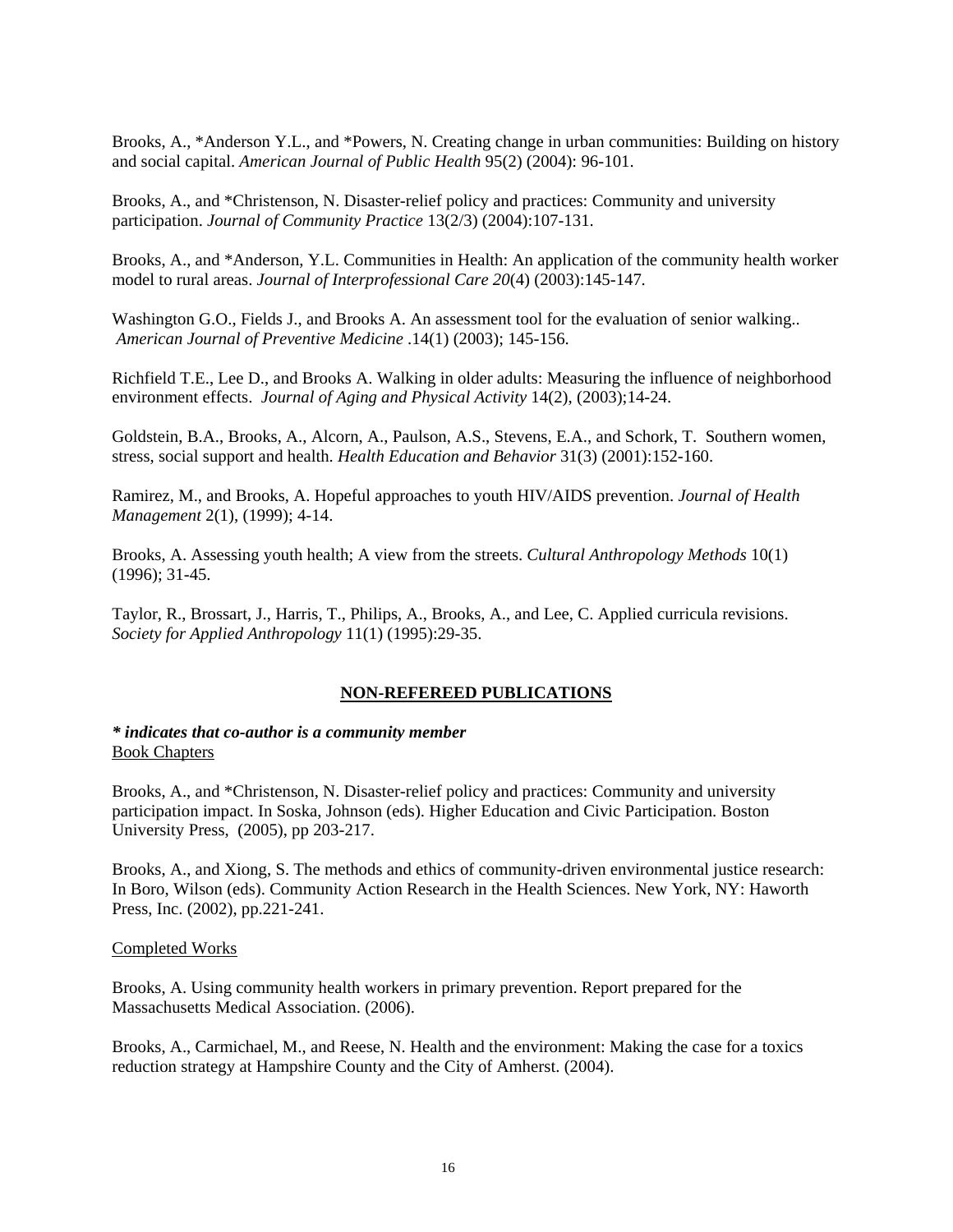Brooks, A., *Anderson Y.L., and *Powers, N. Creating change in urban communities: Building on history and social capital. *American Journal of Public Health* 95(2) (2004): 96-101.

Brooks, A., and *Christenson, N. Disaster-relief policy and practices: Community and university participation. *Journal of Community Practice* 13(2/3) (2004):107-131.

Brooks, A., and *Anderson, Y.L. Communities in Health: An application of the community health worker model to rural areas. *Journal of Interprofessional Care 20*(4) (2003):145-147.

Washington G.O., Fields J., and Brooks A. An assessment tool for the evaluation of senior walking.. *American Journal of Preventive Medicine* .14(1) (2003); 145-156.

Richfield T.E., Lee D., and Brooks A. Walking in older adults: Measuring the influence of neighborhood environment effects. *Journal of Aging and Physical Activity* 14(2), (2003);14-24.

Goldstein, B.A., Brooks, A., Alcorn, A., Paulson, A.S., Stevens, E.A., and Schork, T. Southern women, stress, social support and health. *Health Education and Behavior* 31(3) (2001):152-160.

Ramirez, M., and Brooks, A. Hopeful approaches to youth HIV/AIDS prevention. *Journal of Health Management* 2(1), (1999); 4-14.

Brooks, A. Assessing youth health; A view from the streets. *Cultural Anthropology Methods* 10(1) (1996); 31-45.

Taylor, R., Brossart, J., Harris, T., Philips, A., Brooks, A., and Lee, C. Applied curricula revisions. *Society for Applied Anthropology* 11(1) (1995):29-35.

## NON-REFEREED PUBLICATIONS

***\* indicates that co-author is a community member***

Book Chapters

Brooks, A., and *Christenson, N. Disaster-relief policy and practices: Community and university participation impact. In Soska, Johnson (eds). Higher Education and Civic Participation. Boston University Press, (2005), pp 203-217.

Brooks, A., and Xiong, S. The methods and ethics of community-driven environmental justice research: In Boro, Wilson (eds). Community Action Research in the Health Sciences. New York, NY: Haworth Press, Inc. (2002), pp.221-241.

Completed Works

Brooks, A. Using community health workers in primary prevention. Report prepared for the Massachusetts Medical Association. (2006).

Brooks, A., Carmichael, M., and Reese, N. Health and the environment: Making the case for a toxics reduction strategy at Hampshire County and the City of Amherst. (2004).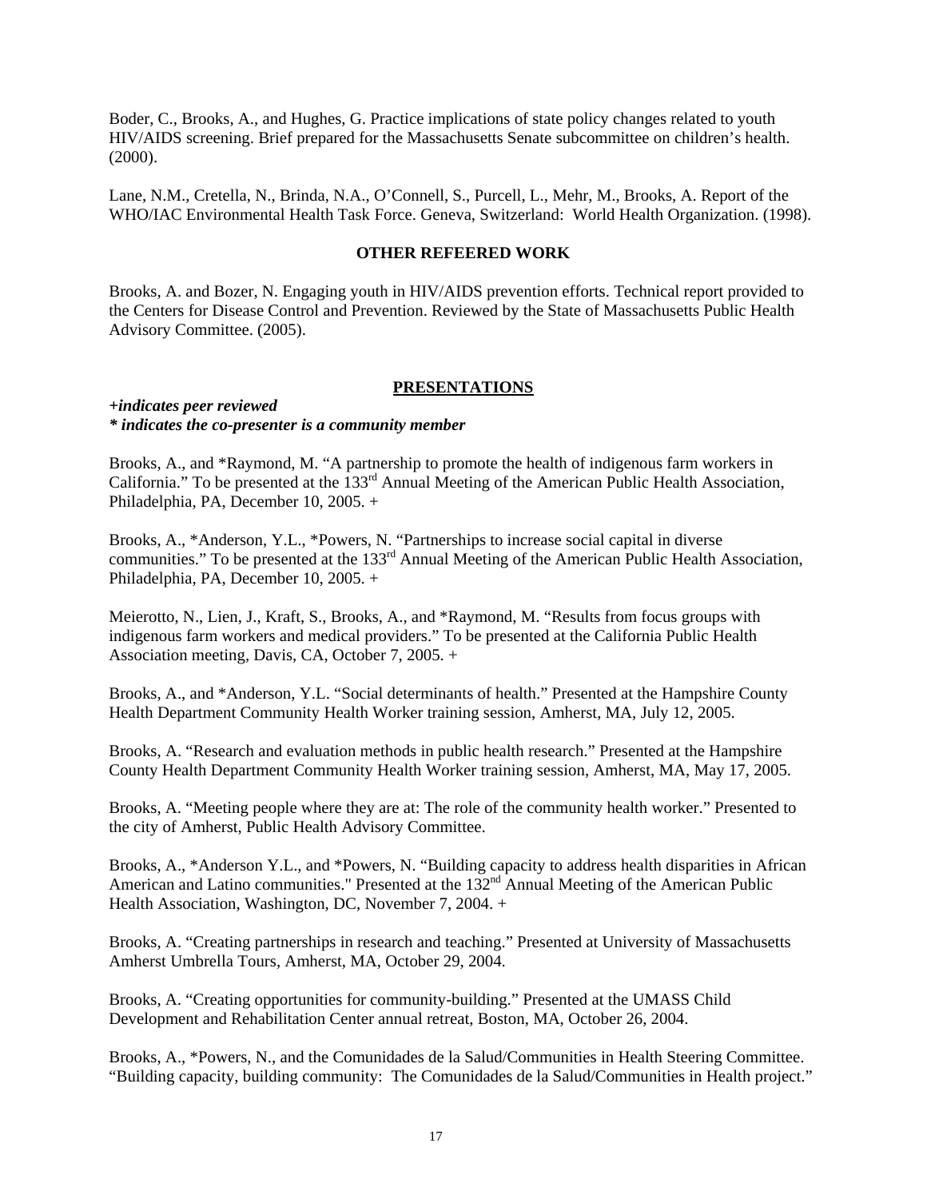Boder, C., Brooks, A., and Hughes, G. Practice implications of state policy changes related to youth HIV/AIDS screening. Brief prepared for the Massachusetts Senate subcommittee on children's health. (2000).

Lane, N.M., Cretella, N., Brinda, N.A., O'Connell, S., Purcell, L., Mehr, M., Brooks, A. Report of the WHO/IAC Environmental Health Task Force. Geneva, Switzerland: World Health Organization. (1998).

## OTHER REFEERED WORK

Brooks, A. and Bozer, N. Engaging youth in HIV/AIDS prevention efforts. Technical report provided to the Centers for Disease Control and Prevention. Reviewed by the State of Massachusetts Public Health Advisory Committee. (2005).

## PRESENTATIONS

***+indicates peer reviewed***
***\* indicates the co-presenter is a community member***

Brooks, A., and *Raymond, M. "A partnership to promote the health of indigenous farm workers in California." To be presented at the 133rd Annual Meeting of the American Public Health Association, Philadelphia, PA, December 10, 2005. +

Brooks, A., *Anderson, Y.L., *Powers, N. "Partnerships to increase social capital in diverse communities." To be presented at the 133rd Annual Meeting of the American Public Health Association, Philadelphia, PA, December 10, 2005. +

Meierotto, N., Lien, J., Kraft, S., Brooks, A., and *Raymond, M. "Results from focus groups with indigenous farm workers and medical providers." To be presented at the California Public Health Association meeting, Davis, CA, October 7, 2005. +

Brooks, A., and *Anderson, Y.L. "Social determinants of health." Presented at the Hampshire County Health Department Community Health Worker training session, Amherst, MA, July 12, 2005.

Brooks, A. "Research and evaluation methods in public health research." Presented at the Hampshire County Health Department Community Health Worker training session, Amherst, MA, May 17, 2005.

Brooks, A. "Meeting people where they are at: The role of the community health worker." Presented to the city of Amherst, Public Health Advisory Committee.

Brooks, A., *Anderson Y.L., and *Powers, N. "Building capacity to address health disparities in African American and Latino communities." Presented at the 132nd Annual Meeting of the American Public Health Association, Washington, DC, November 7, 2004. +

Brooks, A. "Creating partnerships in research and teaching." Presented at University of Massachusetts Amherst Umbrella Tours, Amherst, MA, October 29, 2004.

Brooks, A. "Creating opportunities for community-building." Presented at the UMASS Child Development and Rehabilitation Center annual retreat, Boston, MA, October 26, 2004.

Brooks, A., *Powers, N., and the Comunidades de la Salud/Communities in Health Steering Committee. "Building capacity, building community: The Comunidades de la Salud/Communities in Health project."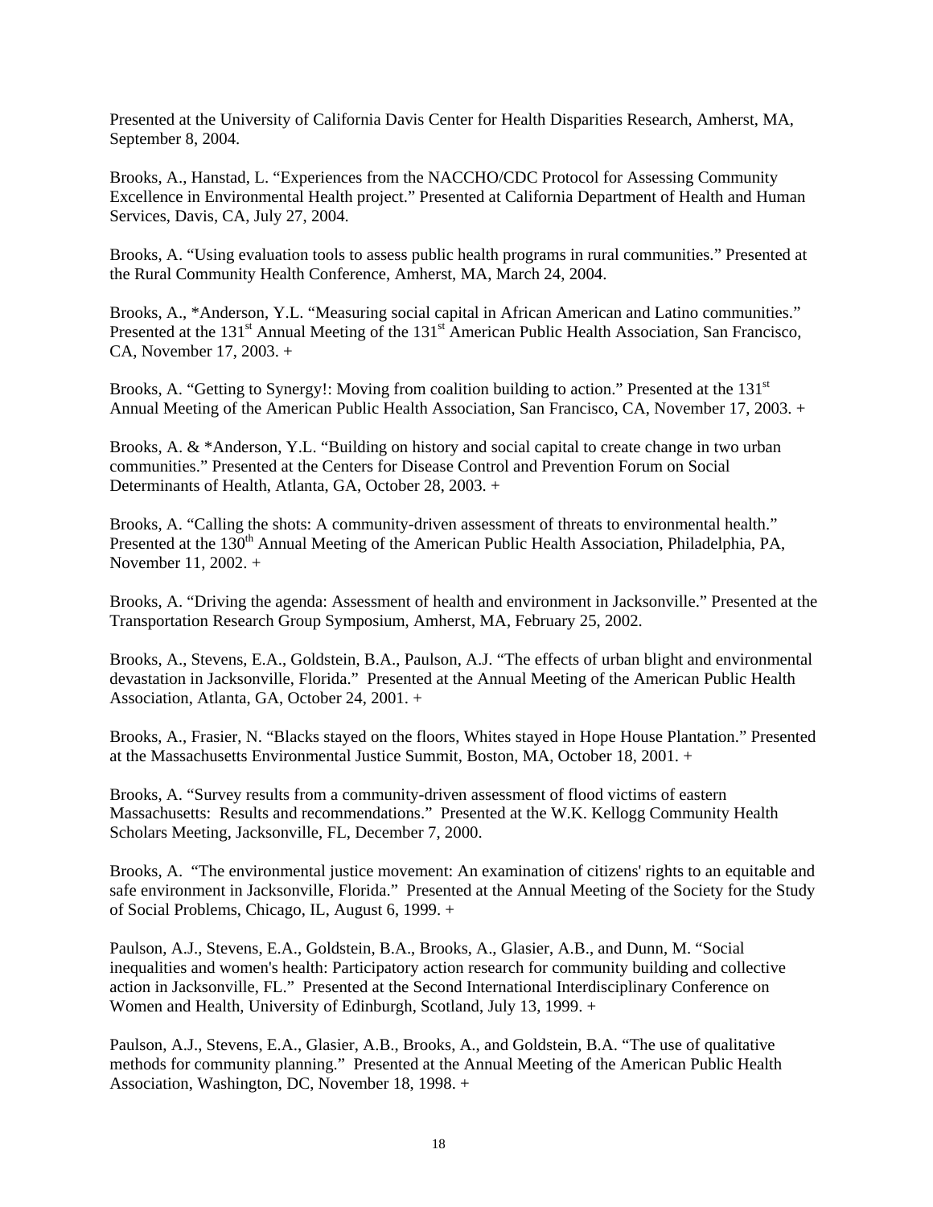Presented at the University of California Davis Center for Health Disparities Research, Amherst, MA, September 8, 2004.

Brooks, A., Hanstad, L. "Experiences from the NACCHO/CDC Protocol for Assessing Community Excellence in Environmental Health project." Presented at California Department of Health and Human Services, Davis, CA, July 27, 2004.

Brooks, A. "Using evaluation tools to assess public health programs in rural communities." Presented at the Rural Community Health Conference, Amherst, MA, March 24, 2004.

Brooks, A., *Anderson, Y.L. "Measuring social capital in African American and Latino communities." Presented at the 131st Annual Meeting of the 131st American Public Health Association, San Francisco, CA, November 17, 2003. +

Brooks, A. "Getting to Synergy!: Moving from coalition building to action." Presented at the 131st Annual Meeting of the American Public Health Association, San Francisco, CA, November 17, 2003. +

Brooks, A. & *Anderson, Y.L. "Building on history and social capital to create change in two urban communities." Presented at the Centers for Disease Control and Prevention Forum on Social Determinants of Health, Atlanta, GA, October 28, 2003. +

Brooks, A. "Calling the shots: A community-driven assessment of threats to environmental health." Presented at the 130th Annual Meeting of the American Public Health Association, Philadelphia, PA, November 11, 2002. +

Brooks, A. "Driving the agenda: Assessment of health and environment in Jacksonville." Presented at the Transportation Research Group Symposium, Amherst, MA, February 25, 2002.

Brooks, A., Stevens, E.A., Goldstein, B.A., Paulson, A.J. "The effects of urban blight and environmental devastation in Jacksonville, Florida." Presented at the Annual Meeting of the American Public Health Association, Atlanta, GA, October 24, 2001. +

Brooks, A., Frasier, N. "Blacks stayed on the floors, Whites stayed in Hope House Plantation." Presented at the Massachusetts Environmental Justice Summit, Boston, MA, October 18, 2001. +

Brooks, A. "Survey results from a community-driven assessment of flood victims of eastern Massachusetts: Results and recommendations." Presented at the W.K. Kellogg Community Health Scholars Meeting, Jacksonville, FL, December 7, 2000.

Brooks, A. "The environmental justice movement: An examination of citizens' rights to an equitable and safe environment in Jacksonville, Florida." Presented at the Annual Meeting of the Society for the Study of Social Problems, Chicago, IL, August 6, 1999. +

Paulson, A.J., Stevens, E.A., Goldstein, B.A., Brooks, A., Glasier, A.B., and Dunn, M. "Social inequalities and women's health: Participatory action research for community building and collective action in Jacksonville, FL." Presented at the Second International Interdisciplinary Conference on Women and Health, University of Edinburgh, Scotland, July 13, 1999. +

Paulson, A.J., Stevens, E.A., Glasier, A.B., Brooks, A., and Goldstein, B.A. "The use of qualitative methods for community planning." Presented at the Annual Meeting of the American Public Health Association, Washington, DC, November 18, 1998. +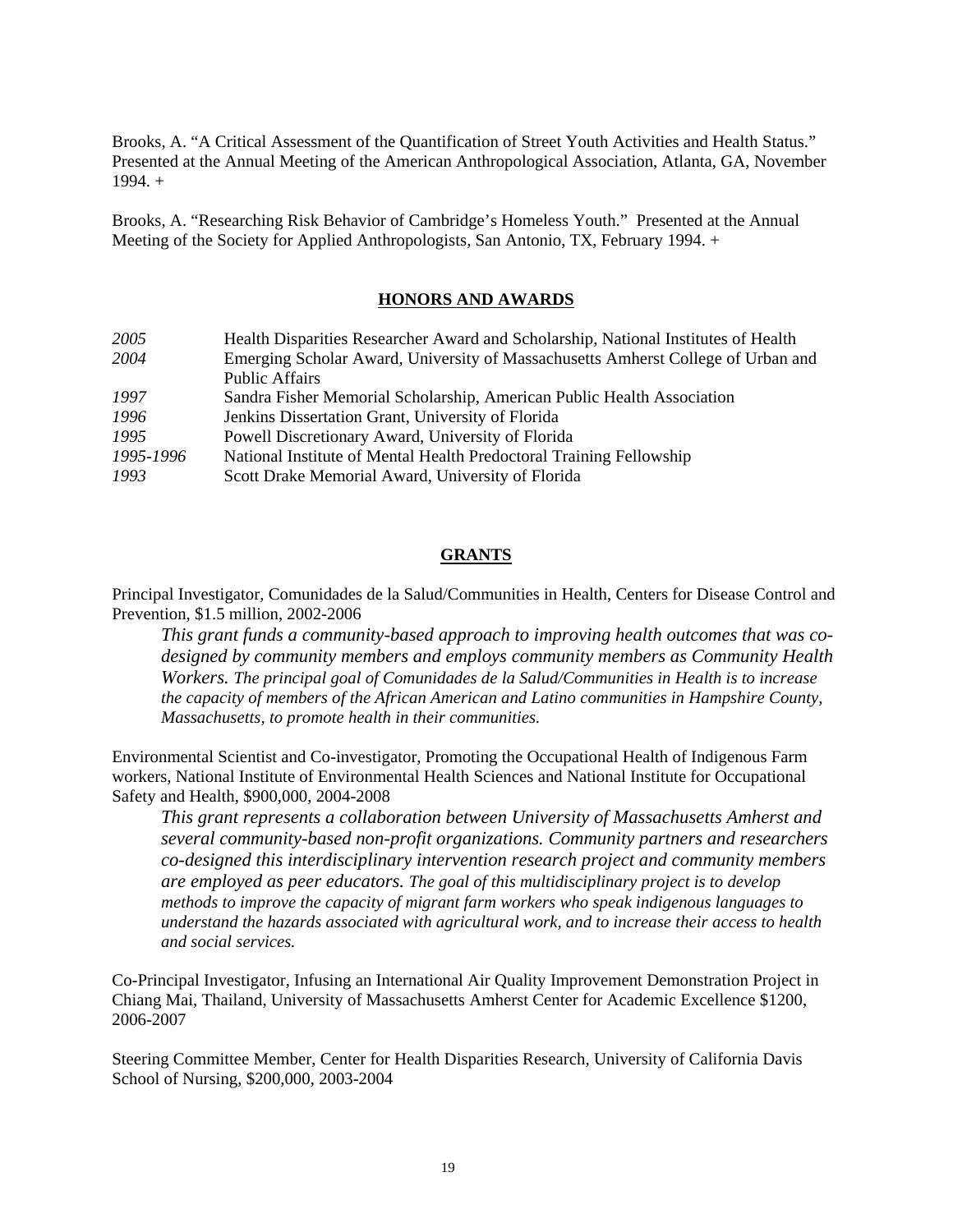Brooks, A. “A Critical Assessment of the Quantification of Street Youth Activities and Health Status.” Presented at the Annual Meeting of the American Anthropological Association, Atlanta, GA, November 1994. +

Brooks, A. “Researching Risk Behavior of Cambridge’s Homeless Youth.” Presented at the Annual Meeting of the Society for Applied Anthropologists, San Antonio, TX, February 1994. +

## HONORS AND AWARDS

| | |
|---|---|
| *2005* | Health Disparities Researcher Award and Scholarship, National Institutes of Health |
| *2004* | Emerging Scholar Award, University of Massachusetts Amherst College of Urban and Public Affairs |
| *1997* | Sandra Fisher Memorial Scholarship, American Public Health Association |
| *1996* | Jenkins Dissertation Grant, University of Florida |
| *1995* | Powell Discretionary Award, University of Florida |
| *1995-1996* | National Institute of Mental Health Predoctoral Training Fellowship |
| *1993* | Scott Drake Memorial Award, University of Florida |

## GRANTS

Principal Investigator, Comunidades de la Salud/Communities in Health, Centers for Disease Control and Prevention, $1.5 million, 2002-2006

> *This grant funds a community-based approach to improving health outcomes that was co-designed by community members and employs community members as Community Health Workers. The principal goal of Comunidades de la Salud/Communities in Health is to increase the capacity of members of the African American and Latino communities in Hampshire County, Massachusetts, to promote health in their communities.*

Environmental Scientist and Co-investigator, Promoting the Occupational Health of Indigenous Farm workers, National Institute of Environmental Health Sciences and National Institute for Occupational Safety and Health, $900,000, 2004-2008

> *This grant represents a collaboration between University of Massachusetts Amherst and several community-based non-profit organizations. Community partners and researchers co-designed this interdisciplinary intervention research project and community members are employed as peer educators. The goal of this multidisciplinary project is to develop methods to improve the capacity of migrant farm workers who speak indigenous languages to understand the hazards associated with agricultural work, and to increase their access to health and social services.*

Co-Principal Investigator, Infusing an International Air Quality Improvement Demonstration Project in Chiang Mai, Thailand, University of Massachusetts Amherst Center for Academic Excellence $1200, 2006-2007

Steering Committee Member, Center for Health Disparities Research, University of California Davis School of Nursing, $200,000, 2003-2004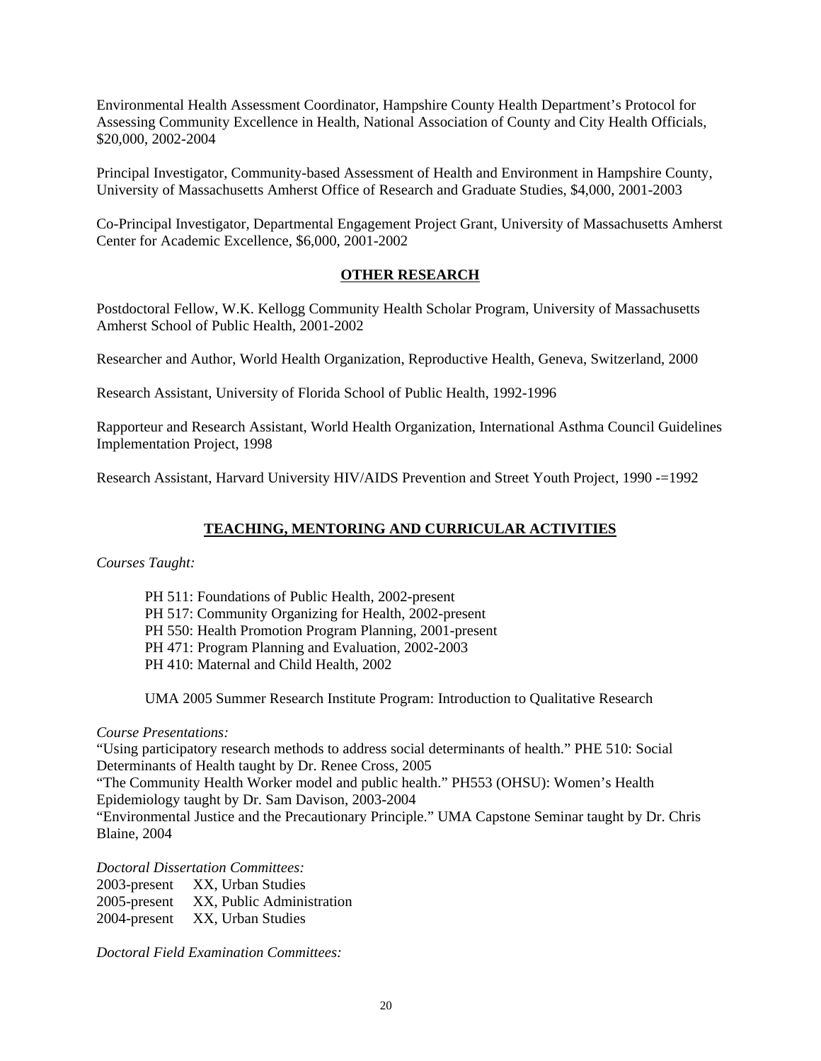Environmental Health Assessment Coordinator, Hampshire County Health Department's Protocol for Assessing Community Excellence in Health, National Association of County and City Health Officials, $20,000, 2002-2004

Principal Investigator, Community-based Assessment of Health and Environment in Hampshire County, University of Massachusetts Amherst Office of Research and Graduate Studies, $4,000, 2001-2003

Co-Principal Investigator, Departmental Engagement Project Grant, University of Massachusetts Amherst Center for Academic Excellence, $6,000, 2001-2002

## OTHER RESEARCH

Postdoctoral Fellow, W.K. Kellogg Community Health Scholar Program, University of Massachusetts Amherst School of Public Health, 2001-2002

Researcher and Author, World Health Organization, Reproductive Health, Geneva, Switzerland, 2000

Research Assistant, University of Florida School of Public Health, 1992-1996

Rapporteur and Research Assistant, World Health Organization, International Asthma Council Guidelines Implementation Project, 1998

Research Assistant, Harvard University HIV/AIDS Prevention and Street Youth Project, 1990 -=1992

## TEACHING, MENTORING AND CURRICULAR ACTIVITIES

*Courses Taught:*

PH 511: Foundations of Public Health, 2002-present
PH 517: Community Organizing for Health, 2002-present
PH 550: Health Promotion Program Planning, 2001-present
PH 471: Program Planning and Evaluation, 2002-2003
PH 410: Maternal and Child Health, 2002

UMA 2005 Summer Research Institute Program: Introduction to Qualitative Research

*Course Presentations:*

"Using participatory research methods to address social determinants of health." PHE 510: Social Determinants of Health taught by Dr. Renee Cross, 2005
"The Community Health Worker model and public health." PH553 (OHSU): Women's Health Epidemiology taught by Dr. Sam Davison, 2003-2004
"Environmental Justice and the Precautionary Principle." UMA Capstone Seminar taught by Dr. Chris Blaine, 2004

*Doctoral Dissertation Committees:*

2003-present XX, Urban Studies
2005-present XX, Public Administration
2004-present XX, Urban Studies

*Doctoral Field Examination Committees:*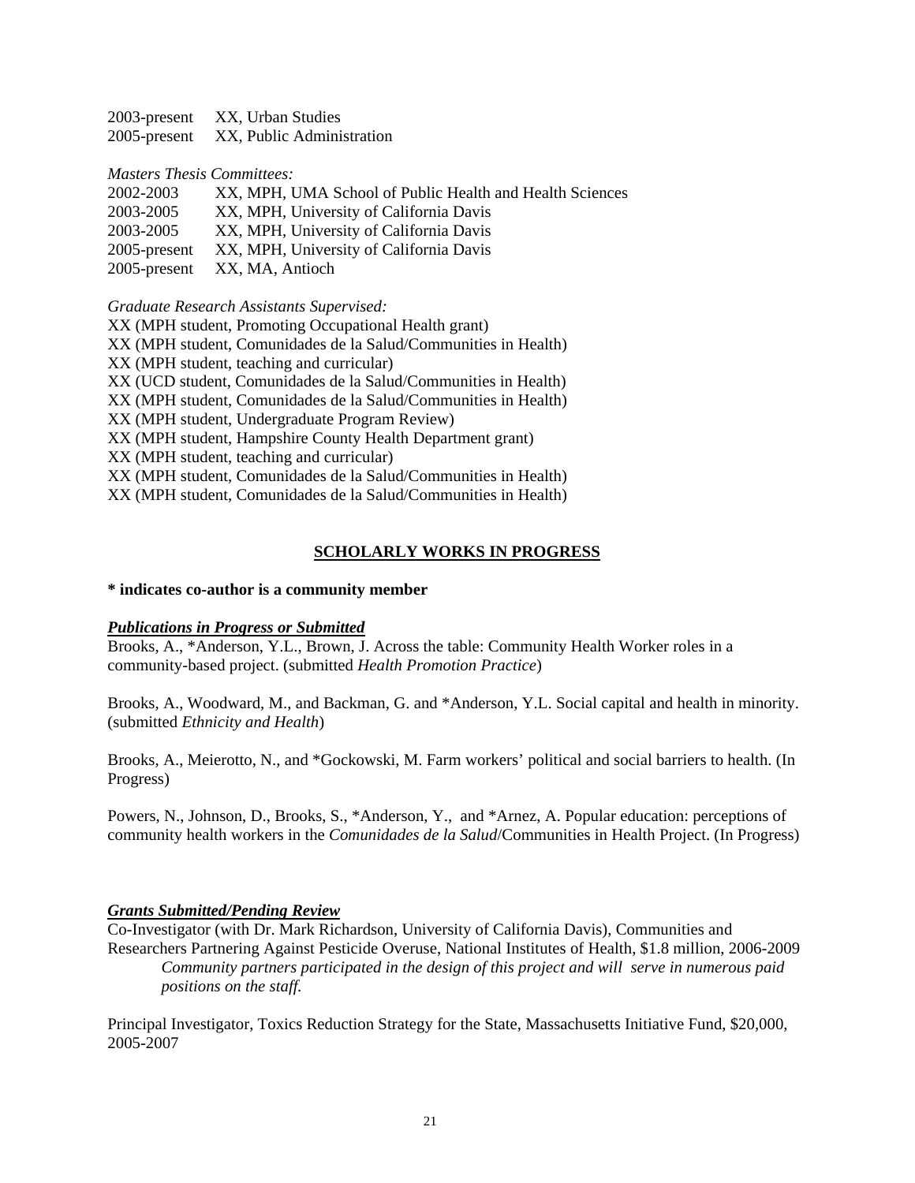2003-present XX, Urban Studies
2005-present XX, Public Administration

*Masters Thesis Committees:*

2002-2003 XX, MPH, UMA School of Public Health and Health Sciences
2003-2005 XX, MPH, University of California Davis
2003-2005 XX, MPH, University of California Davis
2005-present XX, MPH, University of California Davis
2005-present XX, MA, Antioch

*Graduate Research Assistants Supervised:*

XX (MPH student, Promoting Occupational Health grant)
XX (MPH student, Comunidades de la Salud/Communities in Health)
XX (MPH student, teaching and curricular)
XX (UCD student, Comunidades de la Salud/Communities in Health)
XX (MPH student, Comunidades de la Salud/Communities in Health)
XX (MPH student, Undergraduate Program Review)
XX (MPH student, Hampshire County Health Department grant)
XX (MPH student, teaching and curricular)
XX (MPH student, Comunidades de la Salud/Communities in Health)
XX (MPH student, Comunidades de la Salud/Communities in Health)

## SCHOLARLY WORKS IN PROGRESS

**\* indicates co-author is a community member**

***Publications in Progress or Submitted***

Brooks, A., *Anderson, Y.L., Brown, J. Across the table: Community Health Worker roles in a community-based project. (submitted *Health Promotion Practice*)

Brooks, A., Woodward, M., and Backman, G. and *Anderson, Y.L. Social capital and health in minority. (submitted *Ethnicity and Health*)

Brooks, A., Meierotto, N., and *Gockowski, M. Farm workers' political and social barriers to health. (In Progress)

Powers, N., Johnson, D., Brooks, S., *Anderson, Y., and *Arnez, A. Popular education: perceptions of community health workers in the *Comunidades de la Salud*/Communities in Health Project. (In Progress)

***Grants Submitted/Pending Review***

Co-Investigator (with Dr. Mark Richardson, University of California Davis), Communities and Researchers Partnering Against Pesticide Overuse, National Institutes of Health, $1.8 million, 2006-2009
*Community partners participated in the design of this project and will serve in numerous paid positions on the staff.*

Principal Investigator, Toxics Reduction Strategy for the State, Massachusetts Initiative Fund, $20,000, 2005-2007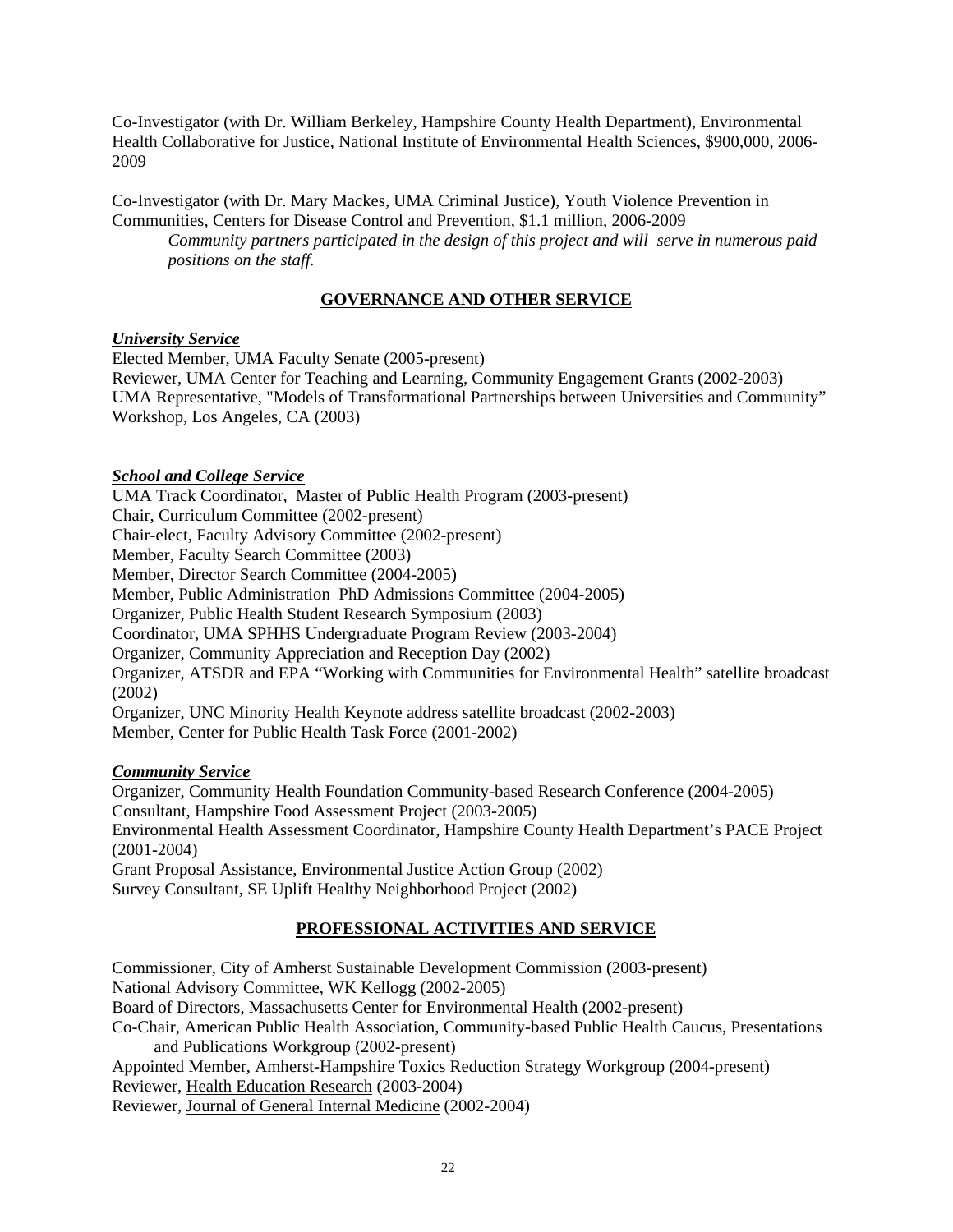Co-Investigator (with Dr. William Berkeley, Hampshire County Health Department), Environmental Health Collaborative for Justice, National Institute of Environmental Health Sciences, $900,000, 2006-2009

Co-Investigator (with Dr. Mary Mackes, UMA Criminal Justice), Youth Violence Prevention in Communities, Centers for Disease Control and Prevention, $1.1 million, 2006-2009

> *Community partners participated in the design of this project and will serve in numerous paid positions on the staff.*

## GOVERNANCE AND OTHER SERVICE

### *University Service*

Elected Member, UMA Faculty Senate (2005-present)
Reviewer, UMA Center for Teaching and Learning, Community Engagement Grants (2002-2003)
UMA Representative, "Models of Transformational Partnerships between Universities and Community" Workshop, Los Angeles, CA (2003)

### *School and College Service*

UMA Track Coordinator, Master of Public Health Program (2003-present)
Chair, Curriculum Committee (2002-present)
Chair-elect, Faculty Advisory Committee (2002-present)
Member, Faculty Search Committee (2003)
Member, Director Search Committee (2004-2005)
Member, Public Administration PhD Admissions Committee (2004-2005)
Organizer, Public Health Student Research Symposium (2003)
Coordinator, UMA SPHHS Undergraduate Program Review (2003-2004)
Organizer, Community Appreciation and Reception Day (2002)
Organizer, ATSDR and EPA "Working with Communities for Environmental Health" satellite broadcast (2002)
Organizer, UNC Minority Health Keynote address satellite broadcast (2002-2003)
Member, Center for Public Health Task Force (2001-2002)

### *Community Service*

Organizer, Community Health Foundation Community-based Research Conference (2004-2005)
Consultant, Hampshire Food Assessment Project (2003-2005)
Environmental Health Assessment Coordinator, Hampshire County Health Department's PACE Project (2001-2004)
Grant Proposal Assistance, Environmental Justice Action Group (2002)
Survey Consultant, SE Uplift Healthy Neighborhood Project (2002)

## PROFESSIONAL ACTIVITIES AND SERVICE

Commissioner, City of Amherst Sustainable Development Commission (2003-present)
National Advisory Committee, WK Kellogg (2002-2005)
Board of Directors, Massachusetts Center for Environmental Health (2002-present)
Co-Chair, American Public Health Association, Community-based Public Health Caucus, Presentations and Publications Workgroup (2002-present)
Appointed Member, Amherst-Hampshire Toxics Reduction Strategy Workgroup (2004-present)
Reviewer, Health Education Research (2003-2004)
Reviewer, Journal of General Internal Medicine (2002-2004)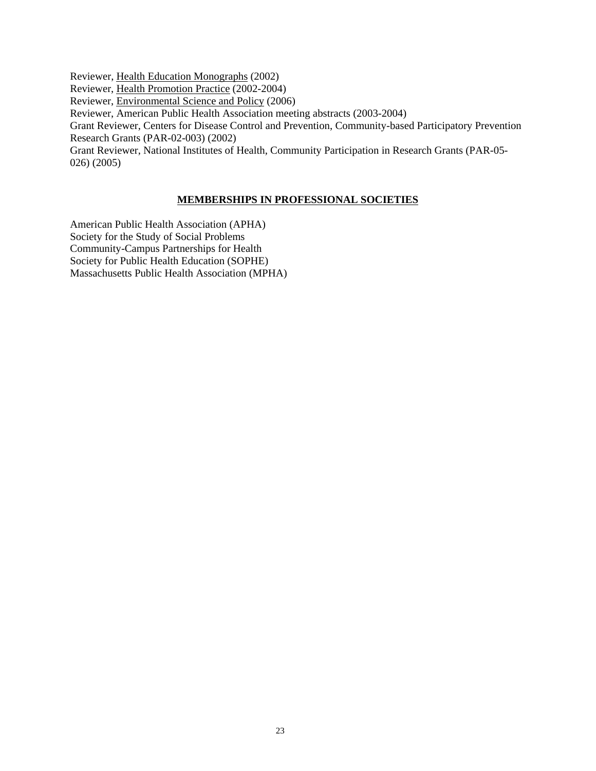Reviewer, Health Education Monographs (2002)
Reviewer, Health Promotion Practice (2002-2004)
Reviewer, Environmental Science and Policy (2006)
Reviewer, American Public Health Association meeting abstracts (2003-2004)
Grant Reviewer, Centers for Disease Control and Prevention, Community-based Participatory Prevention Research Grants (PAR-02-003) (2002)
Grant Reviewer, National Institutes of Health, Community Participation in Research Grants (PAR-05-026) (2005)

## MEMBERSHIPS IN PROFESSIONAL SOCIETIES

American Public Health Association (APHA)
Society for the Study of Social Problems
Community-Campus Partnerships for Health
Society for Public Health Education (SOPHE)
Massachusetts Public Health Association (MPHA)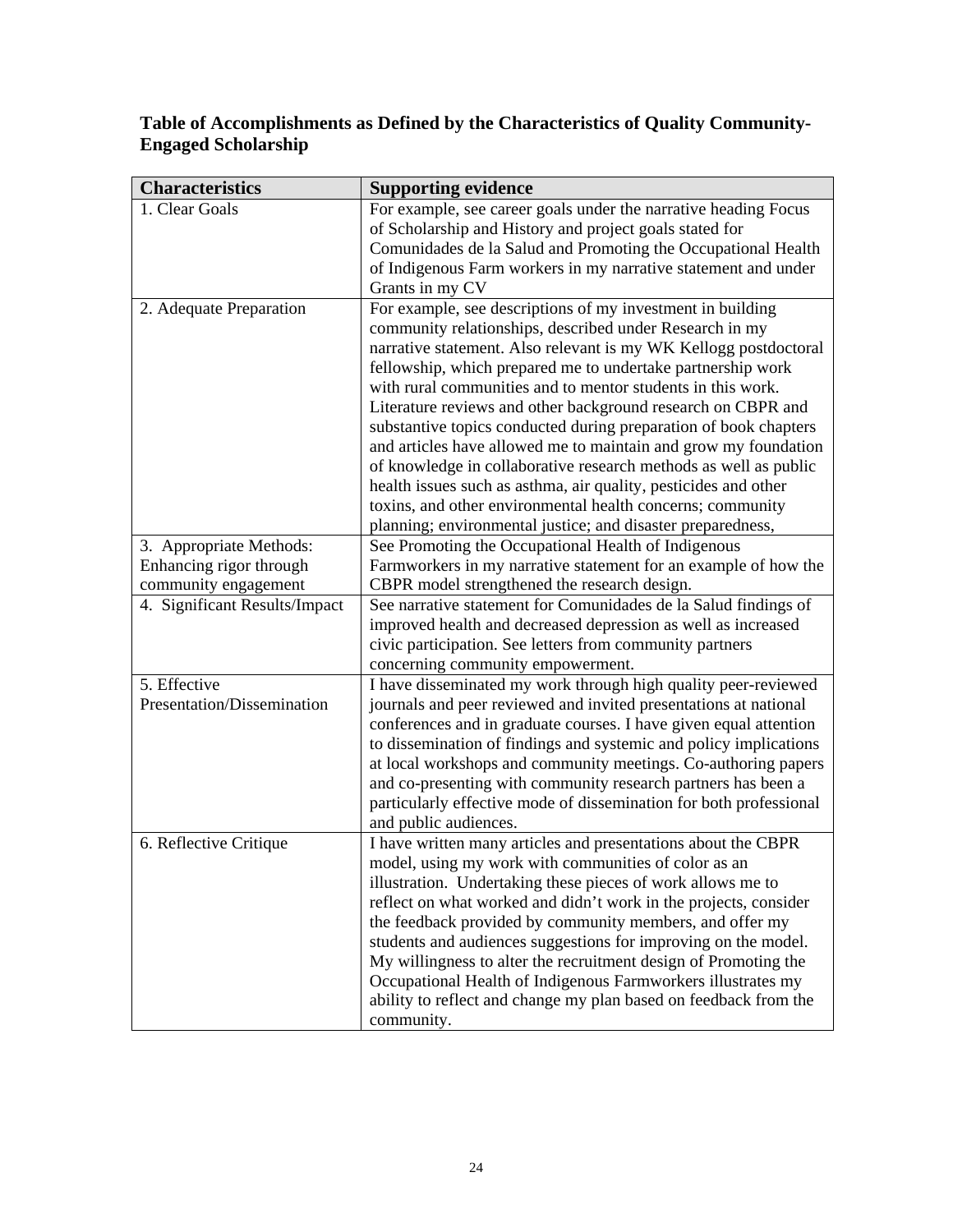**Table of Accomplishments as Defined by the Characteristics of Quality Community-Engaged Scholarship**

| Characteristics | Supporting evidence |
|---|---|
| 1. Clear Goals | For example, see career goals under the narrative heading Focus of Scholarship and History and project goals stated for Comunidades de la Salud and Promoting the Occupational Health of Indigenous Farm workers in my narrative statement and under Grants in my CV |
| 2. Adequate Preparation | For example, see descriptions of my investment in building community relationships, described under Research in my narrative statement. Also relevant is my WK Kellogg postdoctoral fellowship, which prepared me to undertake partnership work with rural communities and to mentor students in this work. Literature reviews and other background research on CBPR and substantive topics conducted during preparation of book chapters and articles have allowed me to maintain and grow my foundation of knowledge in collaborative research methods as well as public health issues such as asthma, air quality, pesticides and other toxins, and other environmental health concerns; community planning; environmental justice; and disaster preparedness, |
| 3. Appropriate Methods: Enhancing rigor through community engagement | See Promoting the Occupational Health of Indigenous Farmworkers in my narrative statement for an example of how the CBPR model strengthened the research design. |
| 4. Significant Results/Impact | See narrative statement for Comunidades de la Salud findings of improved health and decreased depression as well as increased civic participation. See letters from community partners concerning community empowerment. |
| 5. Effective Presentation/Dissemination | I have disseminated my work through high quality peer-reviewed journals and peer reviewed and invited presentations at national conferences and in graduate courses. I have given equal attention to dissemination of findings and systemic and policy implications at local workshops and community meetings. Co-authoring papers and co-presenting with community research partners has been a particularly effective mode of dissemination for both professional and public audiences. |
| 6. Reflective Critique | I have written many articles and presentations about the CBPR model, using my work with communities of color as an illustration. Undertaking these pieces of work allows me to reflect on what worked and didn't work in the projects, consider the feedback provided by community members, and offer my students and audiences suggestions for improving on the model. My willingness to alter the recruitment design of Promoting the Occupational Health of Indigenous Farmworkers illustrates my ability to reflect and change my plan based on feedback from the community. |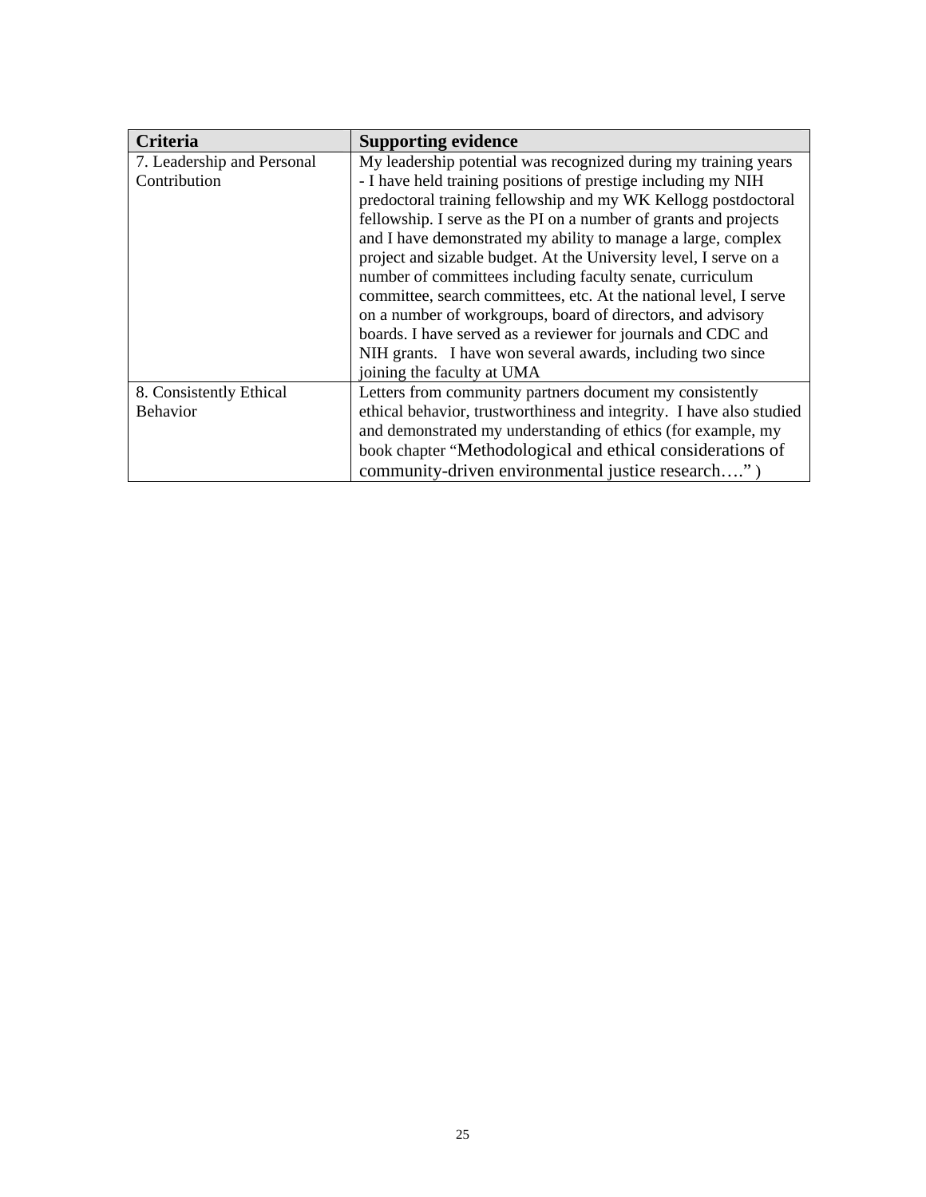| Criteria | Supporting evidence |
| --- | --- |
| 7. Leadership and Personal Contribution | My leadership potential was recognized during my training years - I have held training positions of prestige including my NIH predoctoral training fellowship and my WK Kellogg postdoctoral fellowship. I serve as the PI on a number of grants and projects and I have demonstrated my ability to manage a large, complex project and sizable budget. At the University level, I serve on a number of committees including faculty senate, curriculum committee, search committees, etc. At the national level, I serve on a number of workgroups, board of directors, and advisory boards. I have served as a reviewer for journals and CDC and NIH grants. I have won several awards, including two since joining the faculty at UMA |
| 8. Consistently Ethical Behavior | Letters from community partners document my consistently ethical behavior, trustworthiness and integrity. I have also studied and demonstrated my understanding of ethics (for example, my book chapter "Methodological and ethical considerations of community-driven environmental justice research…." ) |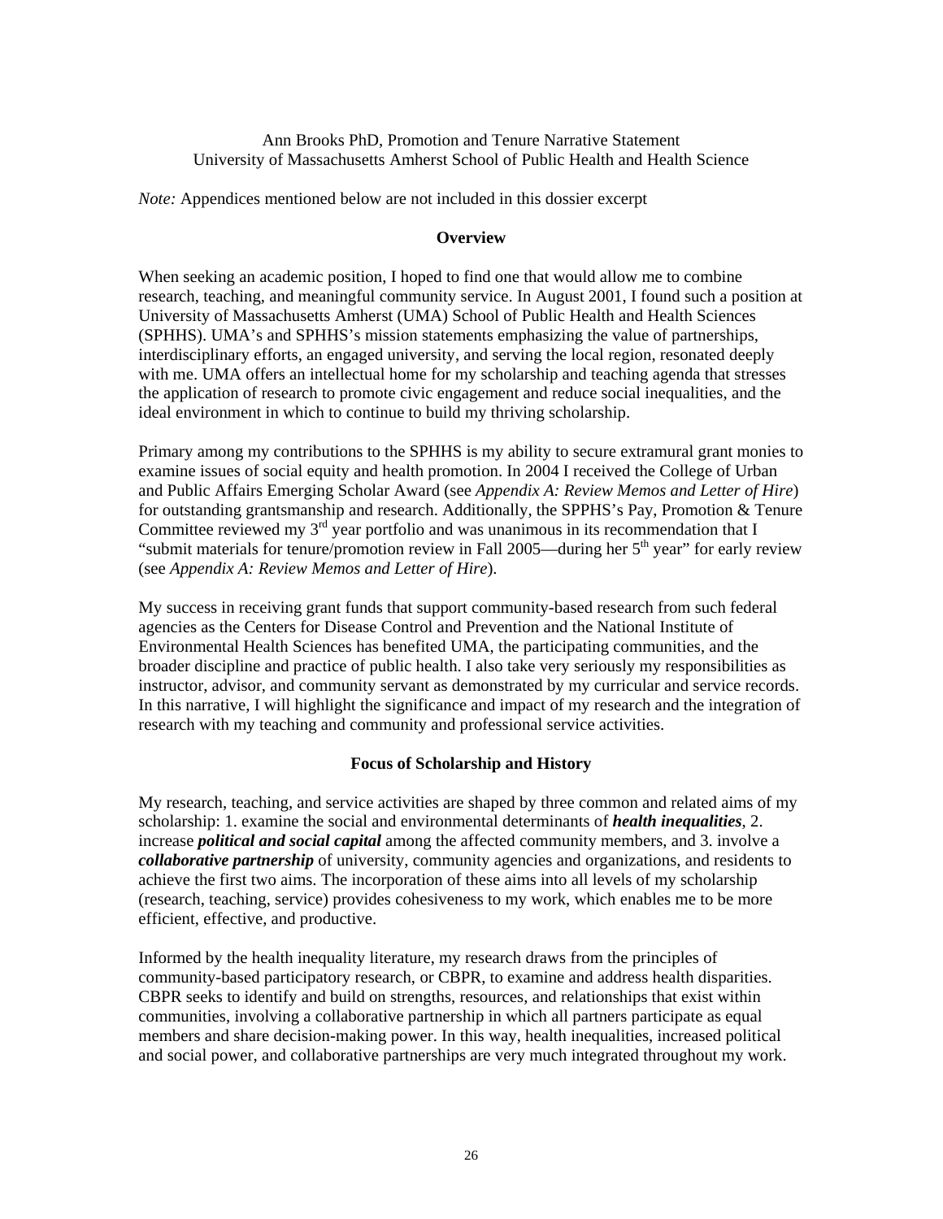Ann Brooks PhD, Promotion and Tenure Narrative Statement
University of Massachusetts Amherst School of Public Health and Health Science

*Note:* Appendices mentioned below are not included in this dossier excerpt

## Overview

When seeking an academic position, I hoped to find one that would allow me to combine research, teaching, and meaningful community service. In August 2001, I found such a position at University of Massachusetts Amherst (UMA) School of Public Health and Health Sciences (SPHHS). UMA's and SPHHS's mission statements emphasizing the value of partnerships, interdisciplinary efforts, an engaged university, and serving the local region, resonated deeply with me. UMA offers an intellectual home for my scholarship and teaching agenda that stresses the application of research to promote civic engagement and reduce social inequalities, and the ideal environment in which to continue to build my thriving scholarship.

Primary among my contributions to the SPHHS is my ability to secure extramural grant monies to examine issues of social equity and health promotion. In 2004 I received the College of Urban and Public Affairs Emerging Scholar Award (see *Appendix A: Review Memos and Letter of Hire*) for outstanding grantsmanship and research. Additionally, the SPPHS's Pay, Promotion & Tenure Committee reviewed my 3rd year portfolio and was unanimous in its recommendation that I "submit materials for tenure/promotion review in Fall 2005—during her 5th year" for early review (see *Appendix A: Review Memos and Letter of Hire*).

My success in receiving grant funds that support community-based research from such federal agencies as the Centers for Disease Control and Prevention and the National Institute of Environmental Health Sciences has benefited UMA, the participating communities, and the broader discipline and practice of public health. I also take very seriously my responsibilities as instructor, advisor, and community servant as demonstrated by my curricular and service records. In this narrative, I will highlight the significance and impact of my research and the integration of research with my teaching and community and professional service activities.

## Focus of Scholarship and History

My research, teaching, and service activities are shaped by three common and related aims of my scholarship: 1. examine the social and environmental determinants of ***health inequalities***, 2. increase ***political and social capital*** among the affected community members, and 3. involve a ***collaborative partnership*** of university, community agencies and organizations, and residents to achieve the first two aims. The incorporation of these aims into all levels of my scholarship (research, teaching, service) provides cohesiveness to my work, which enables me to be more efficient, effective, and productive.

Informed by the health inequality literature, my research draws from the principles of community-based participatory research, or CBPR, to examine and address health disparities. CBPR seeks to identify and build on strengths, resources, and relationships that exist within communities, involving a collaborative partnership in which all partners participate as equal members and share decision-making power. In this way, health inequalities, increased political and social power, and collaborative partnerships are very much integrated throughout my work.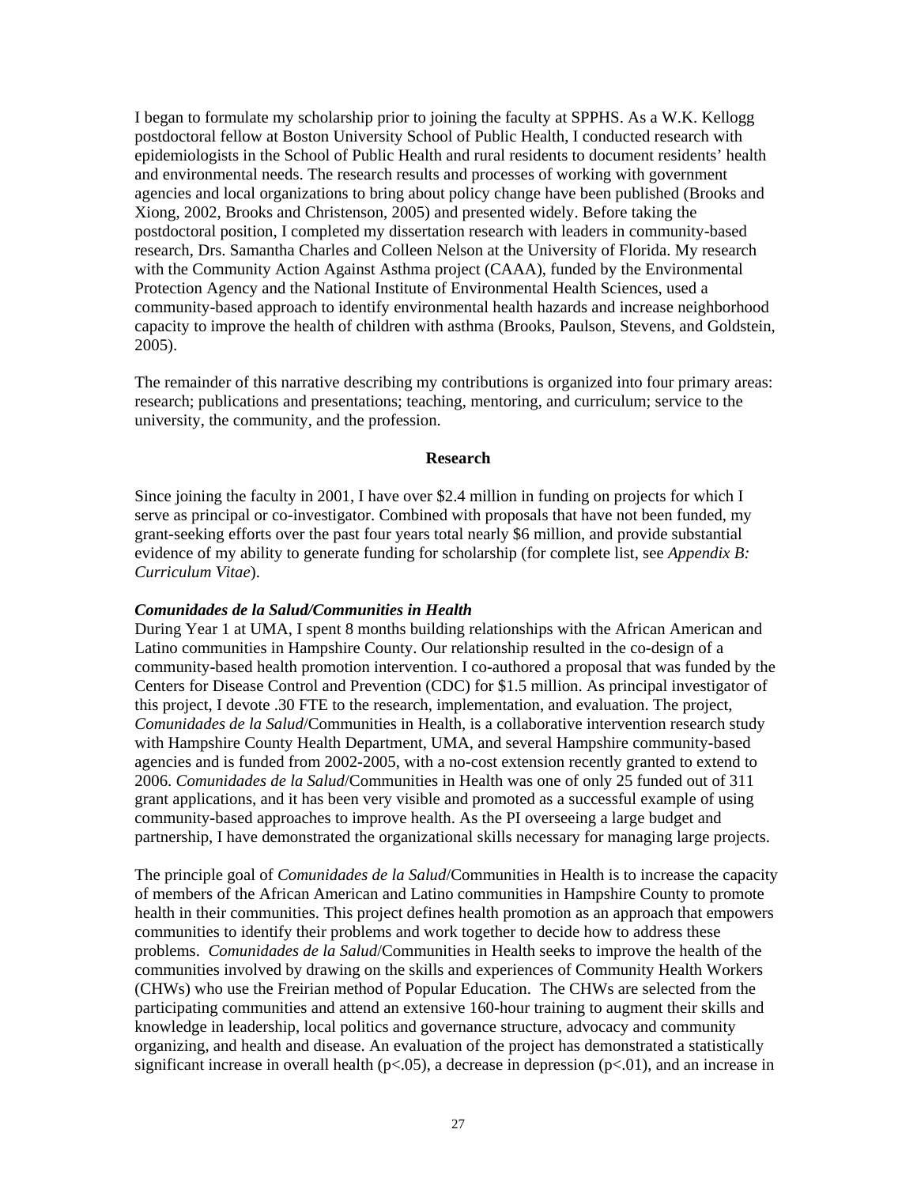I began to formulate my scholarship prior to joining the faculty at SPPHS. As a W.K. Kellogg postdoctoral fellow at Boston University School of Public Health, I conducted research with epidemiologists in the School of Public Health and rural residents to document residents' health and environmental needs. The research results and processes of working with government agencies and local organizations to bring about policy change have been published (Brooks and Xiong, 2002, Brooks and Christenson, 2005) and presented widely. Before taking the postdoctoral position, I completed my dissertation research with leaders in community-based research, Drs. Samantha Charles and Colleen Nelson at the University of Florida. My research with the Community Action Against Asthma project (CAAA), funded by the Environmental Protection Agency and the National Institute of Environmental Health Sciences, used a community-based approach to identify environmental health hazards and increase neighborhood capacity to improve the health of children with asthma (Brooks, Paulson, Stevens, and Goldstein, 2005).

The remainder of this narrative describing my contributions is organized into four primary areas: research; publications and presentations; teaching, mentoring, and curriculum; service to the university, the community, and the profession.

## Research

Since joining the faculty in 2001, I have over $2.4 million in funding on projects for which I serve as principal or co-investigator. Combined with proposals that have not been funded, my grant-seeking efforts over the past four years total nearly $6 million, and provide substantial evidence of my ability to generate funding for scholarship (for complete list, see *Appendix B: Curriculum Vitae*).

### *Comunidades de la Salud/Communities in Health*

During Year 1 at UMA, I spent 8 months building relationships with the African American and Latino communities in Hampshire County. Our relationship resulted in the co-design of a community-based health promotion intervention. I co-authored a proposal that was funded by the Centers for Disease Control and Prevention (CDC) for $1.5 million. As principal investigator of this project, I devote .30 FTE to the research, implementation, and evaluation. The project, *Comunidades de la Salud*/Communities in Health, is a collaborative intervention research study with Hampshire County Health Department, UMA, and several Hampshire community-based agencies and is funded from 2002-2005, with a no-cost extension recently granted to extend to 2006. *Comunidades de la Salud*/Communities in Health was one of only 25 funded out of 311 grant applications, and it has been very visible and promoted as a successful example of using community-based approaches to improve health. As the PI overseeing a large budget and partnership, I have demonstrated the organizational skills necessary for managing large projects.

The principle goal of *Comunidades de la Salud*/Communities in Health is to increase the capacity of members of the African American and Latino communities in Hampshire County to promote health in their communities. This project defines health promotion as an approach that empowers communities to identify their problems and work together to decide how to address these problems. *Comunidades de la Salud*/Communities in Health seeks to improve the health of the communities involved by drawing on the skills and experiences of Community Health Workers (CHWs) who use the Freirian method of Popular Education. The CHWs are selected from the participating communities and attend an extensive 160-hour training to augment their skills and knowledge in leadership, local politics and governance structure, advocacy and community organizing, and health and disease. An evaluation of the project has demonstrated a statistically significant increase in overall health ($p<.05$), a decrease in depression ($p<.01$), and an increase in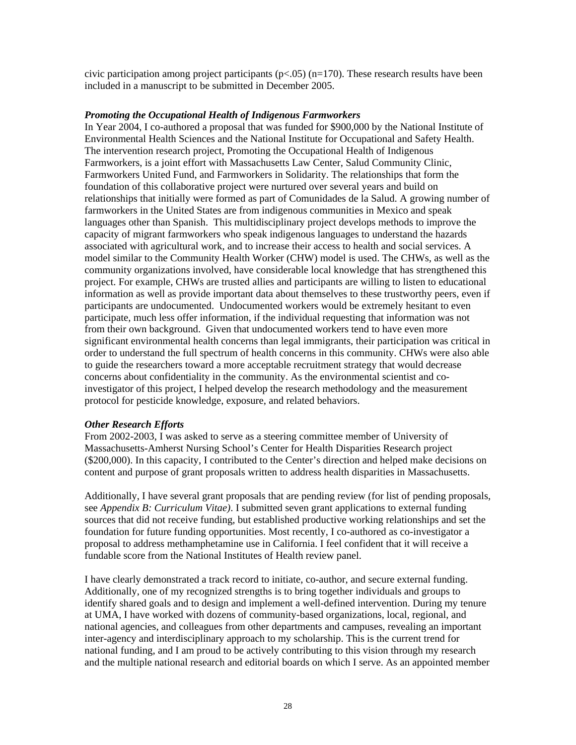civic participation among project participants ($p<.05$) ($n=170$). These research results have been included in a manuscript to be submitted in December 2005.

***Promoting the Occupational Health of Indigenous Farmworkers***

In Year 2004, I co-authored a proposal that was funded for $900,000 by the National Institute of Environmental Health Sciences and the National Institute for Occupational and Safety Health. The intervention research project, Promoting the Occupational Health of Indigenous Farmworkers, is a joint effort with Massachusetts Law Center, Salud Community Clinic, Farmworkers United Fund, and Farmworkers in Solidarity. The relationships that form the foundation of this collaborative project were nurtured over several years and build on relationships that initially were formed as part of Comunidades de la Salud. A growing number of farmworkers in the United States are from indigenous communities in Mexico and speak languages other than Spanish. This multidisciplinary project develops methods to improve the capacity of migrant farmworkers who speak indigenous languages to understand the hazards associated with agricultural work, and to increase their access to health and social services. A model similar to the Community Health Worker (CHW) model is used. The CHWs, as well as the community organizations involved, have considerable local knowledge that has strengthened this project. For example, CHWs are trusted allies and participants are willing to listen to educational information as well as provide important data about themselves to these trustworthy peers, even if participants are undocumented. Undocumented workers would be extremely hesitant to even participate, much less offer information, if the individual requesting that information was not from their own background. Given that undocumented workers tend to have even more significant environmental health concerns than legal immigrants, their participation was critical in order to understand the full spectrum of health concerns in this community. CHWs were also able to guide the researchers toward a more acceptable recruitment strategy that would decrease concerns about confidentiality in the community. As the environmental scientist and co-investigator of this project, I helped develop the research methodology and the measurement protocol for pesticide knowledge, exposure, and related behaviors.

***Other Research Efforts***

From 2002-2003, I was asked to serve as a steering committee member of University of Massachusetts-Amherst Nursing School's Center for Health Disparities Research project ($200,000). In this capacity, I contributed to the Center's direction and helped make decisions on content and purpose of grant proposals written to address health disparities in Massachusetts.

Additionally, I have several grant proposals that are pending review (for list of pending proposals, see *Appendix B: Curriculum Vitae)*. I submitted seven grant applications to external funding sources that did not receive funding, but established productive working relationships and set the foundation for future funding opportunities. Most recently, I co-authored as co-investigator a proposal to address methamphetamine use in California. I feel confident that it will receive a fundable score from the National Institutes of Health review panel.

I have clearly demonstrated a track record to initiate, co-author, and secure external funding. Additionally, one of my recognized strengths is to bring together individuals and groups to identify shared goals and to design and implement a well-defined intervention. During my tenure at UMA, I have worked with dozens of community-based organizations, local, regional, and national agencies, and colleagues from other departments and campuses, revealing an important inter-agency and interdisciplinary approach to my scholarship. This is the current trend for national funding, and I am proud to be actively contributing to this vision through my research and the multiple national research and editorial boards on which I serve. As an appointed member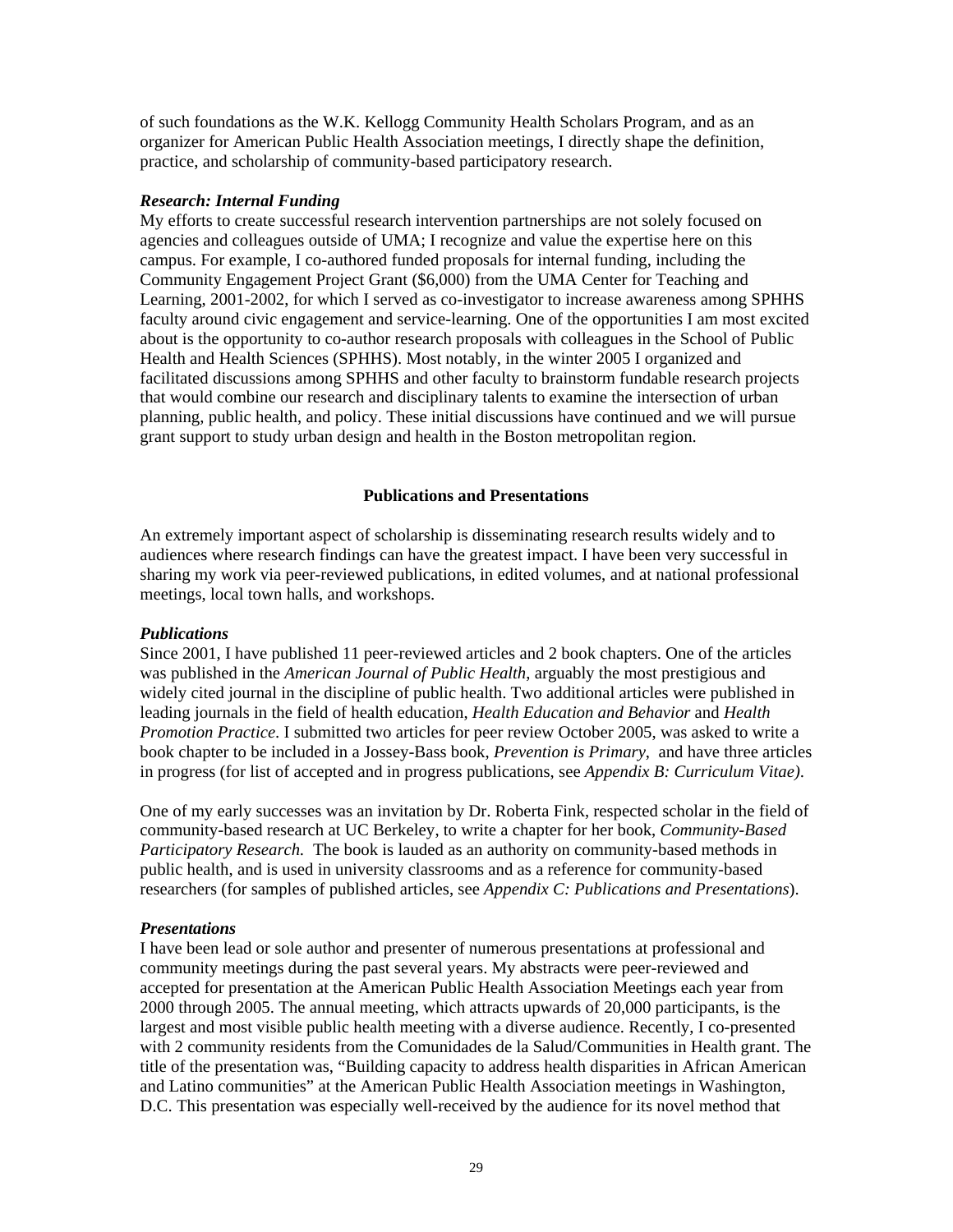of such foundations as the W.K. Kellogg Community Health Scholars Program, and as an organizer for American Public Health Association meetings, I directly shape the definition, practice, and scholarship of community-based participatory research.

***Research: Internal Funding***

My efforts to create successful research intervention partnerships are not solely focused on agencies and colleagues outside of UMA; I recognize and value the expertise here on this campus. For example, I co-authored funded proposals for internal funding, including the Community Engagement Project Grant ($6,000) from the UMA Center for Teaching and Learning, 2001-2002, for which I served as co-investigator to increase awareness among SPHHS faculty around civic engagement and service-learning. One of the opportunities I am most excited about is the opportunity to co-author research proposals with colleagues in the School of Public Health and Health Sciences (SPHHS). Most notably, in the winter 2005 I organized and facilitated discussions among SPHHS and other faculty to brainstorm fundable research projects that would combine our research and disciplinary talents to examine the intersection of urban planning, public health, and policy. These initial discussions have continued and we will pursue grant support to study urban design and health in the Boston metropolitan region.

**Publications and Presentations**

An extremely important aspect of scholarship is disseminating research results widely and to audiences where research findings can have the greatest impact. I have been very successful in sharing my work via peer-reviewed publications, in edited volumes, and at national professional meetings, local town halls, and workshops.

***Publications***

Since 2001, I have published 11 peer-reviewed articles and 2 book chapters. One of the articles was published in the *American Journal of Public Health*, arguably the most prestigious and widely cited journal in the discipline of public health. Two additional articles were published in leading journals in the field of health education, *Health Education and Behavior* and *Health Promotion Practice*. I submitted two articles for peer review October 2005, was asked to write a book chapter to be included in a Jossey-Bass book, *Prevention is Primary*, and have three articles in progress (for list of accepted and in progress publications, see *Appendix B: Curriculum Vitae)*.

One of my early successes was an invitation by Dr. Roberta Fink, respected scholar in the field of community-based research at UC Berkeley, to write a chapter for her book, *Community-Based Participatory Research.* The book is lauded as an authority on community-based methods in public health, and is used in university classrooms and as a reference for community-based researchers (for samples of published articles, see *Appendix C: Publications and Presentations*).

***Presentations***

I have been lead or sole author and presenter of numerous presentations at professional and community meetings during the past several years. My abstracts were peer-reviewed and accepted for presentation at the American Public Health Association Meetings each year from 2000 through 2005. The annual meeting, which attracts upwards of 20,000 participants, is the largest and most visible public health meeting with a diverse audience. Recently, I co-presented with 2 community residents from the Comunidades de la Salud/Communities in Health grant. The title of the presentation was, "Building capacity to address health disparities in African American and Latino communities" at the American Public Health Association meetings in Washington, D.C. This presentation was especially well-received by the audience for its novel method that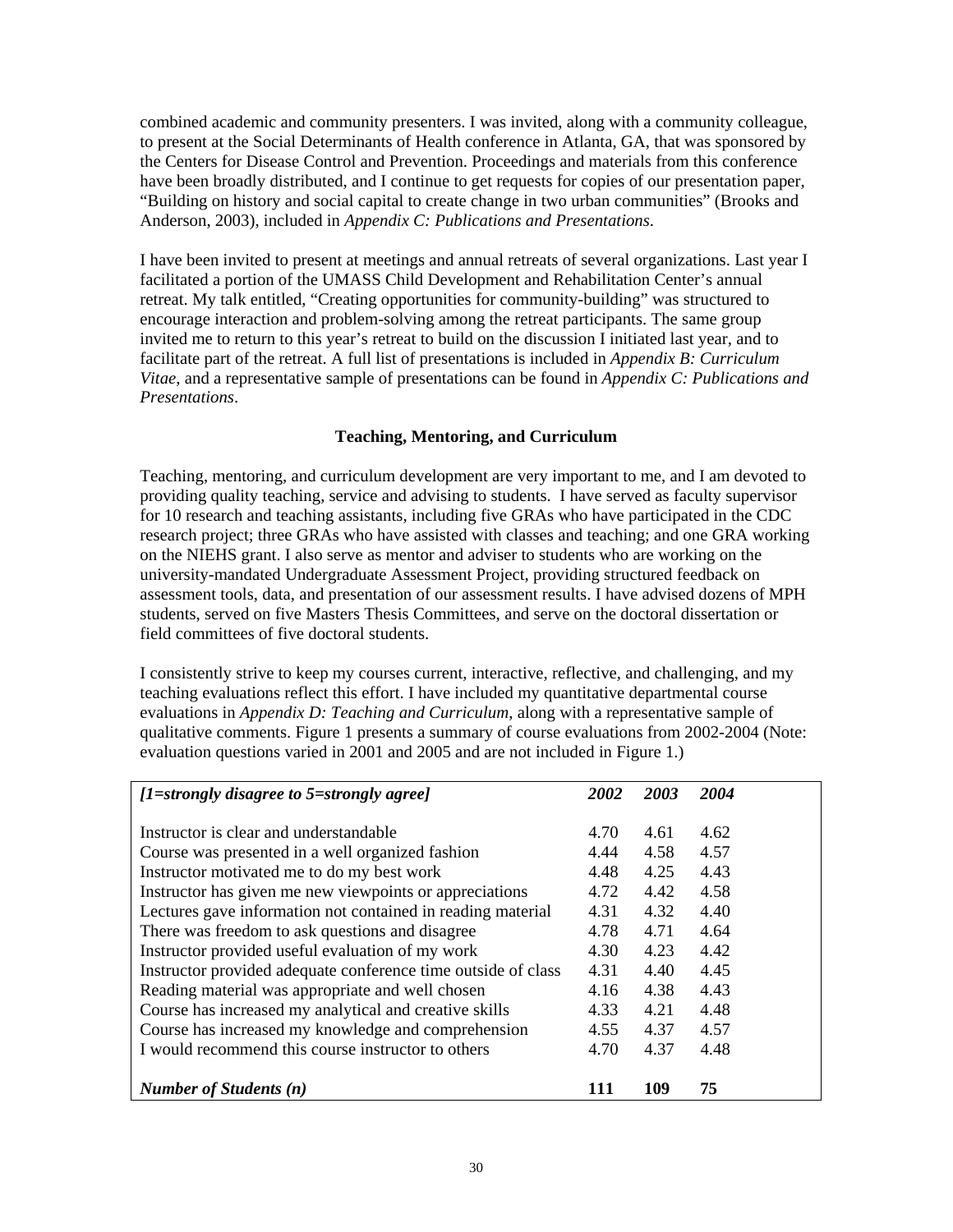combined academic and community presenters. I was invited, along with a community colleague, to present at the Social Determinants of Health conference in Atlanta, GA, that was sponsored by the Centers for Disease Control and Prevention. Proceedings and materials from this conference have been broadly distributed, and I continue to get requests for copies of our presentation paper, "Building on history and social capital to create change in two urban communities" (Brooks and Anderson, 2003), included in *Appendix C: Publications and Presentations*.

I have been invited to present at meetings and annual retreats of several organizations. Last year I facilitated a portion of the UMASS Child Development and Rehabilitation Center's annual retreat. My talk entitled, "Creating opportunities for community-building" was structured to encourage interaction and problem-solving among the retreat participants. The same group invited me to return to this year's retreat to build on the discussion I initiated last year, and to facilitate part of the retreat. A full list of presentations is included in *Appendix B: Curriculum Vitae*, and a representative sample of presentations can be found in *Appendix C: Publications and Presentations*.

### Teaching, Mentoring, and Curriculum

Teaching, mentoring, and curriculum development are very important to me, and I am devoted to providing quality teaching, service and advising to students. I have served as faculty supervisor for 10 research and teaching assistants, including five GRAs who have participated in the CDC research project; three GRAs who have assisted with classes and teaching; and one GRA working on the NIEHS grant. I also serve as mentor and adviser to students who are working on the university-mandated Undergraduate Assessment Project, providing structured feedback on assessment tools, data, and presentation of our assessment results. I have advised dozens of MPH students, served on five Masters Thesis Committees, and serve on the doctoral dissertation or field committees of five doctoral students.

I consistently strive to keep my courses current, interactive, reflective, and challenging, and my teaching evaluations reflect this effort. I have included my quantitative departmental course evaluations in *Appendix D: Teaching and Curriculum*, along with a representative sample of qualitative comments. Figure 1 presents a summary of course evaluations from 2002-2004 (Note: evaluation questions varied in 2001 and 2005 and are not included in Figure 1.)

| *[1=strongly disagree to 5=strongly agree]* | *2002* | *2003* | *2004* |
|---|---|---|---|
| Instructor is clear and understandable | 4.70 | 4.61 | 4.62 |
| Course was presented in a well organized fashion | 4.44 | 4.58 | 4.57 |
| Instructor motivated me to do my best work | 4.48 | 4.25 | 4.43 |
| Instructor has given me new viewpoints or appreciations | 4.72 | 4.42 | 4.58 |
| Lectures gave information not contained in reading material | 4.31 | 4.32 | 4.40 |
| There was freedom to ask questions and disagree | 4.78 | 4.71 | 4.64 |
| Instructor provided useful evaluation of my work | 4.30 | 4.23 | 4.42 |
| Instructor provided adequate conference time outside of class | 4.31 | 4.40 | 4.45 |
| Reading material was appropriate and well chosen | 4.16 | 4.38 | 4.43 |
| Course has increased my analytical and creative skills | 4.33 | 4.21 | 4.48 |
| Course has increased my knowledge and comprehension | 4.55 | 4.37 | 4.57 |
| I would recommend this course instructor to others | 4.70 | 4.37 | 4.48 |
| ***Number of Students (n)*** | **111** | **109** | **75** |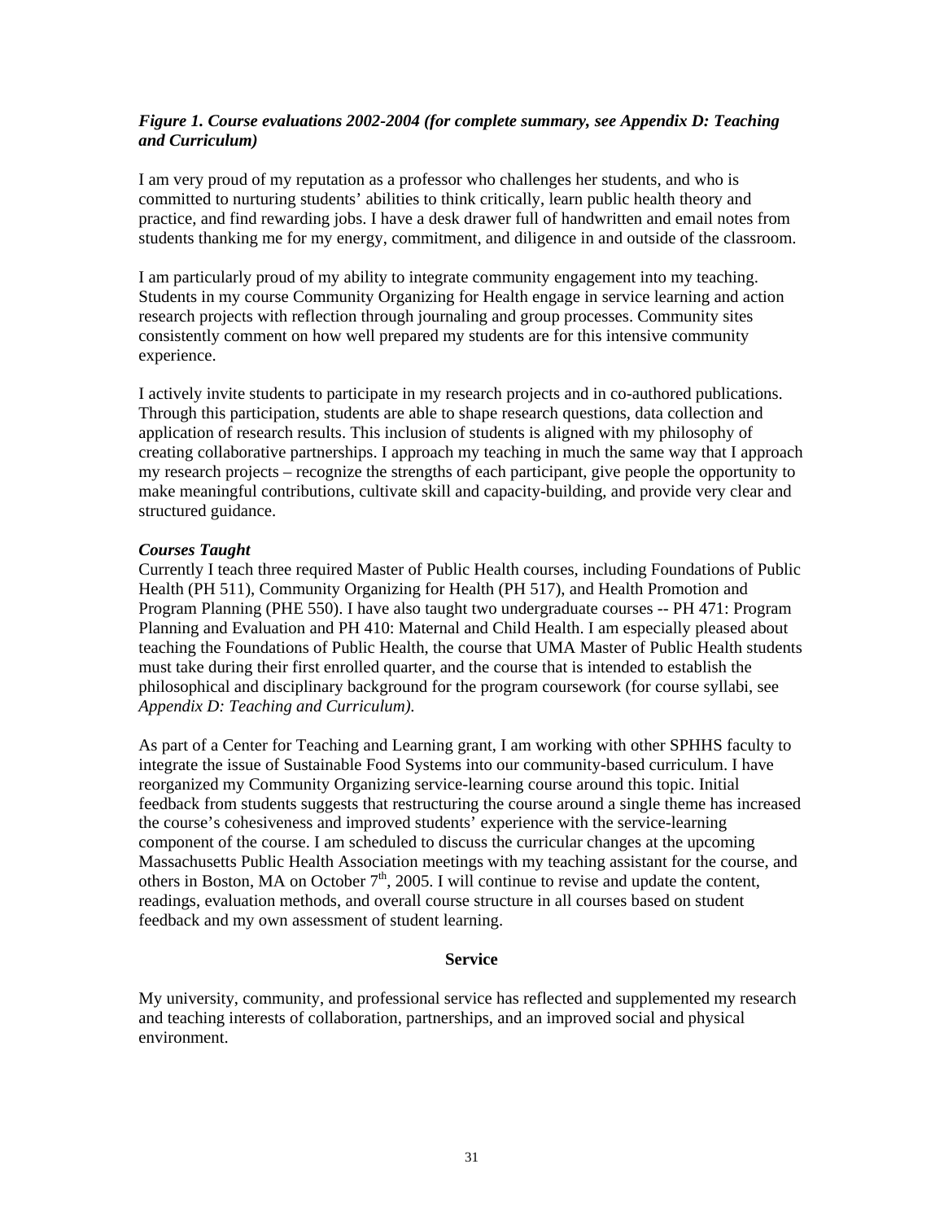***Figure 1. Course evaluations 2002-2004 (for complete summary, see Appendix D: Teaching and Curriculum)***

I am very proud of my reputation as a professor who challenges her students, and who is committed to nurturing students' abilities to think critically, learn public health theory and practice, and find rewarding jobs. I have a desk drawer full of handwritten and email notes from students thanking me for my energy, commitment, and diligence in and outside of the classroom.

I am particularly proud of my ability to integrate community engagement into my teaching. Students in my course Community Organizing for Health engage in service learning and action research projects with reflection through journaling and group processes. Community sites consistently comment on how well prepared my students are for this intensive community experience.

I actively invite students to participate in my research projects and in co-authored publications. Through this participation, students are able to shape research questions, data collection and application of research results. This inclusion of students is aligned with my philosophy of creating collaborative partnerships. I approach my teaching in much the same way that I approach my research projects – recognize the strengths of each participant, give people the opportunity to make meaningful contributions, cultivate skill and capacity-building, and provide very clear and structured guidance.

***Courses Taught***

Currently I teach three required Master of Public Health courses, including Foundations of Public Health (PH 511), Community Organizing for Health (PH 517), and Health Promotion and Program Planning (PHE 550). I have also taught two undergraduate courses -- PH 471: Program Planning and Evaluation and PH 410: Maternal and Child Health. I am especially pleased about teaching the Foundations of Public Health, the course that UMA Master of Public Health students must take during their first enrolled quarter, and the course that is intended to establish the philosophical and disciplinary background for the program coursework (for course syllabi, see *Appendix D: Teaching and Curriculum)*.

As part of a Center for Teaching and Learning grant, I am working with other SPHHS faculty to integrate the issue of Sustainable Food Systems into our community-based curriculum. I have reorganized my Community Organizing service-learning course around this topic. Initial feedback from students suggests that restructuring the course around a single theme has increased the course's cohesiveness and improved students' experience with the service-learning component of the course. I am scheduled to discuss the curricular changes at the upcoming Massachusetts Public Health Association meetings with my teaching assistant for the course, and others in Boston, MA on October 7th, 2005. I will continue to revise and update the content, readings, evaluation methods, and overall course structure in all courses based on student feedback and my own assessment of student learning.

## Service

My university, community, and professional service has reflected and supplemented my research and teaching interests of collaboration, partnerships, and an improved social and physical environment.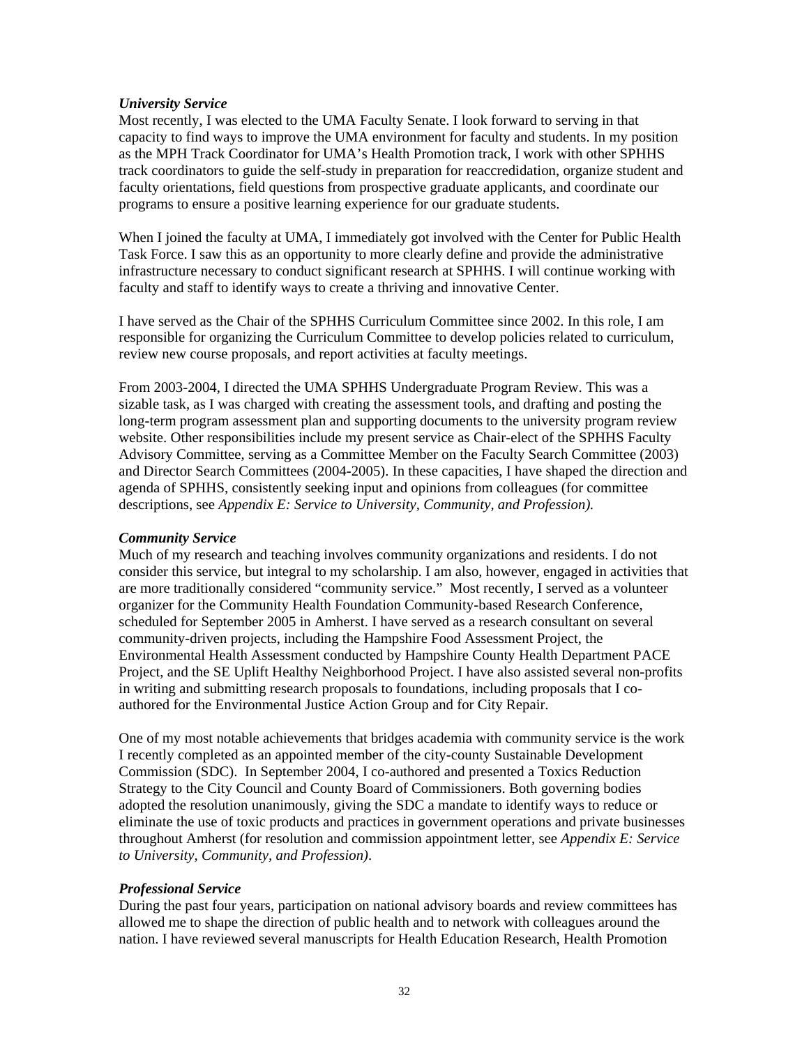***University Service***

Most recently, I was elected to the UMA Faculty Senate. I look forward to serving in that capacity to find ways to improve the UMA environment for faculty and students. In my position as the MPH Track Coordinator for UMA's Health Promotion track, I work with other SPHHS track coordinators to guide the self-study in preparation for reaccredidation, organize student and faculty orientations, field questions from prospective graduate applicants, and coordinate our programs to ensure a positive learning experience for our graduate students.

When I joined the faculty at UMA, I immediately got involved with the Center for Public Health Task Force. I saw this as an opportunity to more clearly define and provide the administrative infrastructure necessary to conduct significant research at SPHHS. I will continue working with faculty and staff to identify ways to create a thriving and innovative Center.

I have served as the Chair of the SPHHS Curriculum Committee since 2002. In this role, I am responsible for organizing the Curriculum Committee to develop policies related to curriculum, review new course proposals, and report activities at faculty meetings.

From 2003-2004, I directed the UMA SPHHS Undergraduate Program Review. This was a sizable task, as I was charged with creating the assessment tools, and drafting and posting the long-term program assessment plan and supporting documents to the university program review website. Other responsibilities include my present service as Chair-elect of the SPHHS Faculty Advisory Committee, serving as a Committee Member on the Faculty Search Committee (2003) and Director Search Committees (2004-2005). In these capacities, I have shaped the direction and agenda of SPHHS, consistently seeking input and opinions from colleagues (for committee descriptions, see *Appendix E: Service to University, Community, and Profession).*

***Community Service***

Much of my research and teaching involves community organizations and residents. I do not consider this service, but integral to my scholarship. I am also, however, engaged in activities that are more traditionally considered "community service." Most recently, I served as a volunteer organizer for the Community Health Foundation Community-based Research Conference, scheduled for September 2005 in Amherst. I have served as a research consultant on several community-driven projects, including the Hampshire Food Assessment Project, the Environmental Health Assessment conducted by Hampshire County Health Department PACE Project, and the SE Uplift Healthy Neighborhood Project. I have also assisted several non-profits in writing and submitting research proposals to foundations, including proposals that I co-authored for the Environmental Justice Action Group and for City Repair.

One of my most notable achievements that bridges academia with community service is the work I recently completed as an appointed member of the city-county Sustainable Development Commission (SDC). In September 2004, I co-authored and presented a Toxics Reduction Strategy to the City Council and County Board of Commissioners. Both governing bodies adopted the resolution unanimously, giving the SDC a mandate to identify ways to reduce or eliminate the use of toxic products and practices in government operations and private businesses throughout Amherst (for resolution and commission appointment letter, see *Appendix E: Service to University, Community, and Profession)*.

***Professional Service***

During the past four years, participation on national advisory boards and review committees has allowed me to shape the direction of public health and to network with colleagues around the nation. I have reviewed several manuscripts for Health Education Research, Health Promotion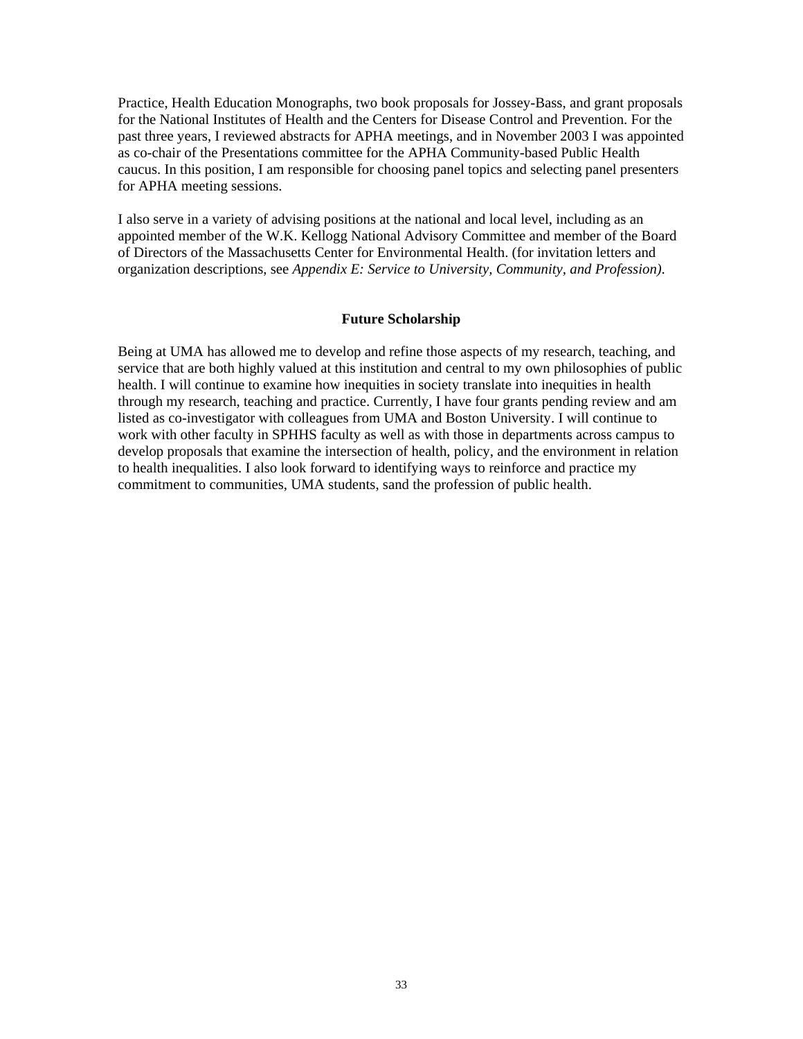Practice, Health Education Monographs, two book proposals for Jossey-Bass, and grant proposals for the National Institutes of Health and the Centers for Disease Control and Prevention. For the past three years, I reviewed abstracts for APHA meetings, and in November 2003 I was appointed as co-chair of the Presentations committee for the APHA Community-based Public Health caucus. In this position, I am responsible for choosing panel topics and selecting panel presenters for APHA meeting sessions.

I also serve in a variety of advising positions at the national and local level, including as an appointed member of the W.K. Kellogg National Advisory Committee and member of the Board of Directors of the Massachusetts Center for Environmental Health. (for invitation letters and organization descriptions, see *Appendix E: Service to University, Community, and Profession).*

## Future Scholarship

Being at UMA has allowed me to develop and refine those aspects of my research, teaching, and service that are both highly valued at this institution and central to my own philosophies of public health. I will continue to examine how inequities in society translate into inequities in health through my research, teaching and practice. Currently, I have four grants pending review and am listed as co-investigator with colleagues from UMA and Boston University. I will continue to work with other faculty in SPHHS faculty as well as with those in departments across campus to develop proposals that examine the intersection of health, policy, and the environment in relation to health inequalities. I also look forward to identifying ways to reinforce and practice my commitment to communities, UMA students, sand the profession of public health.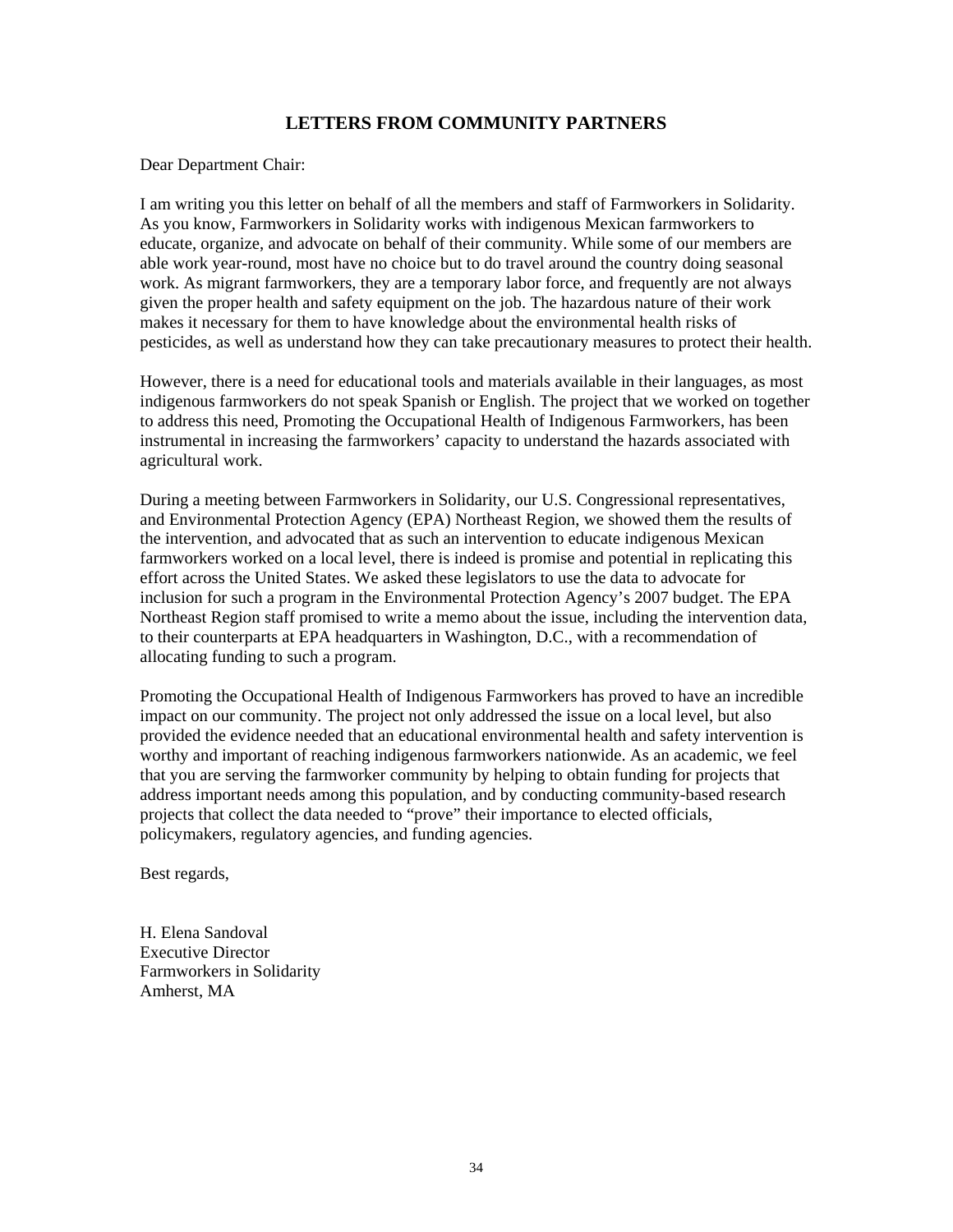## LETTERS FROM COMMUNITY PARTNERS

Dear Department Chair:

I am writing you this letter on behalf of all the members and staff of Farmworkers in Solidarity. As you know, Farmworkers in Solidarity works with indigenous Mexican farmworkers to educate, organize, and advocate on behalf of their community. While some of our members are able work year-round, most have no choice but to do travel around the country doing seasonal work. As migrant farmworkers, they are a temporary labor force, and frequently are not always given the proper health and safety equipment on the job. The hazardous nature of their work makes it necessary for them to have knowledge about the environmental health risks of pesticides, as well as understand how they can take precautionary measures to protect their health.

However, there is a need for educational tools and materials available in their languages, as most indigenous farmworkers do not speak Spanish or English. The project that we worked on together to address this need, Promoting the Occupational Health of Indigenous Farmworkers, has been instrumental in increasing the farmworkers' capacity to understand the hazards associated with agricultural work.

During a meeting between Farmworkers in Solidarity, our U.S. Congressional representatives, and Environmental Protection Agency (EPA) Northeast Region, we showed them the results of the intervention, and advocated that as such an intervention to educate indigenous Mexican farmworkers worked on a local level, there is indeed is promise and potential in replicating this effort across the United States. We asked these legislators to use the data to advocate for inclusion for such a program in the Environmental Protection Agency's 2007 budget. The EPA Northeast Region staff promised to write a memo about the issue, including the intervention data, to their counterparts at EPA headquarters in Washington, D.C., with a recommendation of allocating funding to such a program.

Promoting the Occupational Health of Indigenous Farmworkers has proved to have an incredible impact on our community. The project not only addressed the issue on a local level, but also provided the evidence needed that an educational environmental health and safety intervention is worthy and important of reaching indigenous farmworkers nationwide. As an academic, we feel that you are serving the farmworker community by helping to obtain funding for projects that address important needs among this population, and by conducting community-based research projects that collect the data needed to "prove" their importance to elected officials, policymakers, regulatory agencies, and funding agencies.

Best regards,

H. Elena Sandoval
Executive Director
Farmworkers in Solidarity
Amherst, MA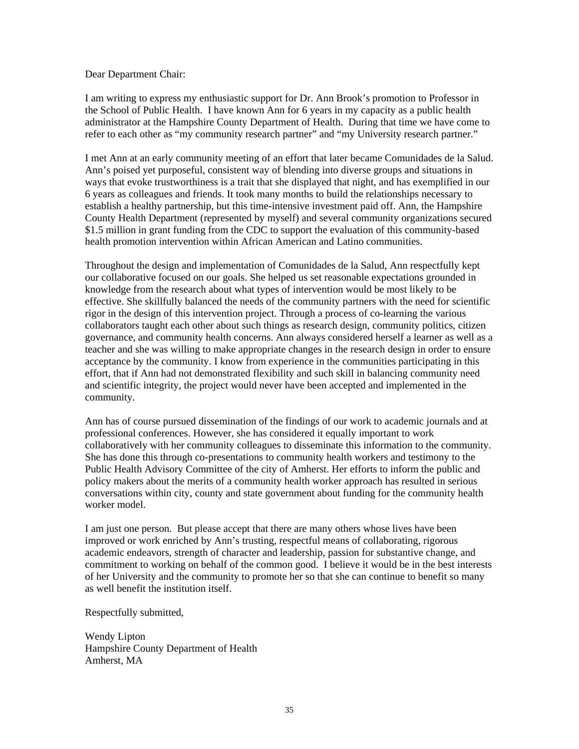Dear Department Chair:

I am writing to express my enthusiastic support for Dr. Ann Brook's promotion to Professor in the School of Public Health. I have known Ann for 6 years in my capacity as a public health administrator at the Hampshire County Department of Health. During that time we have come to refer to each other as "my community research partner" and "my University research partner."

I met Ann at an early community meeting of an effort that later became Comunidades de la Salud. Ann's poised yet purposeful, consistent way of blending into diverse groups and situations in ways that evoke trustworthiness is a trait that she displayed that night, and has exemplified in our 6 years as colleagues and friends. It took many months to build the relationships necessary to establish a healthy partnership, but this time-intensive investment paid off. Ann, the Hampshire County Health Department (represented by myself) and several community organizations secured $1.5 million in grant funding from the CDC to support the evaluation of this community-based health promotion intervention within African American and Latino communities.

Throughout the design and implementation of Comunidades de la Salud, Ann respectfully kept our collaborative focused on our goals. She helped us set reasonable expectations grounded in knowledge from the research about what types of intervention would be most likely to be effective. She skillfully balanced the needs of the community partners with the need for scientific rigor in the design of this intervention project. Through a process of co-learning the various collaborators taught each other about such things as research design, community politics, citizen governance, and community health concerns. Ann always considered herself a learner as well as a teacher and she was willing to make appropriate changes in the research design in order to ensure acceptance by the community. I know from experience in the communities participating in this effort, that if Ann had not demonstrated flexibility and such skill in balancing community need and scientific integrity, the project would never have been accepted and implemented in the community.

Ann has of course pursued dissemination of the findings of our work to academic journals and at professional conferences. However, she has considered it equally important to work collaboratively with her community colleagues to disseminate this information to the community. She has done this through co-presentations to community health workers and testimony to the Public Health Advisory Committee of the city of Amherst. Her efforts to inform the public and policy makers about the merits of a community health worker approach has resulted in serious conversations within city, county and state government about funding for the community health worker model.

I am just one person. But please accept that there are many others whose lives have been improved or work enriched by Ann's trusting, respectful means of collaborating, rigorous academic endeavors, strength of character and leadership, passion for substantive change, and commitment to working on behalf of the common good. I believe it would be in the best interests of her University and the community to promote her so that she can continue to benefit so many as well benefit the institution itself.

Respectfully submitted,

Wendy Lipton  
Hampshire County Department of Health  
Amherst, MA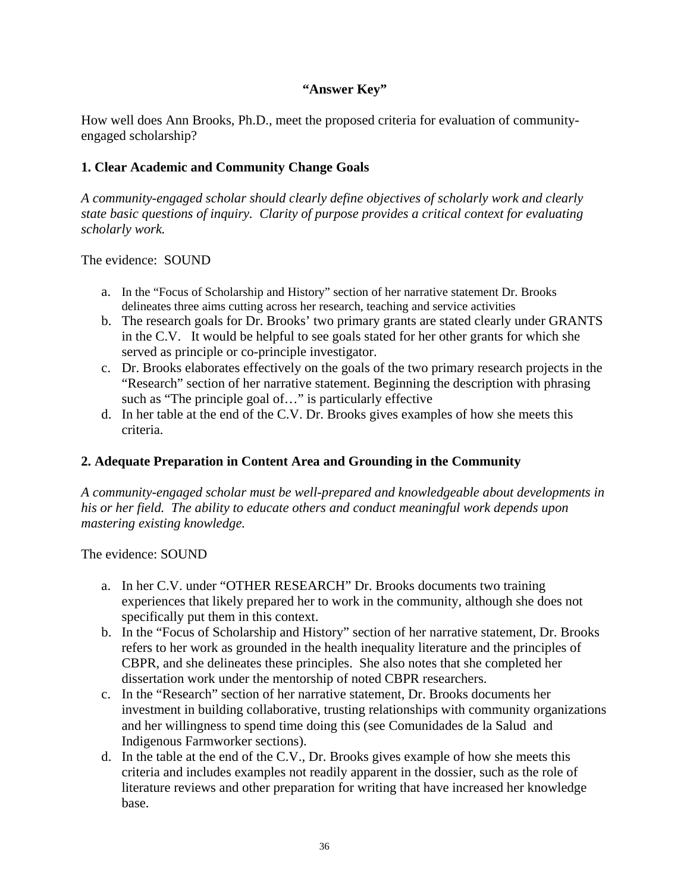**“Answer Key”**

How well does Ann Brooks, Ph.D., meet the proposed criteria for evaluation of community-engaged scholarship?

## 1. Clear Academic and Community Change Goals

*A community-engaged scholar should clearly define objectives of scholarly work and clearly state basic questions of inquiry. Clarity of purpose provides a critical context for evaluating scholarly work.*

The evidence: SOUND

a. In the “Focus of Scholarship and History” section of her narrative statement Dr. Brooks delineates three aims cutting across her research, teaching and service activities
b. The research goals for Dr. Brooks’ two primary grants are stated clearly under GRANTS in the C.V. It would be helpful to see goals stated for her other grants for which she served as principle or co-principle investigator.
c. Dr. Brooks elaborates effectively on the goals of the two primary research projects in the “Research” section of her narrative statement. Beginning the description with phrasing such as “The principle goal of…” is particularly effective
d. In her table at the end of the C.V. Dr. Brooks gives examples of how she meets this criteria.

## 2. Adequate Preparation in Content Area and Grounding in the Community

*A community-engaged scholar must be well-prepared and knowledgeable about developments in his or her field. The ability to educate others and conduct meaningful work depends upon mastering existing knowledge.*

The evidence: SOUND

a. In her C.V. under “OTHER RESEARCH” Dr. Brooks documents two training experiences that likely prepared her to work in the community, although she does not specifically put them in this context.
b. In the “Focus of Scholarship and History” section of her narrative statement, Dr. Brooks refers to her work as grounded in the health inequality literature and the principles of CBPR, and she delineates these principles. She also notes that she completed her dissertation work under the mentorship of noted CBPR researchers.
c. In the “Research” section of her narrative statement, Dr. Brooks documents her investment in building collaborative, trusting relationships with community organizations and her willingness to spend time doing this (see Comunidades de la Salud and Indigenous Farmworker sections).
d. In the table at the end of the C.V., Dr. Brooks gives example of how she meets this criteria and includes examples not readily apparent in the dossier, such as the role of literature reviews and other preparation for writing that have increased her knowledge base.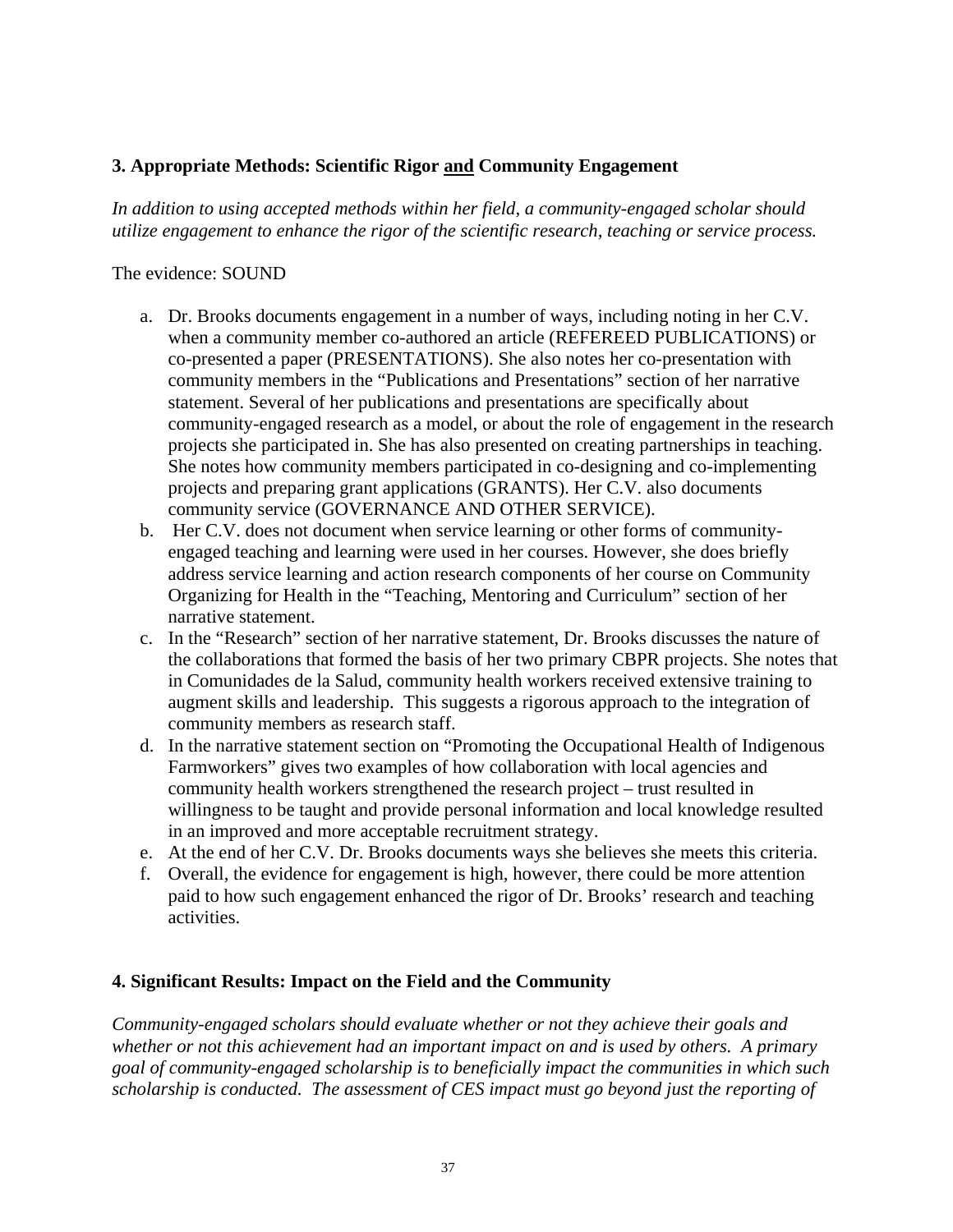### 3. Appropriate Methods: Scientific Rigor <u>and</u> Community Engagement

*In addition to using accepted methods within her field, a community-engaged scholar should utilize engagement to enhance the rigor of the scientific research, teaching or service process.*

The evidence: SOUND

a. Dr. Brooks documents engagement in a number of ways, including noting in her C.V. when a community member co-authored an article (REFEREED PUBLICATIONS) or co-presented a paper (PRESENTATIONS). She also notes her co-presentation with community members in the "Publications and Presentations" section of her narrative statement. Several of her publications and presentations are specifically about community-engaged research as a model, or about the role of engagement in the research projects she participated in. She has also presented on creating partnerships in teaching. She notes how community members participated in co-designing and co-implementing projects and preparing grant applications (GRANTS). Her C.V. also documents community service (GOVERNANCE AND OTHER SERVICE).
b. Her C.V. does not document when service learning or other forms of community-engaged teaching and learning were used in her courses. However, she does briefly address service learning and action research components of her course on Community Organizing for Health in the "Teaching, Mentoring and Curriculum" section of her narrative statement.
c. In the "Research" section of her narrative statement, Dr. Brooks discusses the nature of the collaborations that formed the basis of her two primary CBPR projects. She notes that in Comunidades de la Salud, community health workers received extensive training to augment skills and leadership. This suggests a rigorous approach to the integration of community members as research staff.
d. In the narrative statement section on "Promoting the Occupational Health of Indigenous Farmworkers" gives two examples of how collaboration with local agencies and community health workers strengthened the research project – trust resulted in willingness to be taught and provide personal information and local knowledge resulted in an improved and more acceptable recruitment strategy.
e. At the end of her C.V. Dr. Brooks documents ways she believes she meets this criteria.
f. Overall, the evidence for engagement is high, however, there could be more attention paid to how such engagement enhanced the rigor of Dr. Brooks' research and teaching activities.

### 4. Significant Results: Impact on the Field and the Community

*Community-engaged scholars should evaluate whether or not they achieve their goals and whether or not this achievement had an important impact on and is used by others. A primary goal of community-engaged scholarship is to beneficially impact the communities in which such scholarship is conducted. The assessment of CES impact must go beyond just the reporting of*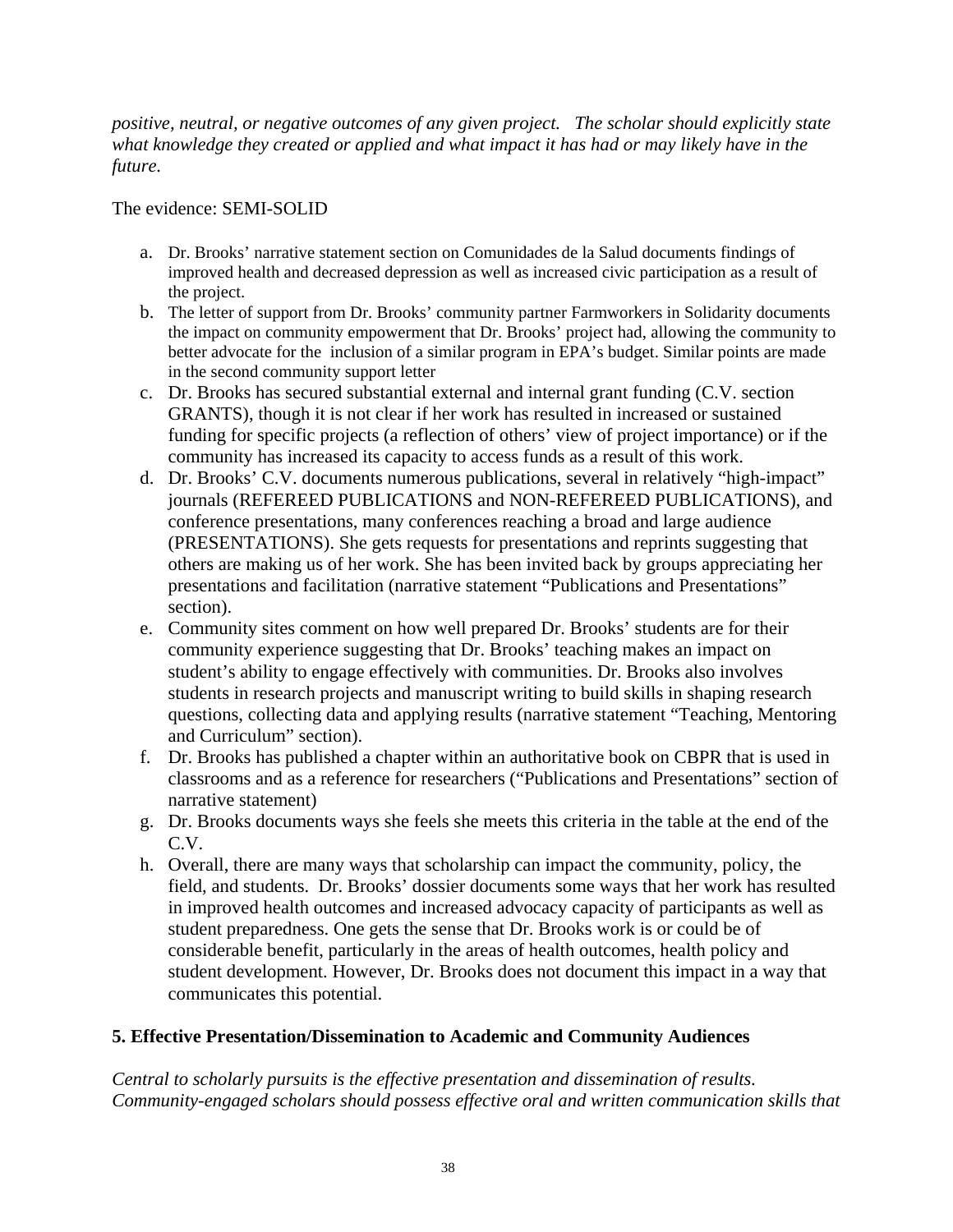*positive, neutral, or negative outcomes of any given project. The scholar should explicitly state what knowledge they created or applied and what impact it has had or may likely have in the future.*

The evidence: SEMI-SOLID

a. Dr. Brooks' narrative statement section on Comunidades de la Salud documents findings of improved health and decreased depression as well as increased civic participation as a result of the project.
b. The letter of support from Dr. Brooks' community partner Farmworkers in Solidarity documents the impact on community empowerment that Dr. Brooks' project had, allowing the community to better advocate for the inclusion of a similar program in EPA's budget. Similar points are made in the second community support letter
c. Dr. Brooks has secured substantial external and internal grant funding (C.V. section GRANTS), though it is not clear if her work has resulted in increased or sustained funding for specific projects (a reflection of others' view of project importance) or if the community has increased its capacity to access funds as a result of this work.
d. Dr. Brooks' C.V. documents numerous publications, several in relatively "high-impact" journals (REFEREED PUBLICATIONS and NON-REFEREED PUBLICATIONS), and conference presentations, many conferences reaching a broad and large audience (PRESENTATIONS). She gets requests for presentations and reprints suggesting that others are making us of her work. She has been invited back by groups appreciating her presentations and facilitation (narrative statement "Publications and Presentations" section).
e. Community sites comment on how well prepared Dr. Brooks' students are for their community experience suggesting that Dr. Brooks' teaching makes an impact on student's ability to engage effectively with communities. Dr. Brooks also involves students in research projects and manuscript writing to build skills in shaping research questions, collecting data and applying results (narrative statement "Teaching, Mentoring and Curriculum" section).
f. Dr. Brooks has published a chapter within an authoritative book on CBPR that is used in classrooms and as a reference for researchers ("Publications and Presentations" section of narrative statement)
g. Dr. Brooks documents ways she feels she meets this criteria in the table at the end of the C.V.
h. Overall, there are many ways that scholarship can impact the community, policy, the field, and students. Dr. Brooks' dossier documents some ways that her work has resulted in improved health outcomes and increased advocacy capacity of participants as well as student preparedness. One gets the sense that Dr. Brooks work is or could be of considerable benefit, particularly in the areas of health outcomes, health policy and student development. However, Dr. Brooks does not document this impact in a way that communicates this potential.

**5. Effective Presentation/Dissemination to Academic and Community Audiences**

*Central to scholarly pursuits is the effective presentation and dissemination of results. Community-engaged scholars should possess effective oral and written communication skills that*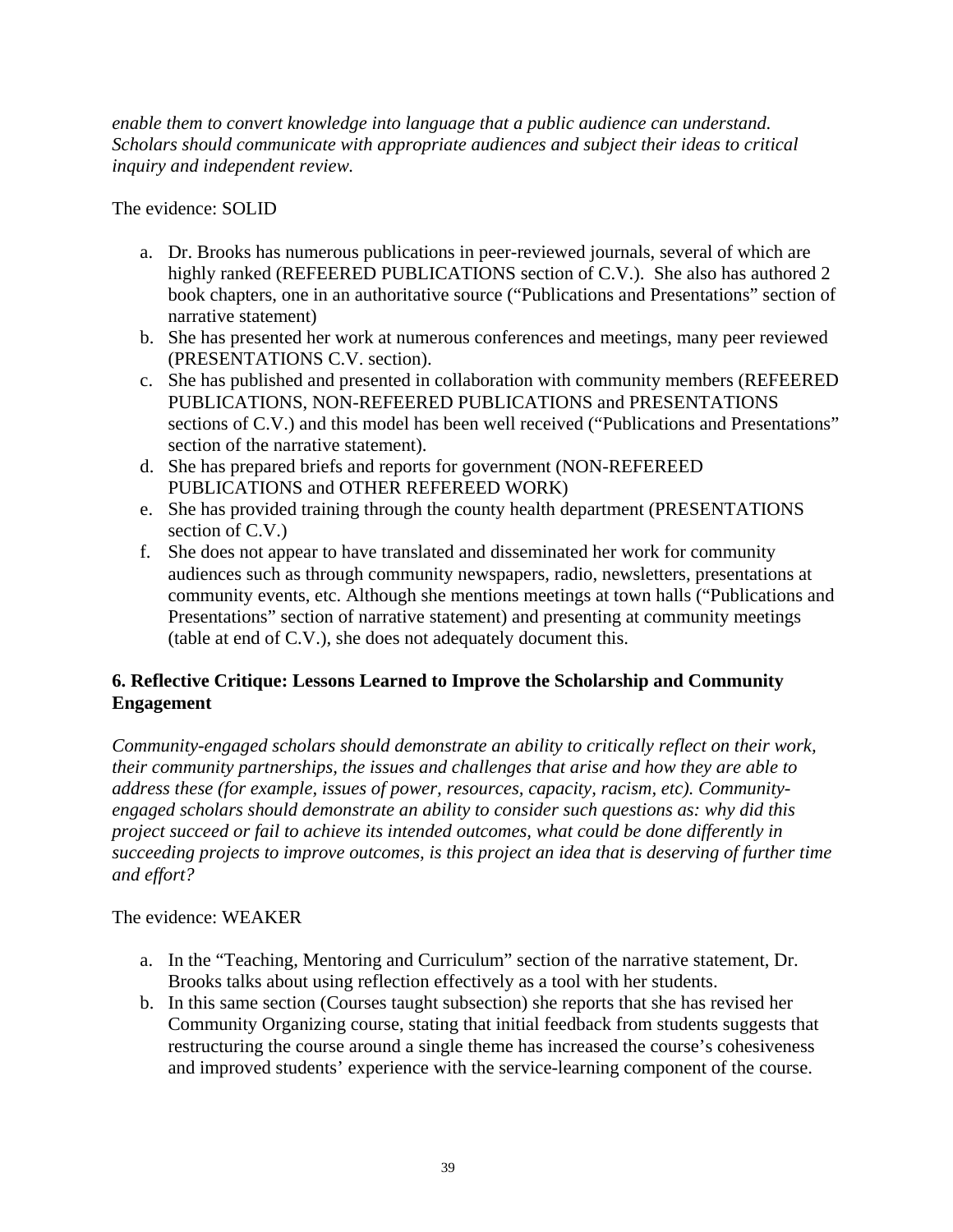*enable them to convert knowledge into language that a public audience can understand. Scholars should communicate with appropriate audiences and subject their ideas to critical inquiry and independent review.*

The evidence: SOLID

a. Dr. Brooks has numerous publications in peer-reviewed journals, several of which are highly ranked (REFEERED PUBLICATIONS section of C.V.). She also has authored 2 book chapters, one in an authoritative source ("Publications and Presentations" section of narrative statement)
b. She has presented her work at numerous conferences and meetings, many peer reviewed (PRESENTATIONS C.V. section).
c. She has published and presented in collaboration with community members (REFEERED PUBLICATIONS, NON-REFEERED PUBLICATIONS and PRESENTATIONS sections of C.V.) and this model has been well received ("Publications and Presentations" section of the narrative statement).
d. She has prepared briefs and reports for government (NON-REFEREED PUBLICATIONS and OTHER REFEREED WORK)
e. She has provided training through the county health department (PRESENTATIONS section of C.V.)
f. She does not appear to have translated and disseminated her work for community audiences such as through community newspapers, radio, newsletters, presentations at community events, etc. Although she mentions meetings at town halls ("Publications and Presentations" section of narrative statement) and presenting at community meetings (table at end of C.V.), she does not adequately document this.

### 6. Reflective Critique: Lessons Learned to Improve the Scholarship and Community Engagement

*Community-engaged scholars should demonstrate an ability to critically reflect on their work, their community partnerships, the issues and challenges that arise and how they are able to address these (for example, issues of power, resources, capacity, racism, etc). Community-engaged scholars should demonstrate an ability to consider such questions as: why did this project succeed or fail to achieve its intended outcomes, what could be done differently in succeeding projects to improve outcomes, is this project an idea that is deserving of further time and effort?*

The evidence: WEAKER

a. In the "Teaching, Mentoring and Curriculum" section of the narrative statement, Dr. Brooks talks about using reflection effectively as a tool with her students.
b. In this same section (Courses taught subsection) she reports that she has revised her Community Organizing course, stating that initial feedback from students suggests that restructuring the course around a single theme has increased the course's cohesiveness and improved students' experience with the service-learning component of the course.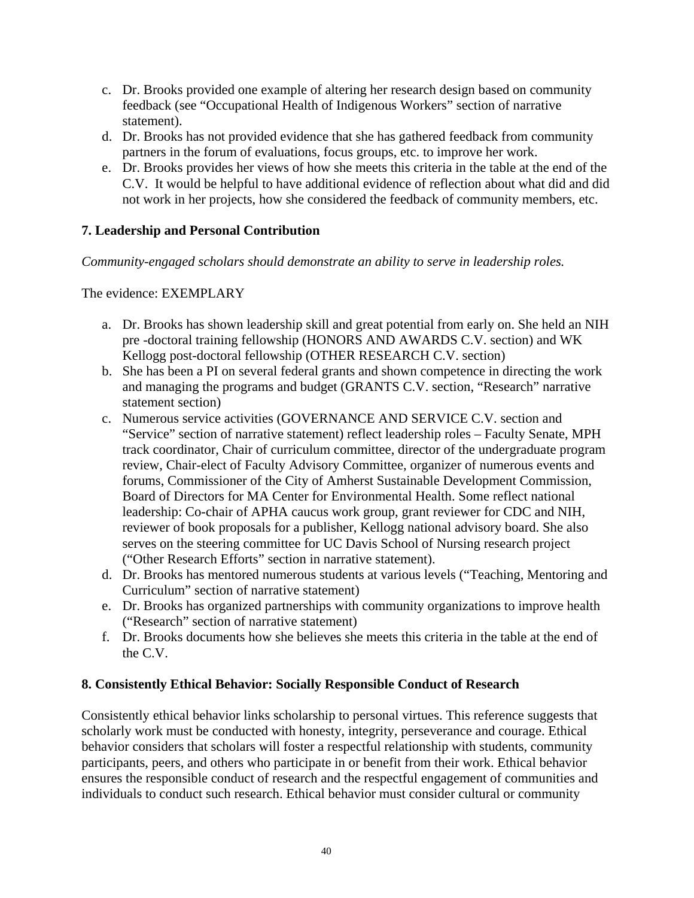c. Dr. Brooks provided one example of altering her research design based on community feedback (see "Occupational Health of Indigenous Workers" section of narrative statement).
d. Dr. Brooks has not provided evidence that she has gathered feedback from community partners in the forum of evaluations, focus groups, etc. to improve her work.
e. Dr. Brooks provides her views of how she meets this criteria in the table at the end of the C.V. It would be helpful to have additional evidence of reflection about what did and did not work in her projects, how she considered the feedback of community members, etc.

**7. Leadership and Personal Contribution**

*Community-engaged scholars should demonstrate an ability to serve in leadership roles.*

The evidence: EXEMPLARY

a. Dr. Brooks has shown leadership skill and great potential from early on. She held an NIH pre -doctoral training fellowship (HONORS AND AWARDS C.V. section) and WK Kellogg post-doctoral fellowship (OTHER RESEARCH C.V. section)
b. She has been a PI on several federal grants and shown competence in directing the work and managing the programs and budget (GRANTS C.V. section, "Research" narrative statement section)
c. Numerous service activities (GOVERNANCE AND SERVICE C.V. section and "Service" section of narrative statement) reflect leadership roles – Faculty Senate, MPH track coordinator, Chair of curriculum committee, director of the undergraduate program review, Chair-elect of Faculty Advisory Committee, organizer of numerous events and forums, Commissioner of the City of Amherst Sustainable Development Commission, Board of Directors for MA Center for Environmental Health. Some reflect national leadership: Co-chair of APHA caucus work group, grant reviewer for CDC and NIH, reviewer of book proposals for a publisher, Kellogg national advisory board. She also serves on the steering committee for UC Davis School of Nursing research project ("Other Research Efforts" section in narrative statement).
d. Dr. Brooks has mentored numerous students at various levels ("Teaching, Mentoring and Curriculum" section of narrative statement)
e. Dr. Brooks has organized partnerships with community organizations to improve health ("Research" section of narrative statement)
f. Dr. Brooks documents how she believes she meets this criteria in the table at the end of the C.V.

**8. Consistently Ethical Behavior: Socially Responsible Conduct of Research**

Consistently ethical behavior links scholarship to personal virtues. This reference suggests that scholarly work must be conducted with honesty, integrity, perseverance and courage. Ethical behavior considers that scholars will foster a respectful relationship with students, community participants, peers, and others who participate in or benefit from their work. Ethical behavior ensures the responsible conduct of research and the respectful engagement of communities and individuals to conduct such research. Ethical behavior must consider cultural or community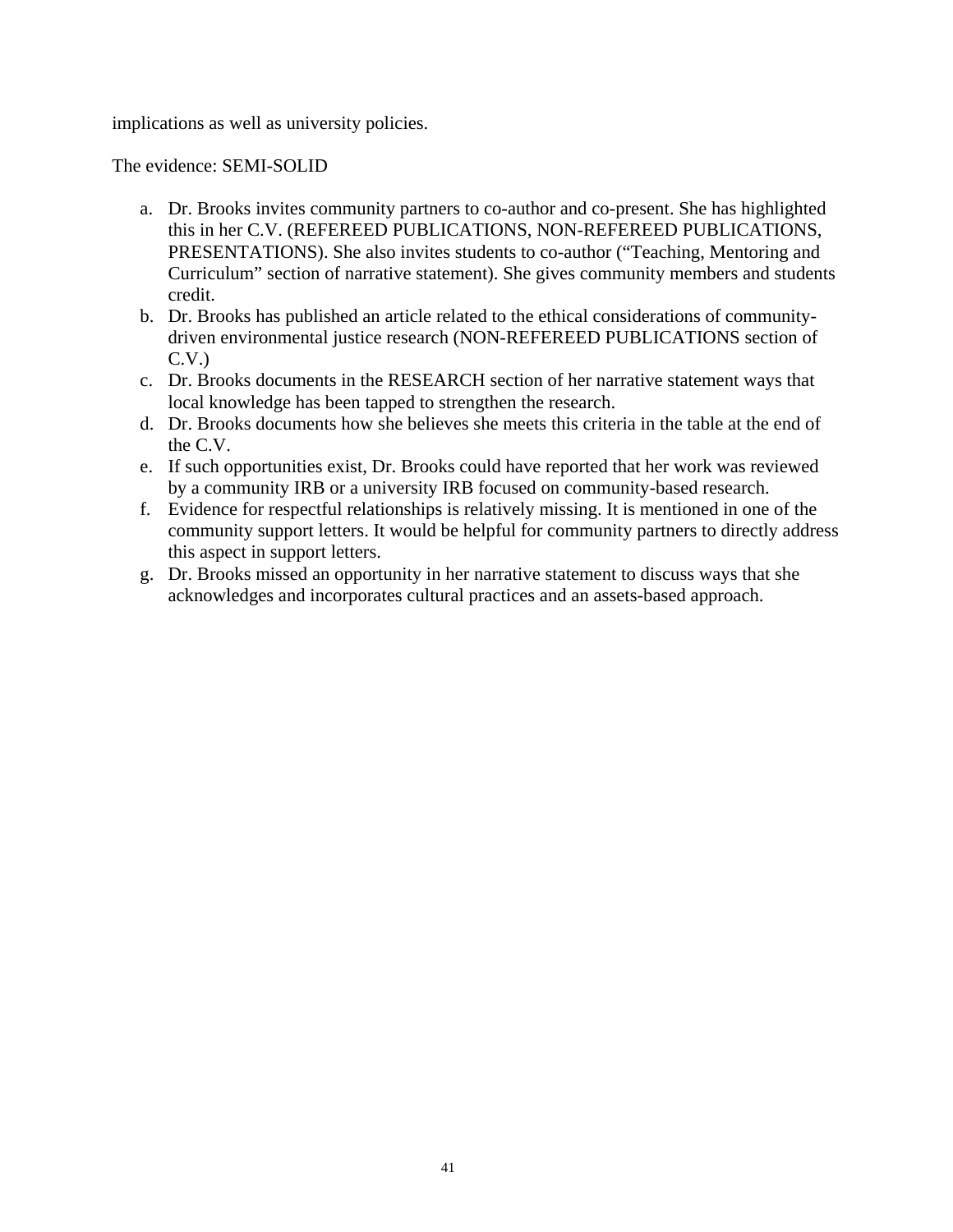implications as well as university policies.

The evidence: SEMI-SOLID

a. Dr. Brooks invites community partners to co-author and co-present. She has highlighted this in her C.V. (REFEREED PUBLICATIONS, NON-REFEREED PUBLICATIONS, PRESENTATIONS). She also invites students to co-author ("Teaching, Mentoring and Curriculum" section of narrative statement). She gives community members and students credit.
b. Dr. Brooks has published an article related to the ethical considerations of community-driven environmental justice research (NON-REFEREED PUBLICATIONS section of C.V.)
c. Dr. Brooks documents in the RESEARCH section of her narrative statement ways that local knowledge has been tapped to strengthen the research.
d. Dr. Brooks documents how she believes she meets this criteria in the table at the end of the C.V.
e. If such opportunities exist, Dr. Brooks could have reported that her work was reviewed by a community IRB or a university IRB focused on community-based research.
f. Evidence for respectful relationships is relatively missing. It is mentioned in one of the community support letters. It would be helpful for community partners to directly address this aspect in support letters.
g. Dr. Brooks missed an opportunity in her narrative statement to discuss ways that she acknowledges and incorporates cultural practices and an assets-based approach.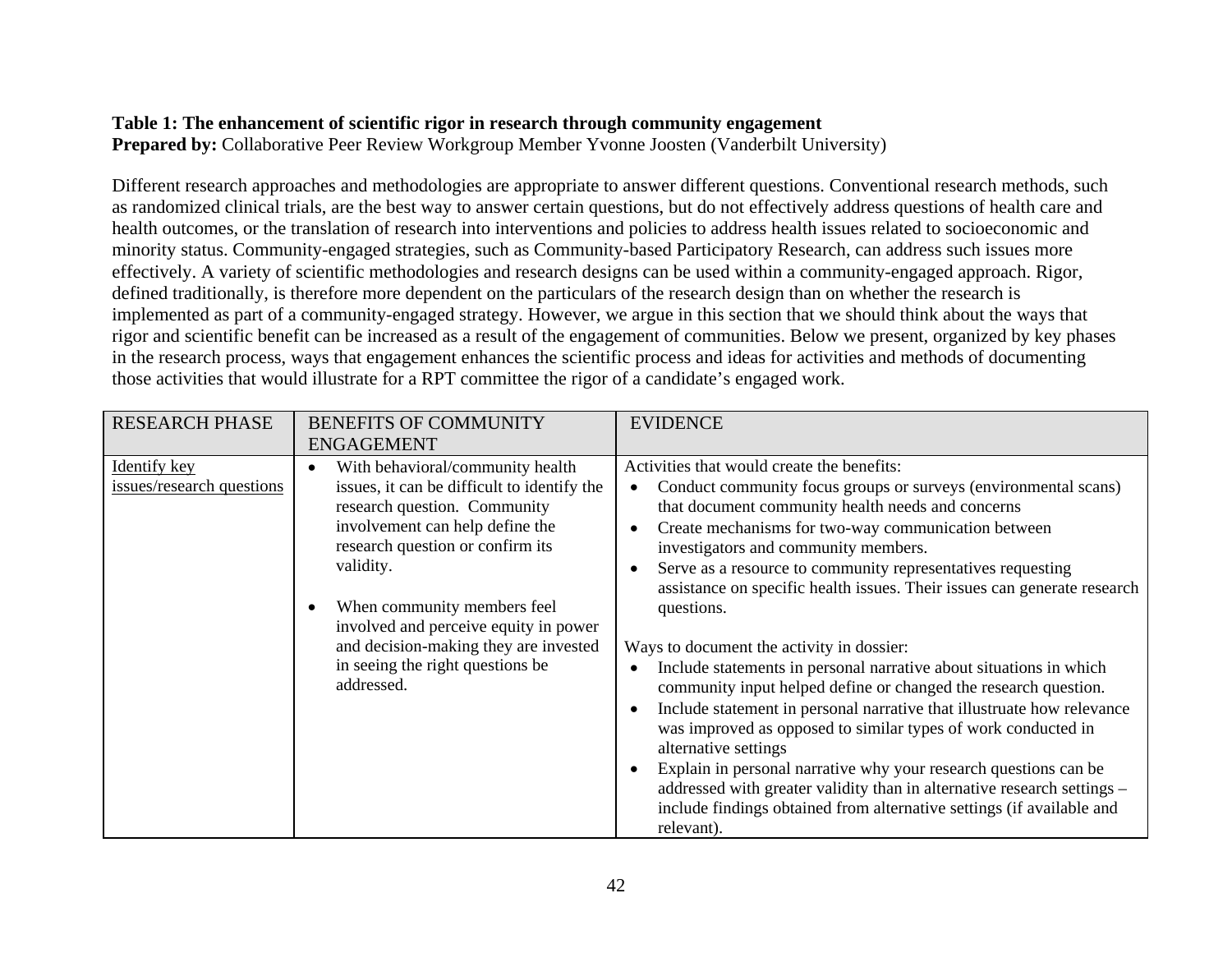**Table 1: The enhancement of scientific rigor in research through community engagement**
**Prepared by:** Collaborative Peer Review Workgroup Member Yvonne Joosten (Vanderbilt University)

Different research approaches and methodologies are appropriate to answer different questions. Conventional research methods, such as randomized clinical trials, are the best way to answer certain questions, but do not effectively address questions of health care and health outcomes, or the translation of research into interventions and policies to address health issues related to socioeconomic and minority status. Community-engaged strategies, such as Community-based Participatory Research, can address such issues more effectively. A variety of scientific methodologies and research designs can be used within a community-engaged approach. Rigor, defined traditionally, is therefore more dependent on the particulars of the research design than on whether the research is implemented as part of a community-engaged strategy. However, we argue in this section that we should think about the ways that rigor and scientific benefit can be increased as a result of the engagement of communities. Below we present, organized by key phases in the research process, ways that engagement enhances the scientific process and ideas for activities and methods of documenting those activities that would illustrate for a RPT committee the rigor of a candidate's engaged work.

| RESEARCH PHASE | BENEFITS OF COMMUNITY ENGAGEMENT | EVIDENCE |
|---|---|---|
| Identify key issues/research questions | • With behavioral/community health issues, it can be difficult to identify the research question. Community involvement can help define the research question or confirm its validity.<br><br>• When community members feel involved and perceive equity in power and decision-making they are invested in seeing the right questions be addressed. | Activities that would create the benefits:<br>• Conduct community focus groups or surveys (environmental scans) that document community health needs and concerns<br>• Create mechanisms for two-way communication between investigators and community members.<br>• Serve as a resource to community representatives requesting assistance on specific health issues. Their issues can generate research questions.<br><br>Ways to document the activity in dossier:<br>• Include statements in personal narrative about situations in which community input helped define or changed the research question.<br>• Include statement in personal narrative that illustruate how relevance was improved as opposed to similar types of work conducted in alternative settings<br>• Explain in personal narrative why your research questions can be addressed with greater validity than in alternative research settings – include findings obtained from alternative settings (if available and relevant). |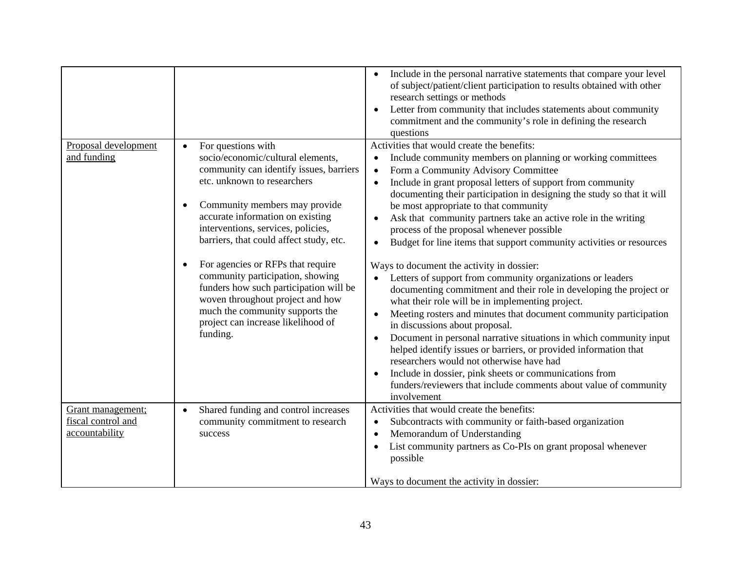| | | |
|---|---|---|
| | | • Include in the personal narrative statements that compare your level of subject/patient/client participation to results obtained with other research settings or methods<br>• Letter from community that includes statements about community commitment and the community's role in defining the research questions |
| Proposal development and funding | • For questions with socio/economic/cultural elements, community can identify issues, barriers etc. unknown to researchers<br><br>• Community members may provide accurate information on existing interventions, services, policies, barriers, that could affect study, etc.<br><br>• For agencies or RFPs that require community participation, showing funders how such participation will be woven throughout project and how much the community supports the project can increase likelihood of funding. | Activities that would create the benefits:<br>• Include community members on planning or working committees<br>• Form a Community Advisory Committee<br>• Include in grant proposal letters of support from community documenting their participation in designing the study so that it will be most appropriate to that community<br>• Ask that community partners take an active role in the writing process of the proposal whenever possible<br>• Budget for line items that support community activities or resources<br><br>Ways to document the activity in dossier:<br>• Letters of support from community organizations or leaders documenting commitment and their role in developing the project or what their role will be in implementing project.<br>• Meeting rosters and minutes that document community participation in discussions about proposal.<br>• Document in personal narrative situations in which community input helped identify issues or barriers, or provided information that researchers would not otherwise have had<br>• Include in dossier, pink sheets or communications from funders/reviewers that include comments about value of community involvement |
| Grant management; fiscal control and accountability | • Shared funding and control increases community commitment to research success | Activities that would create the benefits:<br>• Subcontracts with community or faith-based organization<br>• Memorandum of Understanding<br>• List community partners as Co-PIs on grant proposal whenever possible<br><br>Ways to document the activity in dossier: |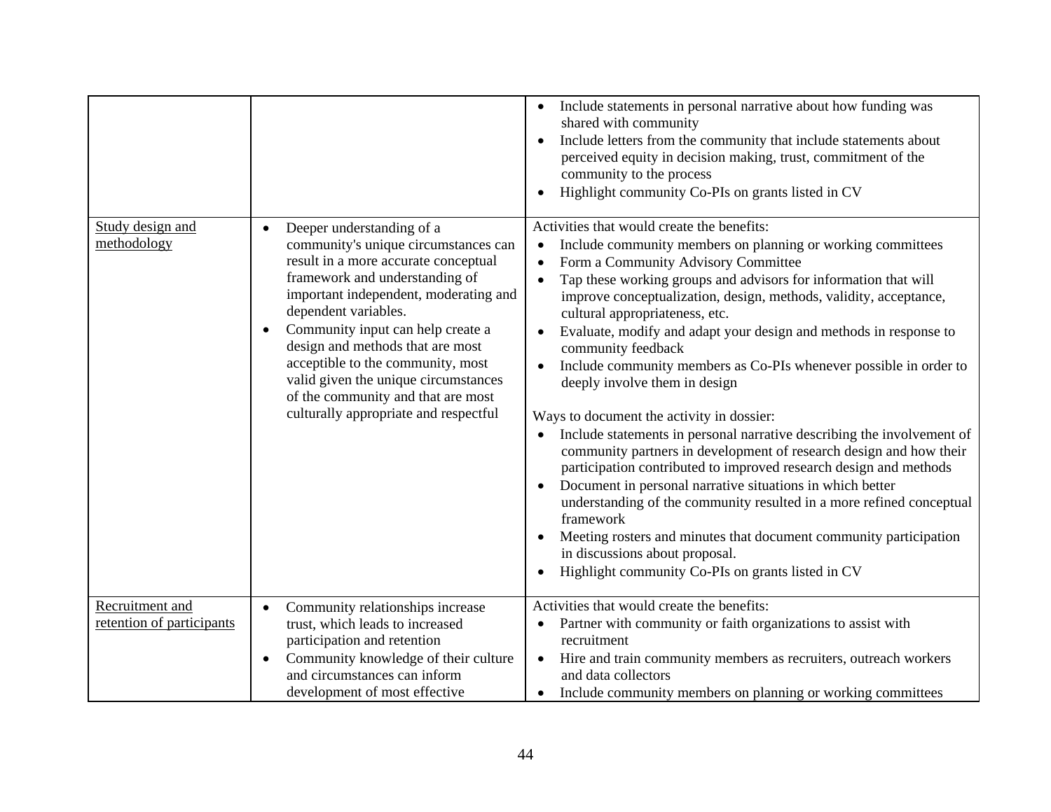| | | |
|---|---|---|
| | | • Include statements in personal narrative about how funding was shared with community<br>• Include letters from the community that include statements about perceived equity in decision making, trust, commitment of the community to the process<br>• Highlight community Co-PIs on grants listed in CV |
| Study design and methodology | • Deeper understanding of a community's unique circumstances can result in a more accurate conceptual framework and understanding of important independent, moderating and dependent variables.<br>• Community input can help create a design and methods that are most acceptible to the community, most valid given the unique circumstances of the community and that are most culturally appropriate and respectful | Activities that would create the benefits:<br>• Include community members on planning or working committees<br>• Form a Community Advisory Committee<br>• Tap these working groups and advisors for information that will improve conceptualization, design, methods, validity, acceptance, cultural appropriateness, etc.<br>• Evaluate, modify and adapt your design and methods in response to community feedback<br>• Include community members as Co-PIs whenever possible in order to deeply involve them in design<br><br>Ways to document the activity in dossier:<br>• Include statements in personal narrative describing the involvement of community partners in development of research design and how their participation contributed to improved research design and methods<br>• Document in personal narrative situations in which better understanding of the community resulted in a more refined conceptual framework<br>• Meeting rosters and minutes that document community participation in discussions about proposal.<br>• Highlight community Co-PIs on grants listed in CV |
| Recruitment and retention of participants | • Community relationships increase trust, which leads to increased participation and retention<br>• Community knowledge of their culture and circumstances can inform development of most effective | Activities that would create the benefits:<br>• Partner with community or faith organizations to assist with recruitment<br>• Hire and train community members as recruiters, outreach workers and data collectors<br>• Include community members on planning or working committees |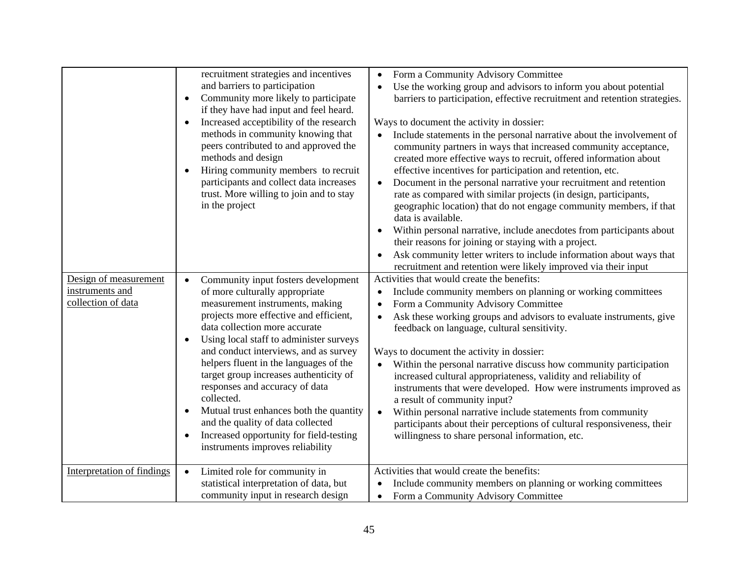| | | |
|---|---|---|
| | recruitment strategies and incentives and barriers to participation<br>• Community more likely to participate if they have had input and feel heard.<br>• Increased acceptibility of the research methods in community knowing that peers contributed to and approved the methods and design<br>• Hiring community members to recruit participants and collect data increases trust. More willing to join and to stay in the project | • Form a Community Advisory Committee<br>• Use the working group and advisors to inform you about potential barriers to participation, effective recruitment and retention strategies.<br><br>Ways to document the activity in dossier:<br>• Include statements in the personal narrative about the involvement of community partners in ways that increased community acceptance, created more effective ways to recruit, offered information about effective incentives for participation and retention, etc.<br>• Document in the personal narrative your recruitment and retention rate as compared with similar projects (in design, participants, geographic location) that do not engage community members, if that data is available.<br>• Within personal narrative, include anecdotes from participants about their reasons for joining or staying with a project.<br>• Ask community letter writers to include information about ways that recruitment and retention were likely improved via their input |
| Design of measurement instruments and collection of data | • Community input fosters development of more culturally appropriate measurement instruments, making projects more effective and efficient, data collection more accurate<br>• Using local staff to administer surveys and conduct interviews, and as survey helpers fluent in the languages of the target group increases authenticity of responses and accuracy of data collected.<br>• Mutual trust enhances both the quantity and the quality of data collected<br>• Increased opportunity for field-testing instruments improves reliability | Activities that would create the benefits:<br>• Include community members on planning or working committees<br>• Form a Community Advisory Committee<br>• Ask these working groups and advisors to evaluate instruments, give feedback on language, cultural sensitivity.<br><br>Ways to document the activity in dossier:<br>• Within the personal narrative discuss how community participation increased cultural appropriateness, validity and reliability of instruments that were developed. How were instruments improved as a result of community input?<br>• Within personal narrative include statements from community participants about their perceptions of cultural responsiveness, their willingness to share personal information, etc. |
| Interpretation of findings | • Limited role for community in statistical interpretation of data, but community input in research design | Activities that would create the benefits:<br>• Include community members on planning or working committees<br>• Form a Community Advisory Committee |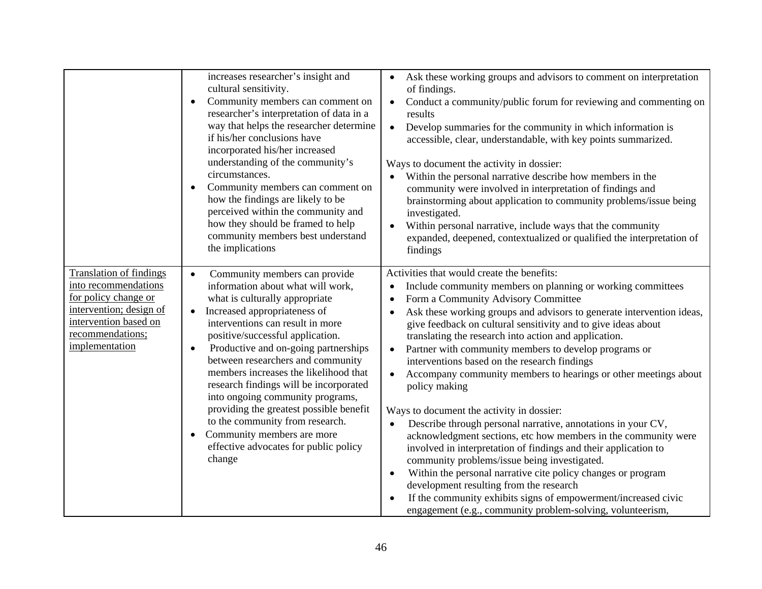| | | |
|---|---|---|
| | increases researcher's insight and cultural sensitivity.<br>• Community members can comment on researcher's interpretation of data in a way that helps the researcher determine if his/her conclusions have incorporated his/her increased understanding of the community's circumstances.<br>• Community members can comment on how the findings are likely to be perceived within the community and how they should be framed to help community members best understand the implications | • Ask these working groups and advisors to comment on interpretation of findings.<br>• Conduct a community/public forum for reviewing and commenting on results<br>• Develop summaries for the community in which information is accessible, clear, understandable, with key points summarized.<br><br>Ways to document the activity in dossier:<br>• Within the personal narrative describe how members in the community were involved in interpretation of findings and brainstorming about application to community problems/issue being investigated.<br>• Within personal narrative, include ways that the community expanded, deepened, contextualized or qualified the interpretation of findings |
| Translation of findings into recommendations for policy change or intervention; design of intervention based on recommendations; implementation | • Community members can provide information about what will work, what is culturally appropriate<br>• Increased appropriateness of interventions can result in more positive/successful application.<br>• Productive and on-going partnerships between researchers and community members increases the likelihood that research findings will be incorporated into ongoing community programs, providing the greatest possible benefit to the community from research.<br>• Community members are more effective advocates for public policy change | Activities that would create the benefits:<br>• Include community members on planning or working committees<br>• Form a Community Advisory Committee<br>• Ask these working groups and advisors to generate intervention ideas, give feedback on cultural sensitivity and to give ideas about translating the research into action and application.<br>• Partner with community members to develop programs or interventions based on the research findings<br>• Accompany community members to hearings or other meetings about policy making<br><br>Ways to document the activity in dossier:<br>• Describe through personal narrative, annotations in your CV, acknowledgment sections, etc how members in the community were involved in interpretation of findings and their application to community problems/issue being investigated.<br>• Within the personal narrative cite policy changes or program development resulting from the research<br>• If the community exhibits signs of empowerment/increased civic engagement (e.g., community problem-solving, volunteerism, |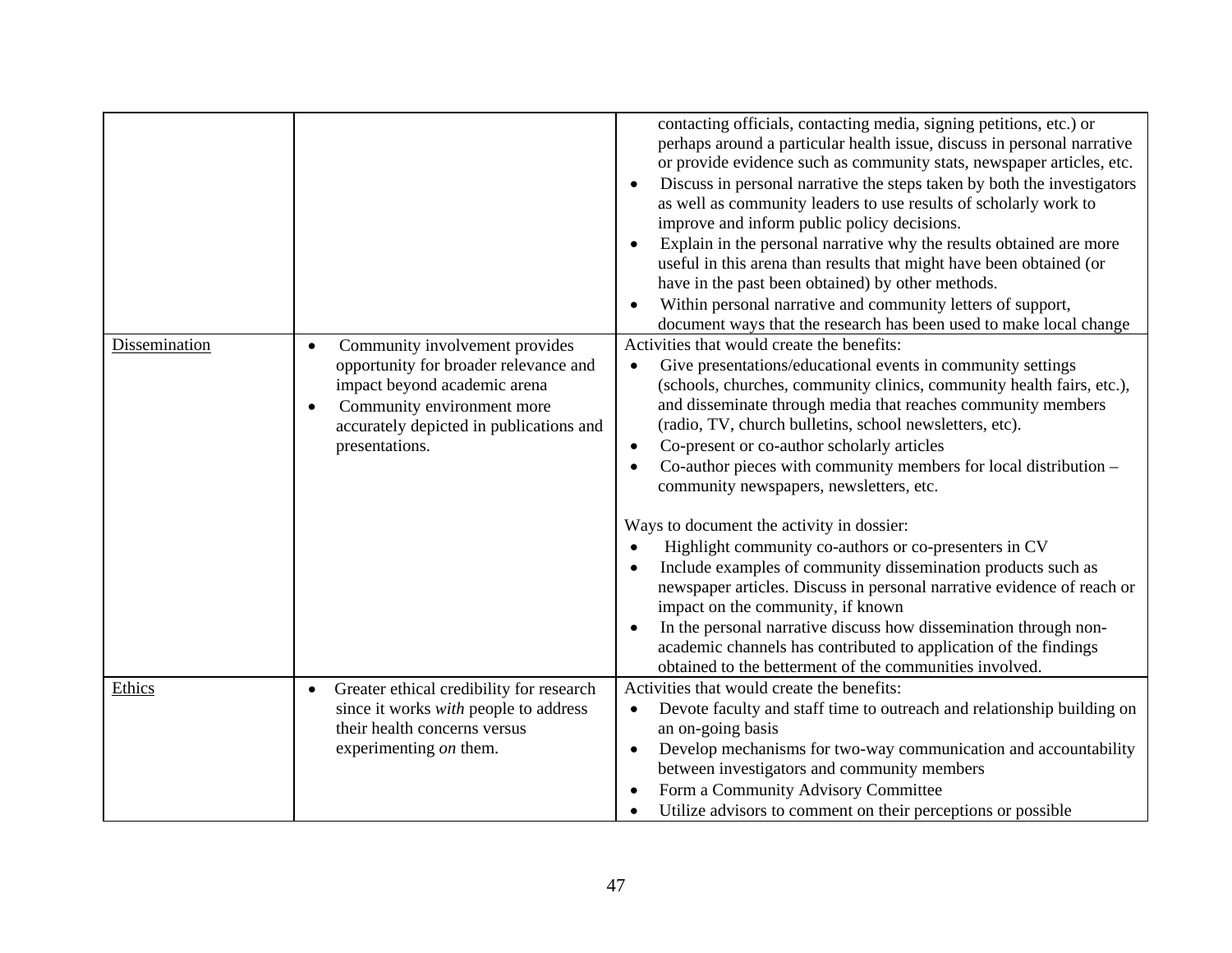| | | |
|---|---|---|
| | | contacting officials, contacting media, signing petitions, etc.) or perhaps around a particular health issue, discuss in personal narrative or provide evidence such as community stats, newspaper articles, etc.<br>• Discuss in personal narrative the steps taken by both the investigators as well as community leaders to use results of scholarly work to improve and inform public policy decisions.<br>• Explain in the personal narrative why the results obtained are more useful in this arena than results that might have been obtained (or have in the past been obtained) by other methods.<br>• Within personal narrative and community letters of support, document ways that the research has been used to make local change |
| Dissemination | • Community involvement provides opportunity for broader relevance and impact beyond academic arena<br>• Community environment more accurately depicted in publications and presentations. | Activities that would create the benefits:<br>• Give presentations/educational events in community settings (schools, churches, community clinics, community health fairs, etc.), and disseminate through media that reaches community members (radio, TV, church bulletins, school newsletters, etc).<br>• Co-present or co-author scholarly articles<br>• Co-author pieces with community members for local distribution – community newspapers, newsletters, etc.<br><br>Ways to document the activity in dossier:<br>• Highlight community co-authors or co-presenters in CV<br>• Include examples of community dissemination products such as newspaper articles. Discuss in personal narrative evidence of reach or impact on the community, if known<br>• In the personal narrative discuss how dissemination through non-academic channels has contributed to application of the findings obtained to the betterment of the communities involved. |
| Ethics | • Greater ethical credibility for research since it works *with* people to address their health concerns versus experimenting *on* them. | Activities that would create the benefits:<br>• Devote faculty and staff time to outreach and relationship building on an on-going basis<br>• Develop mechanisms for two-way communication and accountability between investigators and community members<br>• Form a Community Advisory Committee<br>• Utilize advisors to comment on their perceptions or possible |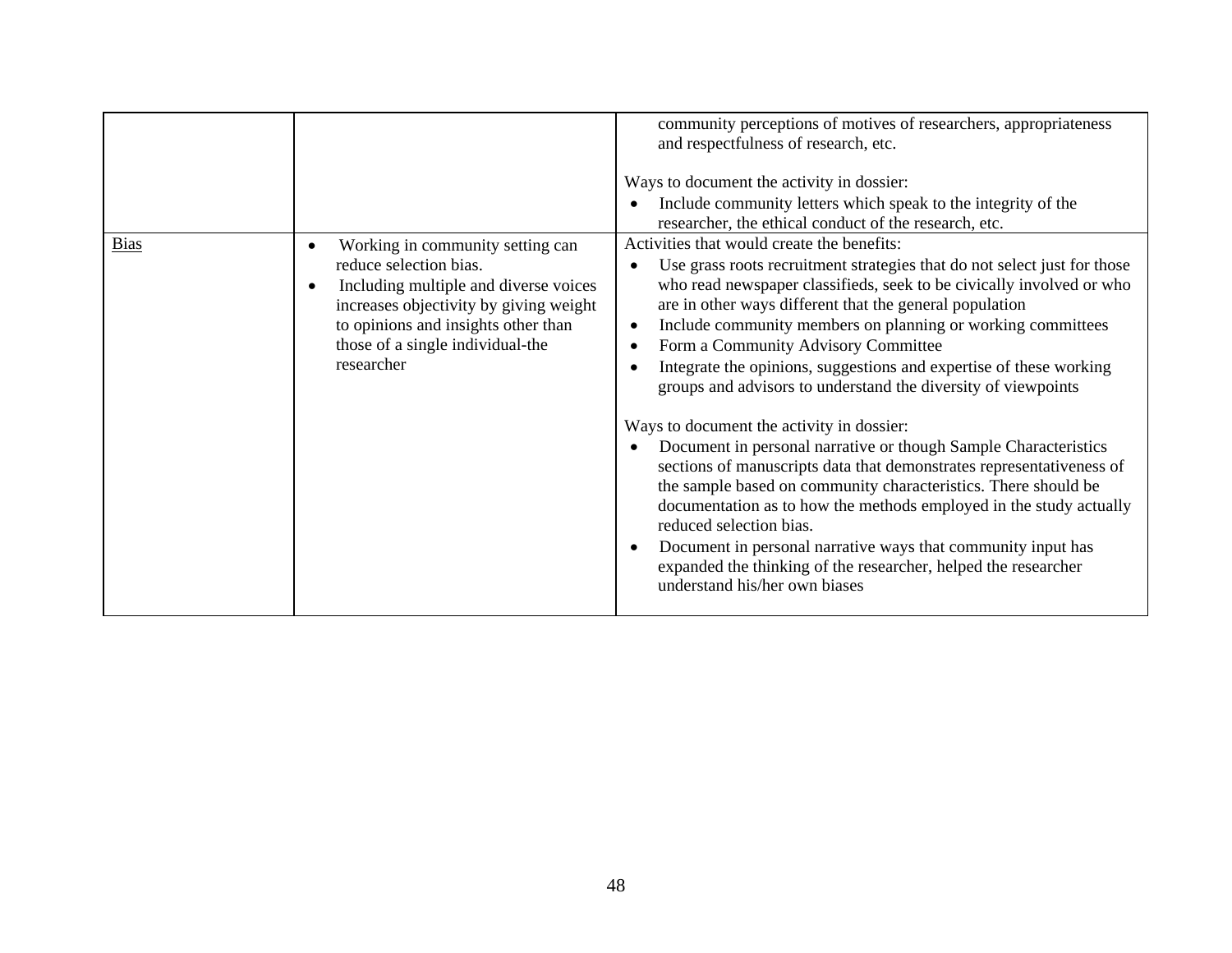| | | |
|---|---|---|
| | | community perceptions of motives of researchers, appropriateness and respectfulness of research, etc.<br><br>Ways to document the activity in dossier:<br>• Include community letters which speak to the integrity of the researcher, the ethical conduct of the research, etc. |
| <u>Bias</u> | • Working in community setting can reduce selection bias.<br>• Including multiple and diverse voices increases objectivity by giving weight to opinions and insights other than those of a single individual-the researcher | Activities that would create the benefits:<br>• Use grass roots recruitment strategies that do not select just for those who read newspaper classifieds, seek to be civically involved or who are in other ways different that the general population<br>• Include community members on planning or working committees<br>• Form a Community Advisory Committee<br>• Integrate the opinions, suggestions and expertise of these working groups and advisors to understand the diversity of viewpoints<br><br>Ways to document the activity in dossier:<br>• Document in personal narrative or though Sample Characteristics sections of manuscripts data that demonstrates representativeness of the sample based on community characteristics. There should be documentation as to how the methods employed in the study actually reduced selection bias.<br>• Document in personal narrative ways that community input has expanded the thinking of the researcher, helped the researcher understand his/her own biases |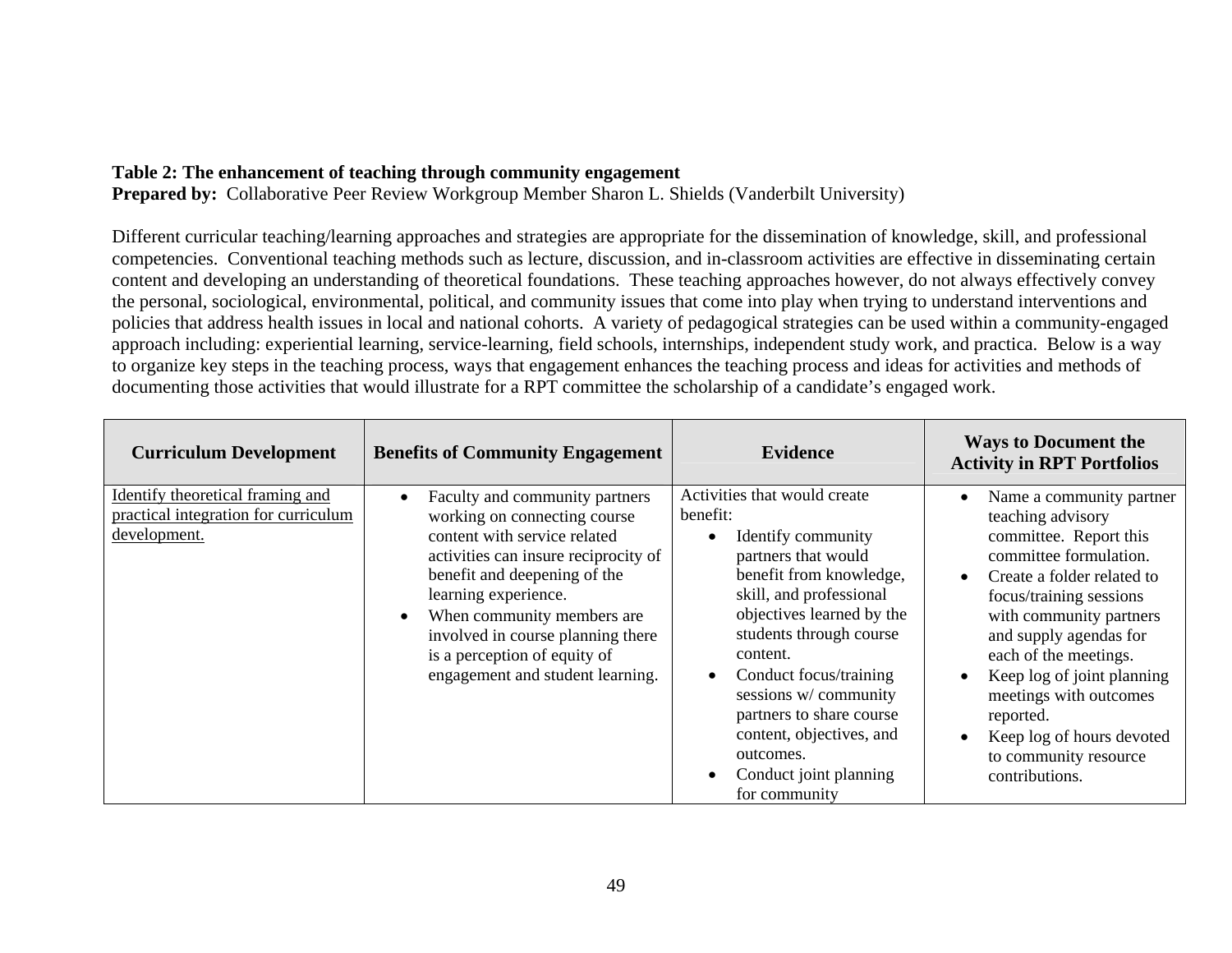**Table 2: The enhancement of teaching through community engagement**
**Prepared by:** Collaborative Peer Review Workgroup Member Sharon L. Shields (Vanderbilt University)

Different curricular teaching/learning approaches and strategies are appropriate for the dissemination of knowledge, skill, and professional competencies. Conventional teaching methods such as lecture, discussion, and in-classroom activities are effective in disseminating certain content and developing an understanding of theoretical foundations. These teaching approaches however, do not always effectively convey the personal, sociological, environmental, political, and community issues that come into play when trying to understand interventions and policies that address health issues in local and national cohorts. A variety of pedagogical strategies can be used within a community-engaged approach including: experiential learning, service-learning, field schools, internships, independent study work, and practica. Below is a way to organize key steps in the teaching process, ways that engagement enhances the teaching process and ideas for activities and methods of documenting those activities that would illustrate for a RPT committee the scholarship of a candidate's engaged work.

| Curriculum Development | Benefits of Community Engagement | Evidence | Ways to Document the Activity in RPT Portfolios |
|---|---|---|---|
| Identify theoretical framing and practical integration for curriculum development. | • Faculty and community partners working on connecting course content with service related activities can insure reciprocity of benefit and deepening of the learning experience.<br>• When community members are involved in course planning there is a perception of equity of engagement and student learning. | Activities that would create benefit:<br>• Identify community partners that would benefit from knowledge, skill, and professional objectives learned by the students through course content.<br>• Conduct focus/training sessions w/ community partners to share course content, objectives, and outcomes.<br>• Conduct joint planning for community | • Name a community partner teaching advisory committee. Report this committee formulation.<br>• Create a folder related to focus/training sessions with community partners and supply agendas for each of the meetings.<br>• Keep log of joint planning meetings with outcomes reported.<br>• Keep log of hours devoted to community resource contributions. |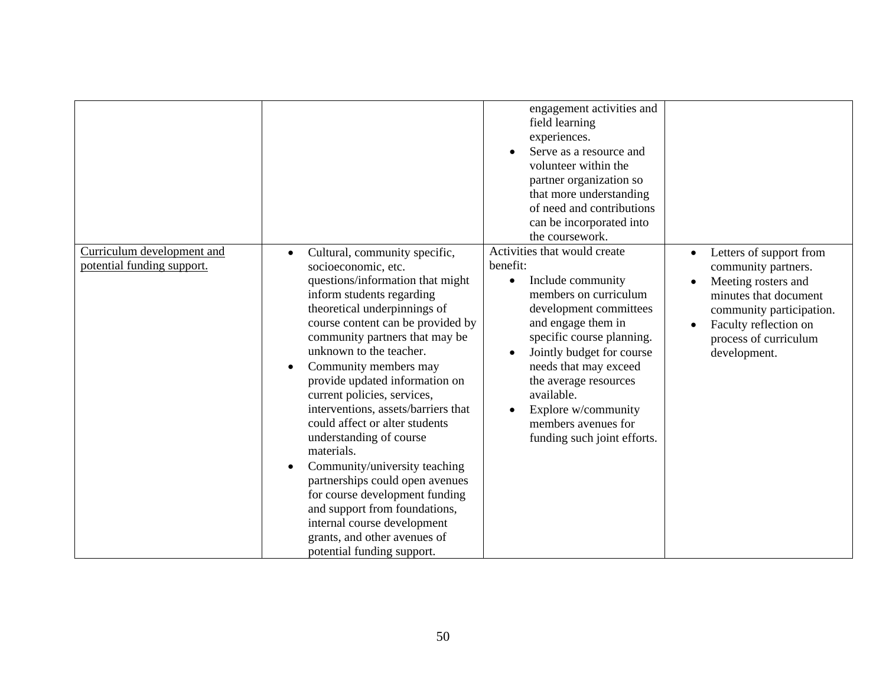| | | | |
|---|---|---|---|
| | | • engagement activities and field learning experiences.<br>• Serve as a resource and volunteer within the partner organization so that more understanding of need and contributions can be incorporated into the coursework. | |
| Curriculum development and potential funding support. | • Cultural, community specific, socioeconomic, etc. questions/information that might inform students regarding theoretical underpinnings of course content can be provided by community partners that may be unknown to the teacher.<br>• Community members may provide updated information on current policies, services, interventions, assets/barriers that could affect or alter students understanding of course materials.<br>• Community/university teaching partnerships could open avenues for course development funding and support from foundations, internal course development grants, and other avenues of potential funding support. | Activities that would create benefit:<br>• Include community members on curriculum development committees and engage them in specific course planning.<br>• Jointly budget for course needs that may exceed the average resources available.<br>• Explore w/community members avenues for funding such joint efforts. | • Letters of support from community partners.<br>• Meeting rosters and minutes that document community participation.<br>• Faculty reflection on process of curriculum development. |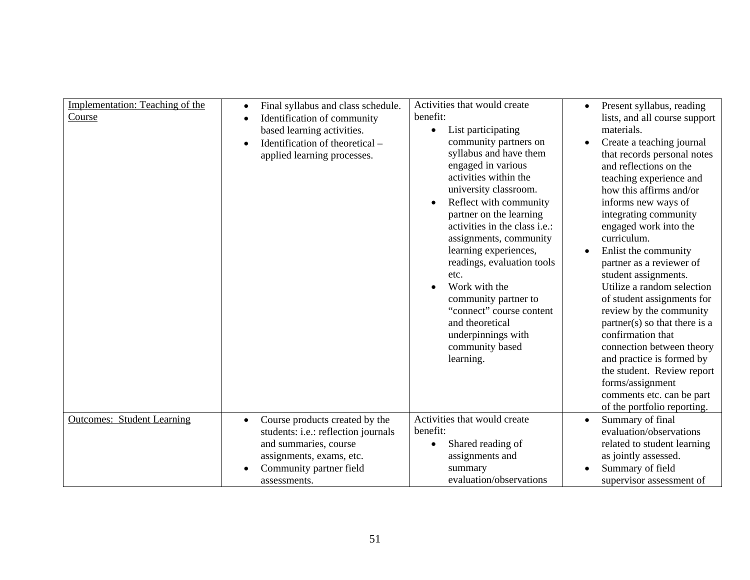| | | | |
|---|---|---|---|
| Implementation: Teaching of the Course | • Final syllabus and class schedule.<br>• Identification of community based learning activities.<br>• Identification of theoretical – applied learning processes. | Activities that would create benefit:<br>• List participating community partners on syllabus and have them engaged in various activities within the university classroom.<br>• Reflect with community partner on the learning activities in the class i.e.: assignments, community learning experiences, readings, evaluation tools etc.<br>• Work with the community partner to "connect" course content and theoretical underpinnings with community based learning. | • Present syllabus, reading lists, and all course support materials.<br>• Create a teaching journal that records personal notes and reflections on the teaching experience and how this affirms and/or informs new ways of integrating community engaged work into the curriculum.<br>• Enlist the community partner as a reviewer of student assignments. Utilize a random selection of student assignments for review by the community partner(s) so that there is a confirmation that connection between theory and practice is formed by the student. Review report forms/assignment comments etc. can be part of the portfolio reporting. |
| Outcomes: Student Learning | • Course products created by the students: i.e.: reflection journals and summaries, course assignments, exams, etc.<br>• Community partner field assessments. | Activities that would create benefit:<br>• Shared reading of assignments and summary evaluation/observations | • Summary of final evaluation/observations related to student learning as jointly assessed.<br>• Summary of field supervisor assessment of |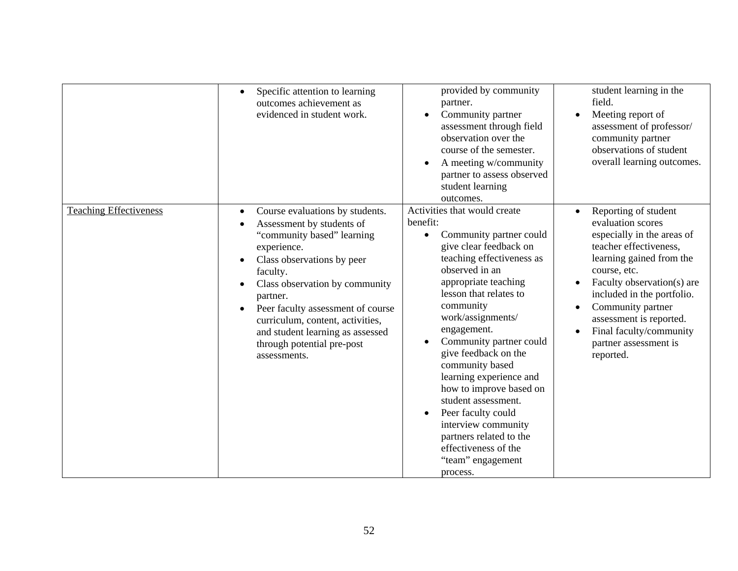| | | | |
|---|---|---|---|
| | • Specific attention to learning outcomes achievement as evidenced in student work. | provided by community partner.<br>• Community partner assessment through field observation over the course of the semester.<br>• A meeting w/community partner to assess observed student learning outcomes. | student learning in the field.<br>• Meeting report of assessment of professor/ community partner observations of student overall learning outcomes. |
| <u>Teaching Effectiveness</u> | • Course evaluations by students.<br>• Assessment by students of “community based” learning experience.<br>• Class observations by peer faculty.<br>• Class observation by community partner.<br>• Peer faculty assessment of course curriculum, content, activities, and student learning as assessed through potential pre-post assessments. | Activities that would create benefit:<br>• Community partner could give clear feedback on teaching effectiveness as observed in an appropriate teaching lesson that relates to community work/assignments/ engagement.<br>• Community partner could give feedback on the community based learning experience and how to improve based on student assessment.<br>• Peer faculty could interview community partners related to the effectiveness of the “team” engagement process. | • Reporting of student evaluation scores especially in the areas of teacher effectiveness, learning gained from the course, etc.<br>• Faculty observation(s) are included in the portfolio.<br>• Community partner assessment is reported.<br>• Final faculty/community partner assessment is reported. |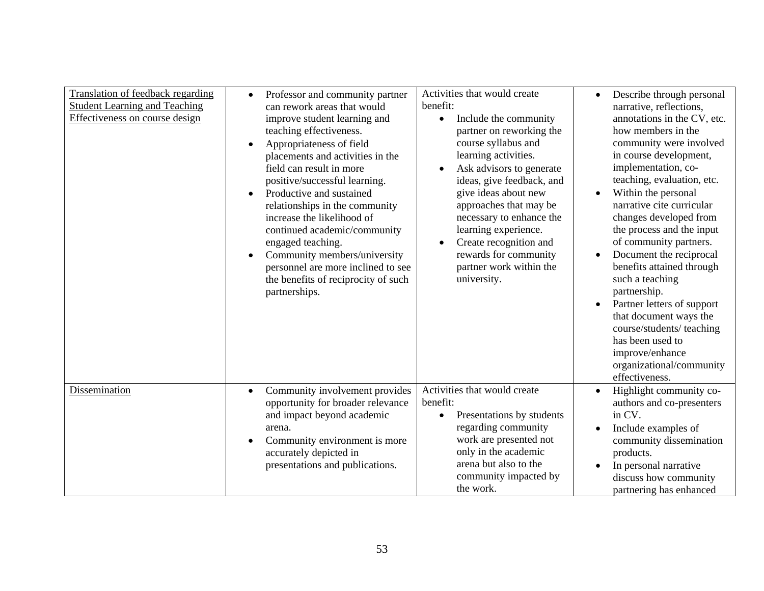| | | | |
|---|---|---|---|
| Translation of feedback regarding Student Learning and Teaching Effectiveness on course design | • Professor and community partner can rework areas that would improve student learning and teaching effectiveness.<br>• Appropriateness of field placements and activities in the field can result in more positive/successful learning.<br>• Productive and sustained relationships in the community increase the likelihood of continued academic/community engaged teaching.<br>• Community members/university personnel are more inclined to see the benefits of reciprocity of such partnerships. | Activities that would create benefit:<br>• Include the community partner on reworking the course syllabus and learning activities.<br>• Ask advisors to generate ideas, give feedback, and give ideas about new approaches that may be necessary to enhance the learning experience.<br>• Create recognition and rewards for community partner work within the university. | • Describe through personal narrative, reflections, annotations in the CV, etc. how members in the community were involved in course development, implementation, co-teaching, evaluation, etc.<br>• Within the personal narrative cite curricular changes developed from the process and the input of community partners.<br>• Document the reciprocal benefits attained through such a teaching partnership.<br>• Partner letters of support that document ways the course/students/ teaching has been used to improve/enhance organizational/community effectiveness. |
| Dissemination | • Community involvement provides opportunity for broader relevance and impact beyond academic arena.<br>• Community environment is more accurately depicted in presentations and publications. | Activities that would create benefit:<br>• Presentations by students regarding community work are presented not only in the academic arena but also to the community impacted by the work. | • Highlight community co-authors and co-presenters in CV.<br>• Include examples of community dissemination products.<br>• In personal narrative discuss how community partnering has enhanced |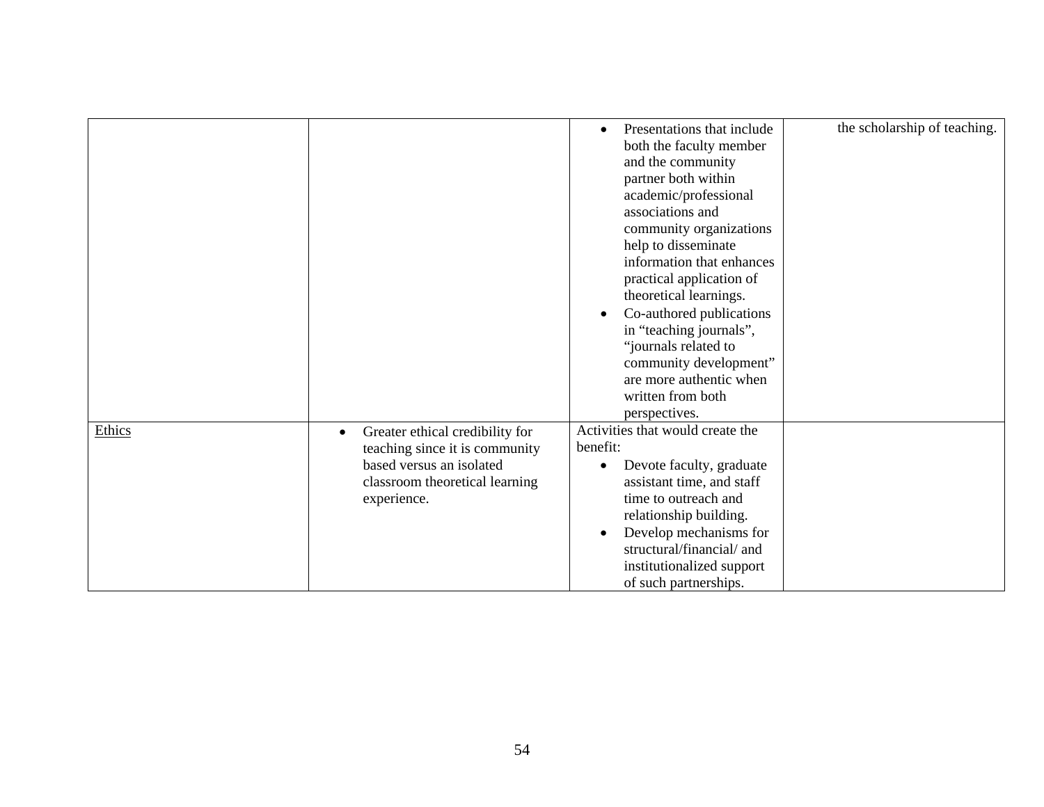| | | | |
|---|---|---|---|
| | | • Presentations that include both the faculty member and the community partner both within academic/professional associations and community organizations help to disseminate information that enhances practical application of theoretical learnings.<br>• Co-authored publications in "teaching journals", "journals related to community development" are more authentic when written from both perspectives. | the scholarship of teaching. |
| Ethics | • Greater ethical credibility for teaching since it is community based versus an isolated classroom theoretical learning experience. | Activities that would create the benefit:<br>• Devote faculty, graduate assistant time, and staff time to outreach and relationship building.<br>• Develop mechanisms for structural/financial/ and institutionalized support of such partnerships. | |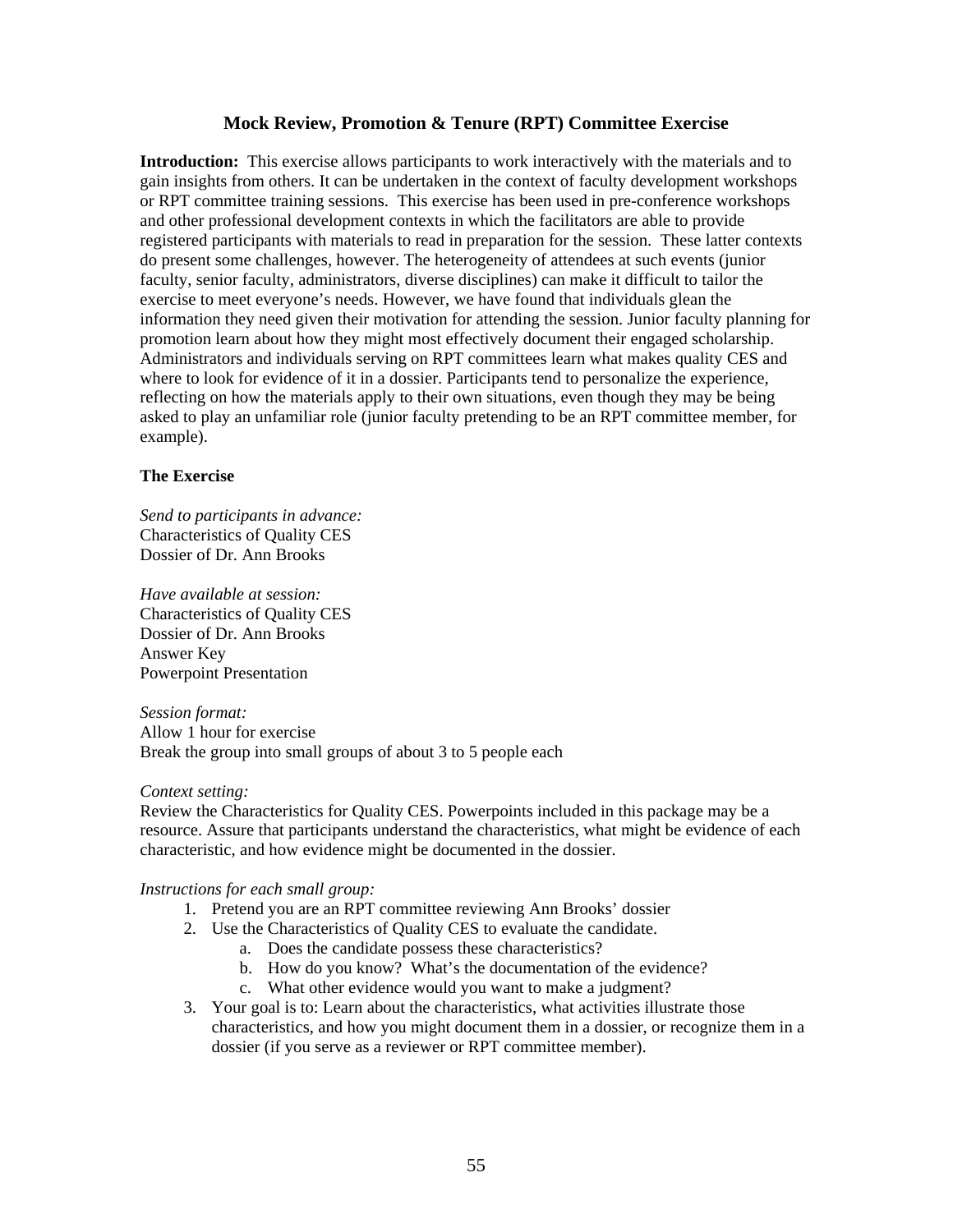## Mock Review, Promotion & Tenure (RPT) Committee Exercise

**Introduction:** This exercise allows participants to work interactively with the materials and to gain insights from others. It can be undertaken in the context of faculty development workshops or RPT committee training sessions. This exercise has been used in pre-conference workshops and other professional development contexts in which the facilitators are able to provide registered participants with materials to read in preparation for the session. These latter contexts do present some challenges, however. The heterogeneity of attendees at such events (junior faculty, senior faculty, administrators, diverse disciplines) can make it difficult to tailor the exercise to meet everyone's needs. However, we have found that individuals glean the information they need given their motivation for attending the session. Junior faculty planning for promotion learn about how they might most effectively document their engaged scholarship. Administrators and individuals serving on RPT committees learn what makes quality CES and where to look for evidence of it in a dossier. Participants tend to personalize the experience, reflecting on how the materials apply to their own situations, even though they may be being asked to play an unfamiliar role (junior faculty pretending to be an RPT committee member, for example).

### The Exercise

*Send to participants in advance:*
Characteristics of Quality CES
Dossier of Dr. Ann Brooks

*Have available at session:*
Characteristics of Quality CES
Dossier of Dr. Ann Brooks
Answer Key
Powerpoint Presentation

*Session format:*
Allow 1 hour for exercise
Break the group into small groups of about 3 to 5 people each

*Context setting:*
Review the Characteristics for Quality CES. Powerpoints included in this package may be a resource. Assure that participants understand the characteristics, what might be evidence of each characteristic, and how evidence might be documented in the dossier.

*Instructions for each small group:*

1. Pretend you are an RPT committee reviewing Ann Brooks' dossier
2. Use the Characteristics of Quality CES to evaluate the candidate.
    a. Does the candidate possess these characteristics?
    b. How do you know? What's the documentation of the evidence?
    c. What other evidence would you want to make a judgment?
3. Your goal is to: Learn about the characteristics, what activities illustrate those characteristics, and how you might document them in a dossier, or recognize them in a dossier (if you serve as a reviewer or RPT committee member).